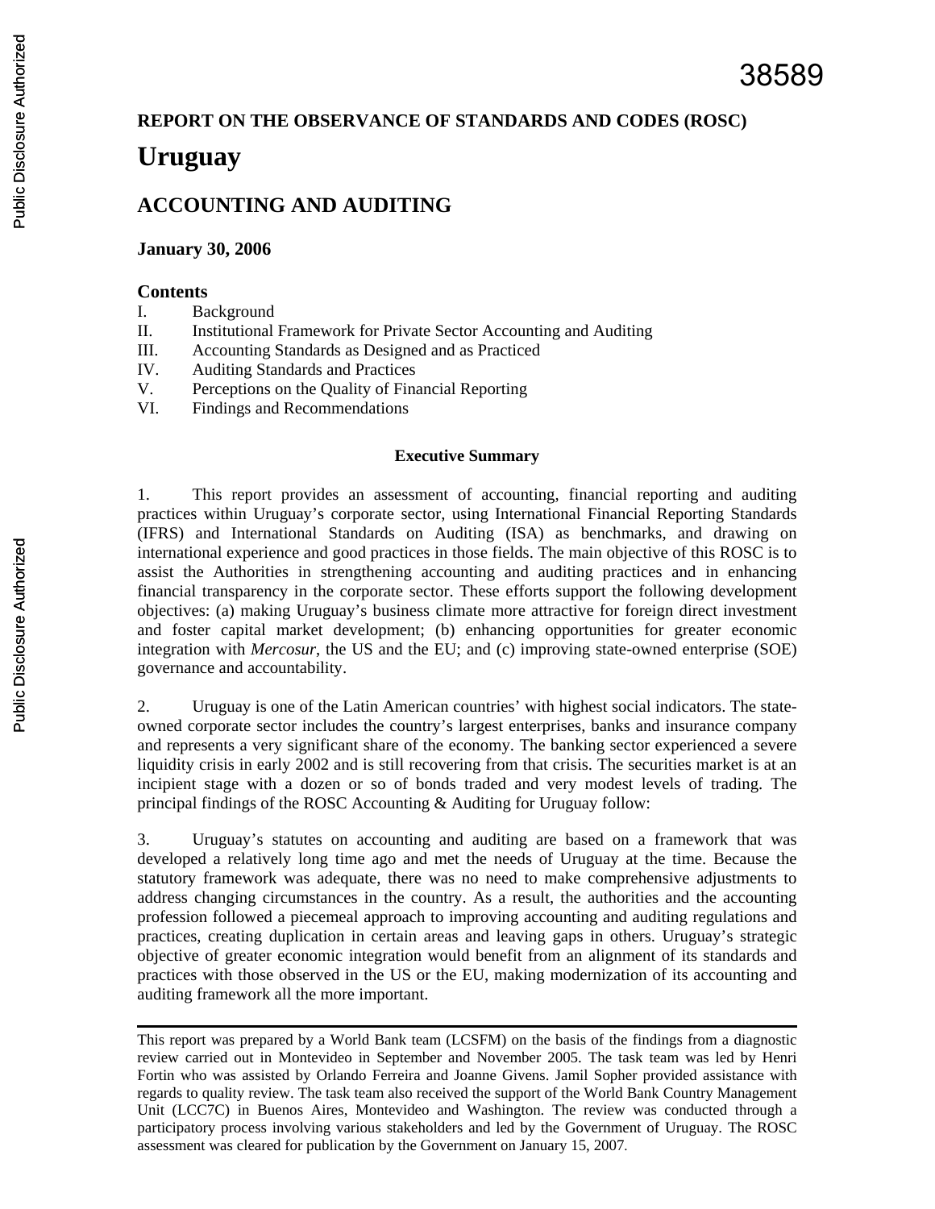38589

**REPORT ON THE OBSERVANCE OF STANDARDS AND CODES (ROSC)**

# Uruguay

## ACCOUNTING AND AUDITING

**January 30, 2006**

**Contents**

I. Background
II. Institutional Framework for Private Sector Accounting and Auditing
III. Accounting Standards as Designed and as Practiced
IV. Auditing Standards and Practices
V. Perceptions on the Quality of Financial Reporting
VI. Findings and Recommendations

**Executive Summary**

1. This report provides an assessment of accounting, financial reporting and auditing practices within Uruguay's corporate sector, using International Financial Reporting Standards (IFRS) and International Standards on Auditing (ISA) as benchmarks, and drawing on international experience and good practices in those fields. The main objective of this ROSC is to assist the Authorities in strengthening accounting and auditing practices and in enhancing financial transparency in the corporate sector. These efforts support the following development objectives: (a) making Uruguay's business climate more attractive for foreign direct investment and foster capital market development; (b) enhancing opportunities for greater economic integration with *Mercosur*, the US and the EU; and (c) improving state-owned enterprise (SOE) governance and accountability.

2. Uruguay is one of the Latin American countries' with highest social indicators. The state-owned corporate sector includes the country's largest enterprises, banks and insurance company and represents a very significant share of the economy. The banking sector experienced a severe liquidity crisis in early 2002 and is still recovering from that crisis. The securities market is at an incipient stage with a dozen or so of bonds traded and very modest levels of trading. The principal findings of the ROSC Accounting & Auditing for Uruguay follow:

3. Uruguay's statutes on accounting and auditing are based on a framework that was developed a relatively long time ago and met the needs of Uruguay at the time. Because the statutory framework was adequate, there was no need to make comprehensive adjustments to address changing circumstances in the country. As a result, the authorities and the accounting profession followed a piecemeal approach to improving accounting and auditing regulations and practices, creating duplication in certain areas and leaving gaps in others. Uruguay's strategic objective of greater economic integration would benefit from an alignment of its standards and practices with those observed in the US or the EU, making modernization of its accounting and auditing framework all the more important.

---

This report was prepared by a World Bank team (LCSFM) on the basis of the findings from a diagnostic review carried out in Montevideo in September and November 2005. The task team was led by Henri Fortin who was assisted by Orlando Ferreira and Joanne Givens. Jamil Sopher provided assistance with regards to quality review. The task team also received the support of the World Bank Country Management Unit (LCC7C) in Buenos Aires, Montevideo and Washington. The review was conducted through a participatory process involving various stakeholders and led by the Government of Uruguay. The ROSC assessment was cleared for publication by the Government on January 15, 2007.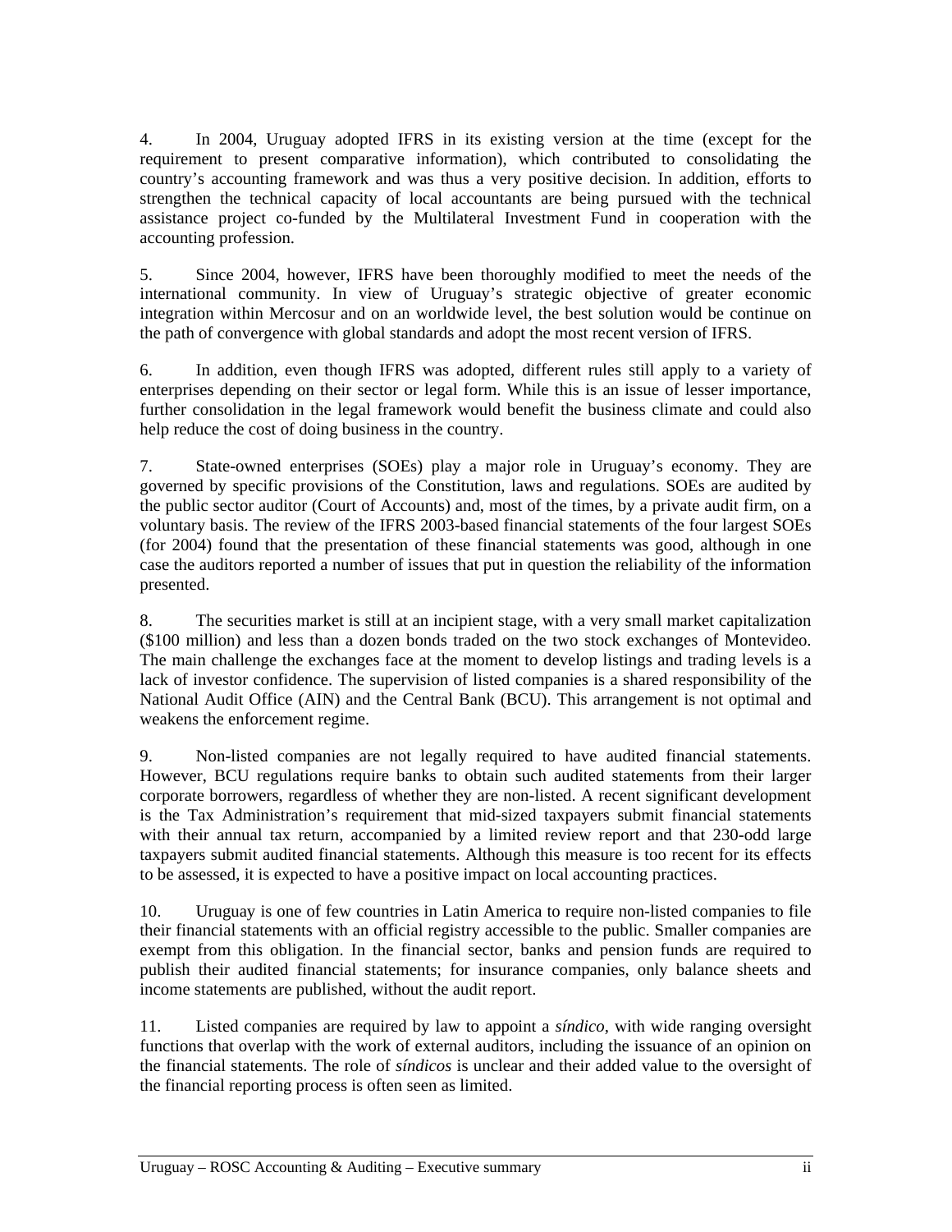4. In 2004, Uruguay adopted IFRS in its existing version at the time (except for the requirement to present comparative information), which contributed to consolidating the country's accounting framework and was thus a very positive decision. In addition, efforts to strengthen the technical capacity of local accountants are being pursued with the technical assistance project co-funded by the Multilateral Investment Fund in cooperation with the accounting profession.

5. Since 2004, however, IFRS have been thoroughly modified to meet the needs of the international community. In view of Uruguay's strategic objective of greater economic integration within Mercosur and on an worldwide level, the best solution would be continue on the path of convergence with global standards and adopt the most recent version of IFRS.

6. In addition, even though IFRS was adopted, different rules still apply to a variety of enterprises depending on their sector or legal form. While this is an issue of lesser importance, further consolidation in the legal framework would benefit the business climate and could also help reduce the cost of doing business in the country.

7. State-owned enterprises (SOEs) play a major role in Uruguay's economy. They are governed by specific provisions of the Constitution, laws and regulations. SOEs are audited by the public sector auditor (Court of Accounts) and, most of the times, by a private audit firm, on a voluntary basis. The review of the IFRS 2003-based financial statements of the four largest SOEs (for 2004) found that the presentation of these financial statements was good, although in one case the auditors reported a number of issues that put in question the reliability of the information presented.

8. The securities market is still at an incipient stage, with a very small market capitalization ($100 million) and less than a dozen bonds traded on the two stock exchanges of Montevideo. The main challenge the exchanges face at the moment to develop listings and trading levels is a lack of investor confidence. The supervision of listed companies is a shared responsibility of the National Audit Office (AIN) and the Central Bank (BCU). This arrangement is not optimal and weakens the enforcement regime.

9. Non-listed companies are not legally required to have audited financial statements. However, BCU regulations require banks to obtain such audited statements from their larger corporate borrowers, regardless of whether they are non-listed. A recent significant development is the Tax Administration's requirement that mid-sized taxpayers submit financial statements with their annual tax return, accompanied by a limited review report and that 230-odd large taxpayers submit audited financial statements. Although this measure is too recent for its effects to be assessed, it is expected to have a positive impact on local accounting practices.

10. Uruguay is one of few countries in Latin America to require non-listed companies to file their financial statements with an official registry accessible to the public. Smaller companies are exempt from this obligation. In the financial sector, banks and pension funds are required to publish their audited financial statements; for insurance companies, only balance sheets and income statements are published, without the audit report.

11. Listed companies are required by law to appoint a *síndico*, with wide ranging oversight functions that overlap with the work of external auditors, including the issuance of an opinion on the financial statements. The role of *síndicos* is unclear and their added value to the oversight of the financial reporting process is often seen as limited.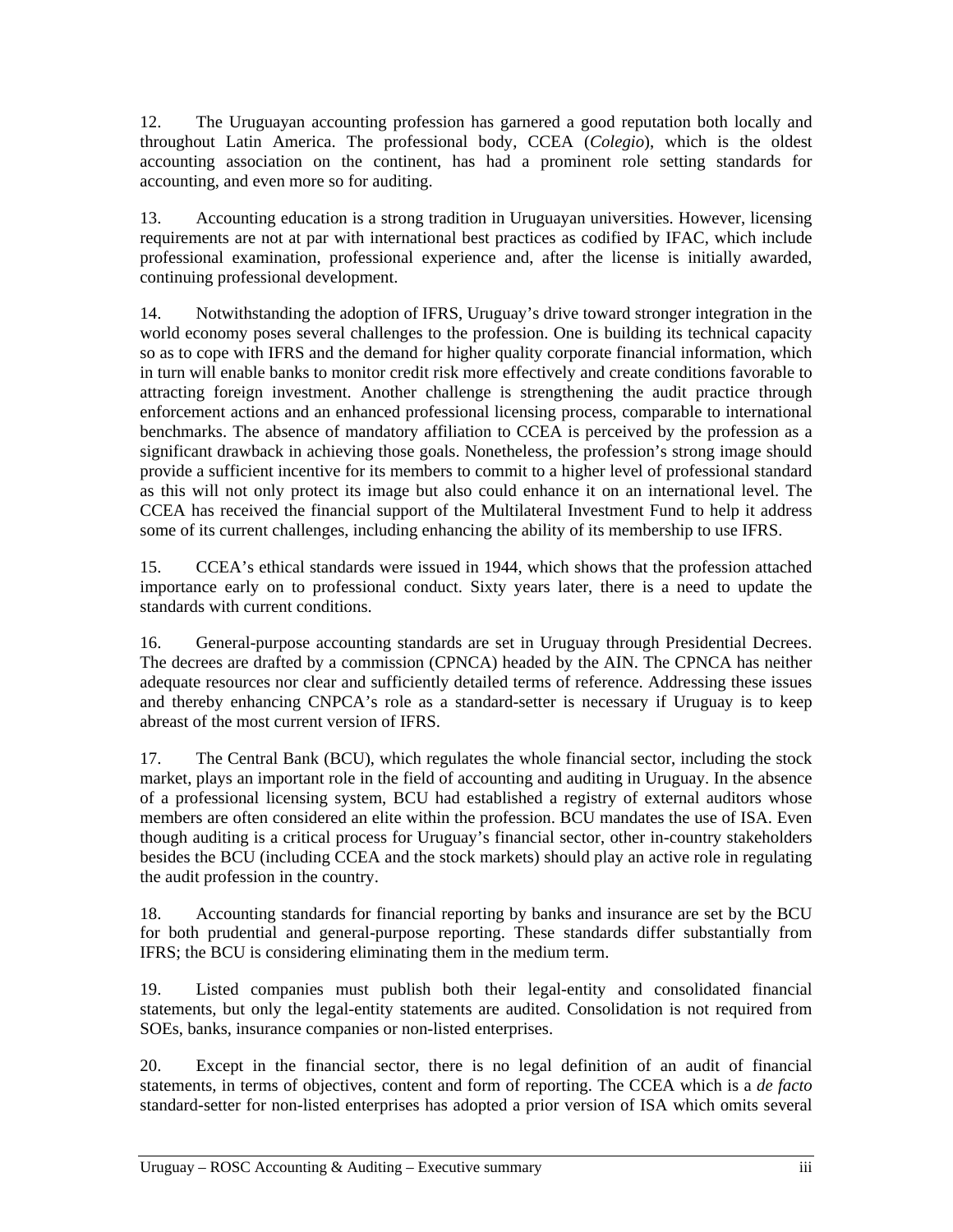12. The Uruguayan accounting profession has garnered a good reputation both locally and throughout Latin America. The professional body, CCEA (*Colegio*), which is the oldest accounting association on the continent, has had a prominent role setting standards for accounting, and even more so for auditing.

13. Accounting education is a strong tradition in Uruguayan universities. However, licensing requirements are not at par with international best practices as codified by IFAC, which include professional examination, professional experience and, after the license is initially awarded, continuing professional development.

14. Notwithstanding the adoption of IFRS, Uruguay's drive toward stronger integration in the world economy poses several challenges to the profession. One is building its technical capacity so as to cope with IFRS and the demand for higher quality corporate financial information, which in turn will enable banks to monitor credit risk more effectively and create conditions favorable to attracting foreign investment. Another challenge is strengthening the audit practice through enforcement actions and an enhanced professional licensing process, comparable to international benchmarks. The absence of mandatory affiliation to CCEA is perceived by the profession as a significant drawback in achieving those goals. Nonetheless, the profession's strong image should provide a sufficient incentive for its members to commit to a higher level of professional standard as this will not only protect its image but also could enhance it on an international level. The CCEA has received the financial support of the Multilateral Investment Fund to help it address some of its current challenges, including enhancing the ability of its membership to use IFRS.

15. CCEA's ethical standards were issued in 1944, which shows that the profession attached importance early on to professional conduct. Sixty years later, there is a need to update the standards with current conditions.

16. General-purpose accounting standards are set in Uruguay through Presidential Decrees. The decrees are drafted by a commission (CPNCA) headed by the AIN. The CPNCA has neither adequate resources nor clear and sufficiently detailed terms of reference. Addressing these issues and thereby enhancing CNPCA's role as a standard-setter is necessary if Uruguay is to keep abreast of the most current version of IFRS.

17. The Central Bank (BCU), which regulates the whole financial sector, including the stock market, plays an important role in the field of accounting and auditing in Uruguay. In the absence of a professional licensing system, BCU had established a registry of external auditors whose members are often considered an elite within the profession. BCU mandates the use of ISA. Even though auditing is a critical process for Uruguay's financial sector, other in-country stakeholders besides the BCU (including CCEA and the stock markets) should play an active role in regulating the audit profession in the country.

18. Accounting standards for financial reporting by banks and insurance are set by the BCU for both prudential and general-purpose reporting. These standards differ substantially from IFRS; the BCU is considering eliminating them in the medium term.

19. Listed companies must publish both their legal-entity and consolidated financial statements, but only the legal-entity statements are audited. Consolidation is not required from SOEs, banks, insurance companies or non-listed enterprises.

20. Except in the financial sector, there is no legal definition of an audit of financial statements, in terms of objectives, content and form of reporting. The CCEA which is a *de facto* standard-setter for non-listed enterprises has adopted a prior version of ISA which omits several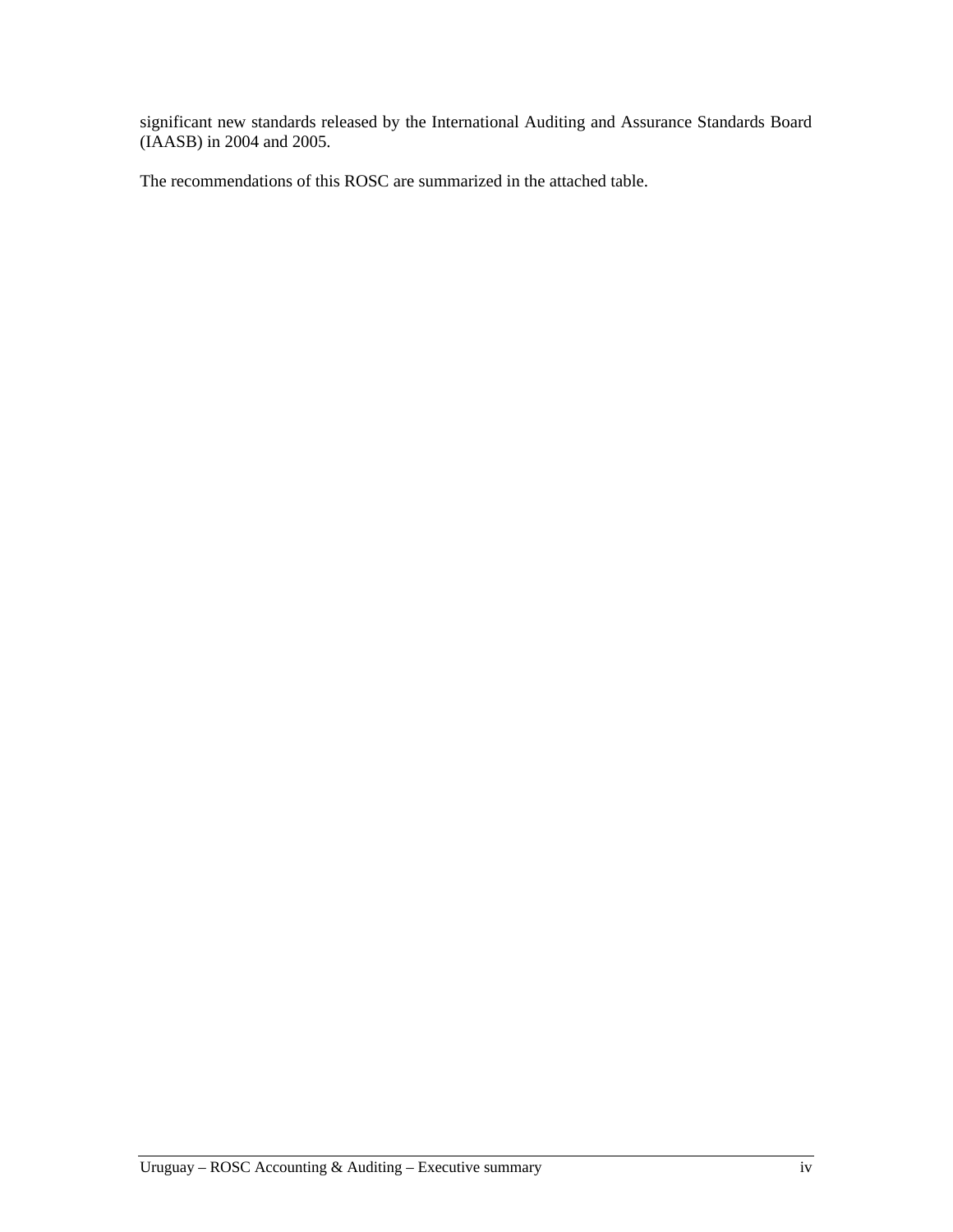significant new standards released by the International Auditing and Assurance Standards Board (IAASB) in 2004 and 2005.

The recommendations of this ROSC are summarized in the attached table.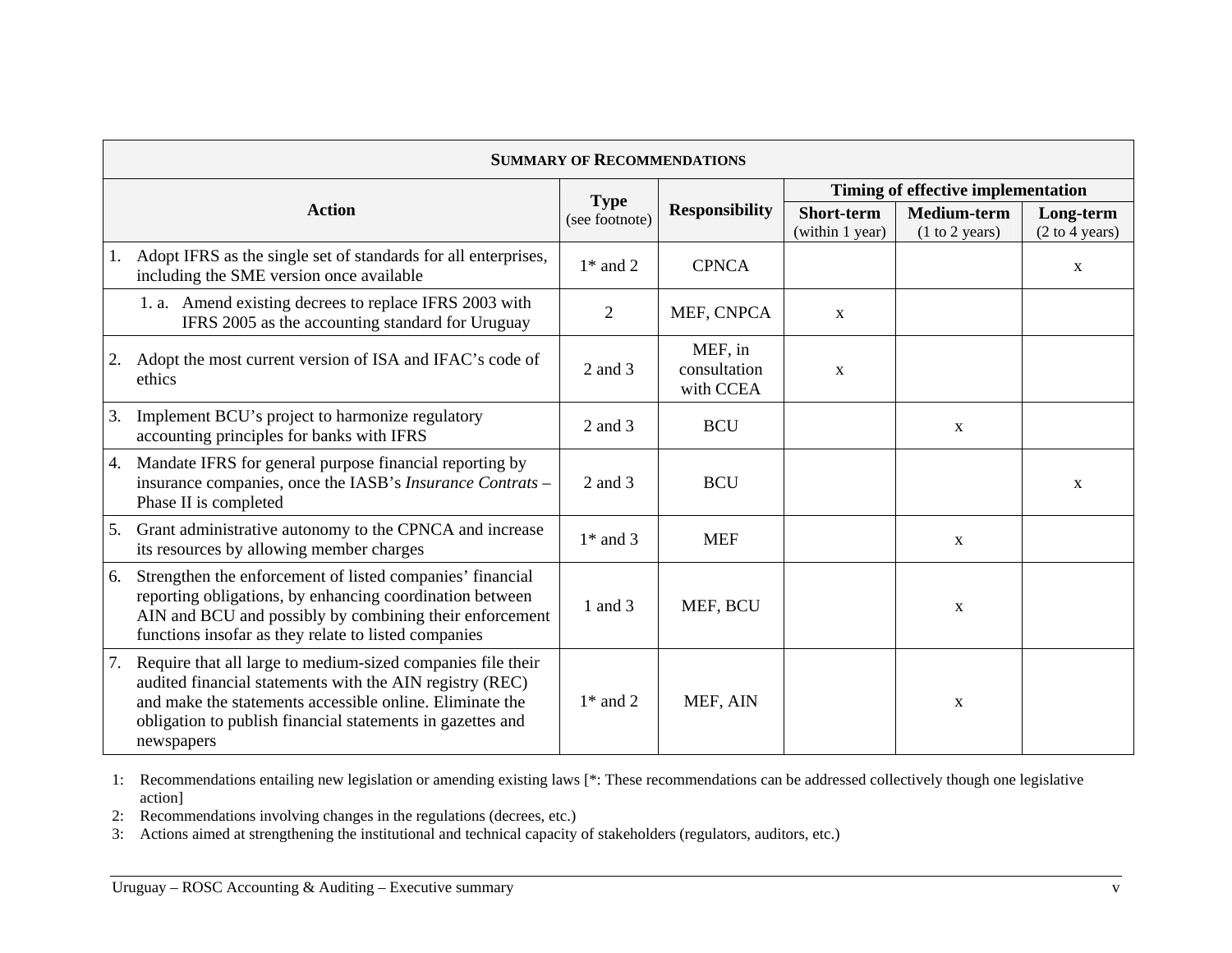| **SUMMARY OF RECOMMENDATIONS** | | | | | |
|---|---|---|---|---|---|
| **Action** | **Type** (see footnote) | **Responsibility** | **Timing of effective implementation** | | |
| | | | **Short-term** (within 1 year) | **Medium-term** (1 to 2 years) | **Long-term** (2 to 4 years) |
| 1. Adopt IFRS as the single set of standards for all enterprises, including the SME version once available | 1* and 2 | CPNCA | | | x |
| 1. a. Amend existing decrees to replace IFRS 2003 with IFRS 2005 as the accounting standard for Uruguay | 2 | MEF, CNPCA | x | | |
| 2. Adopt the most current version of ISA and IFAC's code of ethics | 2 and 3 | MEF, in consultation with CCEA | x | | |
| 3. Implement BCU's project to harmonize regulatory accounting principles for banks with IFRS | 2 and 3 | BCU | | x | |
| 4. Mandate IFRS for general purpose financial reporting by insurance companies, once the IASB's *Insurance Contrats* – Phase II is completed | 2 and 3 | BCU | | | x |
| 5. Grant administrative autonomy to the CPNCA and increase its resources by allowing member charges | 1* and 3 | MEF | | x | |
| 6. Strengthen the enforcement of listed companies' financial reporting obligations, by enhancing coordination between AIN and BCU and possibly by combining their enforcement functions insofar as they relate to listed companies | 1 and 3 | MEF, BCU | | x | |
| 7. Require that all large to medium-sized companies file their audited financial statements with the AIN registry (REC) and make the statements accessible online. Eliminate the obligation to publish financial statements in gazettes and newspapers | 1* and 2 | MEF, AIN | | x | |

1: Recommendations entailing new legislation or amending existing laws [*: These recommendations can be addressed collectively though one legislative action]

2: Recommendations involving changes in the regulations (decrees, etc.)

3: Actions aimed at strengthening the institutional and technical capacity of stakeholders (regulators, auditors, etc.)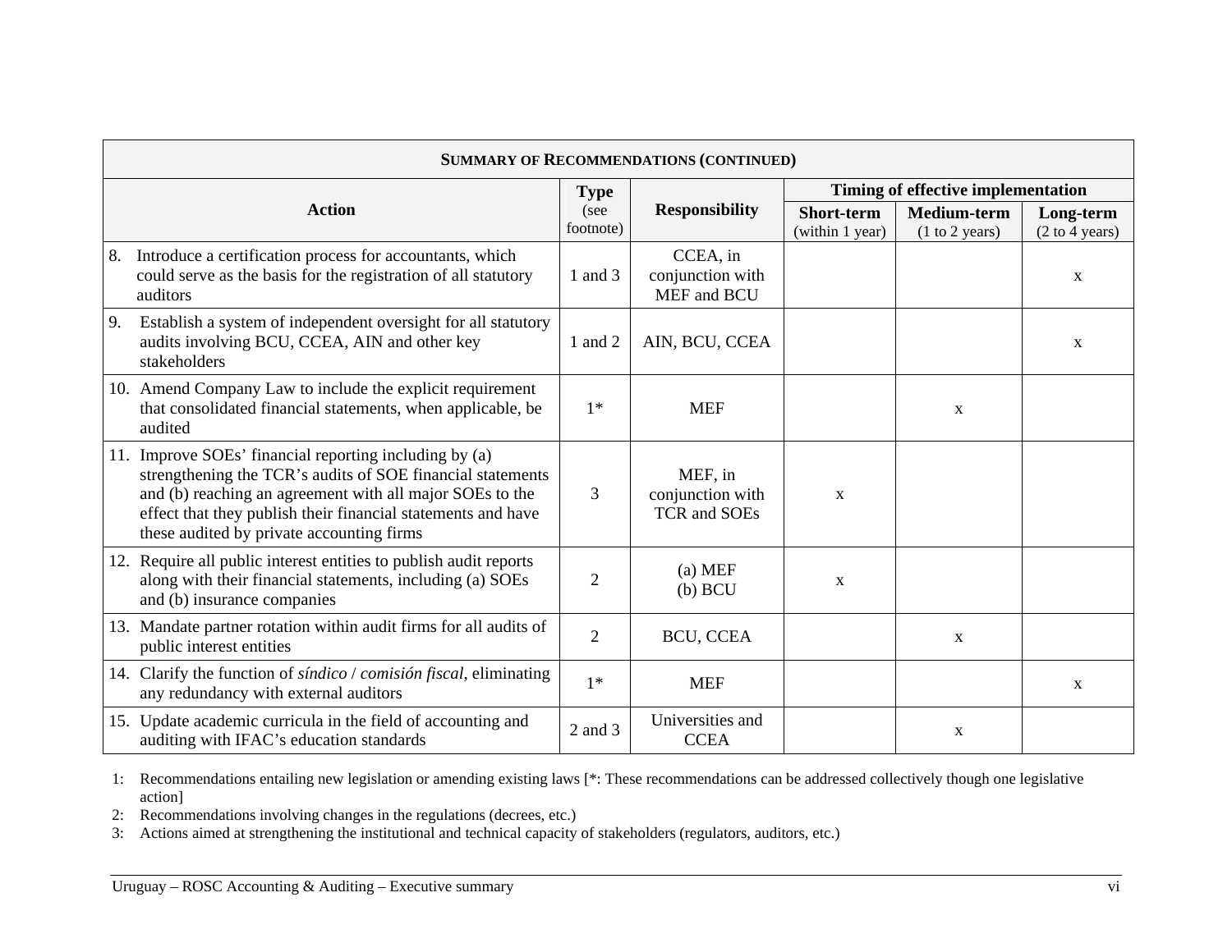| **Summary of Recommendations (continued)** | | | | | |
|---|---|---|---|---|---|
| **Action** | **Type** (see footnote) | **Responsibility** | **Timing of effective implementation** | | |
| | | | **Short-term** (within 1 year) | **Medium-term** (1 to 2 years) | **Long-term** (2 to 4 years) |
| 8. Introduce a certification process for accountants, which could serve as the basis for the registration of all statutory auditors | 1 and 3 | CCEA, in conjunction with MEF and BCU | | | x |
| 9. Establish a system of independent oversight for all statutory audits involving BCU, CCEA, AIN and other key stakeholders | 1 and 2 | AIN, BCU, CCEA | | | x |
| 10. Amend Company Law to include the explicit requirement that consolidated financial statements, when applicable, be audited | 1* | MEF | | x | |
| 11. Improve SOEs' financial reporting including by (a) strengthening the TCR's audits of SOE financial statements and (b) reaching an agreement with all major SOEs to the effect that they publish their financial statements and have these audited by private accounting firms | 3 | MEF, in conjunction with TCR and SOEs | x | | |
| 12. Require all public interest entities to publish audit reports along with their financial statements, including (a) SOEs and (b) insurance companies | 2 | (a) MEF (b) BCU | x | | |
| 13. Mandate partner rotation within audit firms for all audits of public interest entities | 2 | BCU, CCEA | | x | |
| 14. Clarify the function of *síndico* / *comisión fiscal*, eliminating any redundancy with external auditors | 1* | MEF | | | x |
| 15. Update academic curricula in the field of accounting and auditing with IFAC's education standards | 2 and 3 | Universities and CCEA | | x | |

1: Recommendations entailing new legislation or amending existing laws [*: These recommendations can be addressed collectively though one legislative action]

2: Recommendations involving changes in the regulations (decrees, etc.)

3: Actions aimed at strengthening the institutional and technical capacity of stakeholders (regulators, auditors, etc.)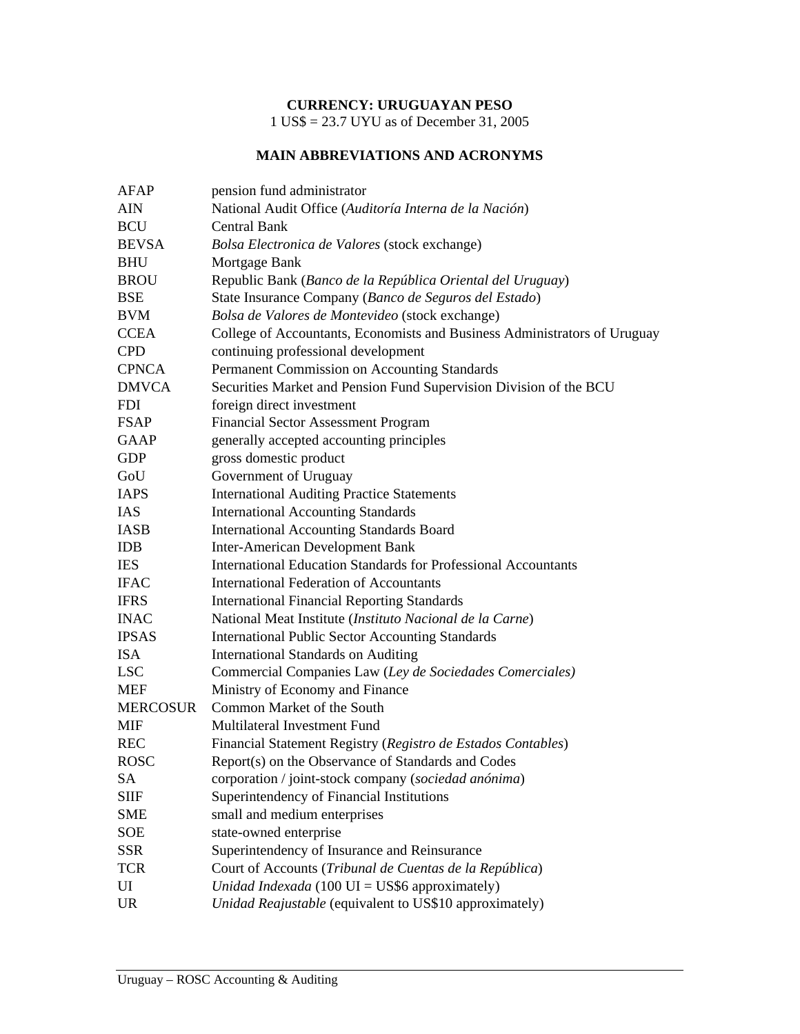**CURRENCY: URUGUAYAN PESO**

1 US$ = 23.7 UYU as of December 31, 2005

**MAIN ABBREVIATIONS AND ACRONYMS**

| | |
|---|---|
| AFAP | pension fund administrator |
| AIN | National Audit Office (*Auditoría Interna de la Nación*) |
| BCU | Central Bank |
| BEVSA | *Bolsa Electronica de Valores* (stock exchange) |
| BHU | Mortgage Bank |
| BROU | Republic Bank (*Banco de la República Oriental del Uruguay*) |
| BSE | State Insurance Company (*Banco de Seguros del Estado*) |
| BVM | *Bolsa de Valores de Montevideo* (stock exchange) |
| CCEA | College of Accountants, Economists and Business Administrators of Uruguay |
| CPD | continuing professional development |
| CPNCA | Permanent Commission on Accounting Standards |
| DMVCA | Securities Market and Pension Fund Supervision Division of the BCU |
| FDI | foreign direct investment |
| FSAP | Financial Sector Assessment Program |
| GAAP | generally accepted accounting principles |
| GDP | gross domestic product |
| GoU | Government of Uruguay |
| IAPS | International Auditing Practice Statements |
| IAS | International Accounting Standards |
| IASB | International Accounting Standards Board |
| IDB | Inter-American Development Bank |
| IES | International Education Standards for Professional Accountants |
| IFAC | International Federation of Accountants |
| IFRS | International Financial Reporting Standards |
| INAC | National Meat Institute (*Instituto Nacional de la Carne*) |
| IPSAS | International Public Sector Accounting Standards |
| ISA | International Standards on Auditing |
| LSC | Commercial Companies Law (*Ley de Sociedades Comerciales)* |
| MEF | Ministry of Economy and Finance |
| MERCOSUR | Common Market of the South |
| MIF | Multilateral Investment Fund |
| REC | Financial Statement Registry (*Registro de Estados Contables*) |
| ROSC | Report(s) on the Observance of Standards and Codes |
| SA | corporation / joint-stock company (*sociedad anónima*) |
| SIIF | Superintendency of Financial Institutions |
| SME | small and medium enterprises |
| SOE | state-owned enterprise |
| SSR | Superintendency of Insurance and Reinsurance |
| TCR | Court of Accounts (*Tribunal de Cuentas de la República*) |
| UI | *Unidad Indexada* (100 UI = US$6 approximately) |
| UR | *Unidad Reajustable* (equivalent to US$10 approximately) |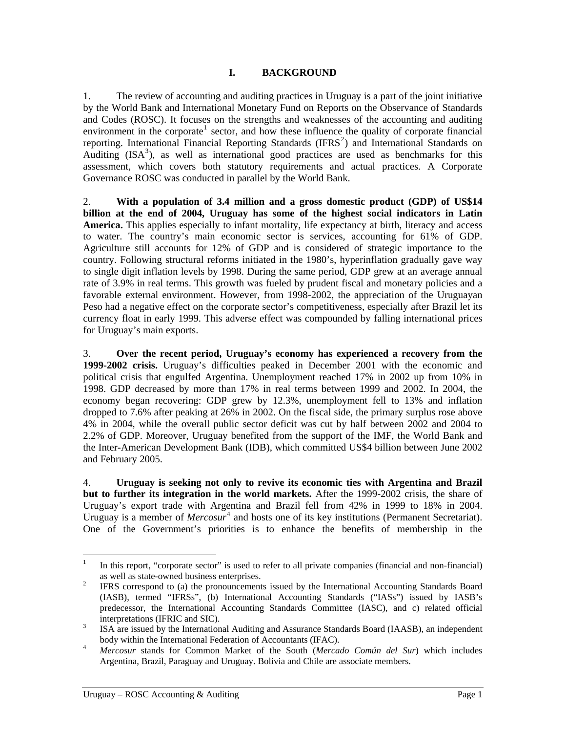# I. BACKGROUND

1. The review of accounting and auditing practices in Uruguay is a part of the joint initiative by the World Bank and International Monetary Fund on Reports on the Observance of Standards and Codes (ROSC). It focuses on the strengths and weaknesses of the accounting and auditing environment in the corporate[1] sector, and how these influence the quality of corporate financial reporting. International Financial Reporting Standards (IFRS[2]) and International Standards on Auditing (ISA[3]), as well as international good practices are used as benchmarks for this assessment, which covers both statutory requirements and actual practices. A Corporate Governance ROSC was conducted in parallel by the World Bank.

2. **With a population of 3.4 million and a gross domestic product (GDP) of US$14 billion at the end of 2004, Uruguay has some of the highest social indicators in Latin America.** This applies especially to infant mortality, life expectancy at birth, literacy and access to water. The country's main economic sector is services, accounting for 61% of GDP. Agriculture still accounts for 12% of GDP and is considered of strategic importance to the country. Following structural reforms initiated in the 1980's, hyperinflation gradually gave way to single digit inflation levels by 1998. During the same period, GDP grew at an average annual rate of 3.9% in real terms. This growth was fueled by prudent fiscal and monetary policies and a favorable external environment. However, from 1998-2002, the appreciation of the Uruguayan Peso had a negative effect on the corporate sector's competitiveness, especially after Brazil let its currency float in early 1999. This adverse effect was compounded by falling international prices for Uruguay's main exports.

3. **Over the recent period, Uruguay's economy has experienced a recovery from the 1999-2002 crisis.** Uruguay's difficulties peaked in December 2001 with the economic and political crisis that engulfed Argentina. Unemployment reached 17% in 2002 up from 10% in 1998. GDP decreased by more than 17% in real terms between 1999 and 2002. In 2004, the economy began recovering: GDP grew by 12.3%, unemployment fell to 13% and inflation dropped to 7.6% after peaking at 26% in 2002. On the fiscal side, the primary surplus rose above 4% in 2004, while the overall public sector deficit was cut by half between 2002 and 2004 to 2.2% of GDP. Moreover, Uruguay benefited from the support of the IMF, the World Bank and the Inter-American Development Bank (IDB), which committed US$4 billion between June 2002 and February 2005.

4. **Uruguay is seeking not only to revive its economic ties with Argentina and Brazil but to further its integration in the world markets.** After the 1999-2002 crisis, the share of Uruguay's export trade with Argentina and Brazil fell from 42% in 1999 to 18% in 2004. Uruguay is a member of *Mercosur*[4] and hosts one of its key institutions (Permanent Secretariat). One of the Government's priorities is to enhance the benefits of membership in the

---

[1] In this report, "corporate sector" is used to refer to all private companies (financial and non-financial) as well as state-owned business enterprises.

[2] IFRS correspond to (a) the pronouncements issued by the International Accounting Standards Board (IASB), termed "IFRSs", (b) International Accounting Standards ("IASs") issued by IASB's predecessor, the International Accounting Standards Committee (IASC), and c) related official interpretations (IFRIC and SIC).

[3] ISA are issued by the International Auditing and Assurance Standards Board (IAASB), an independent body within the International Federation of Accountants (IFAC).

[4] *Mercosur* stands for Common Market of the South (*Mercado Común del Sur*) which includes Argentina, Brazil, Paraguay and Uruguay. Bolivia and Chile are associate members.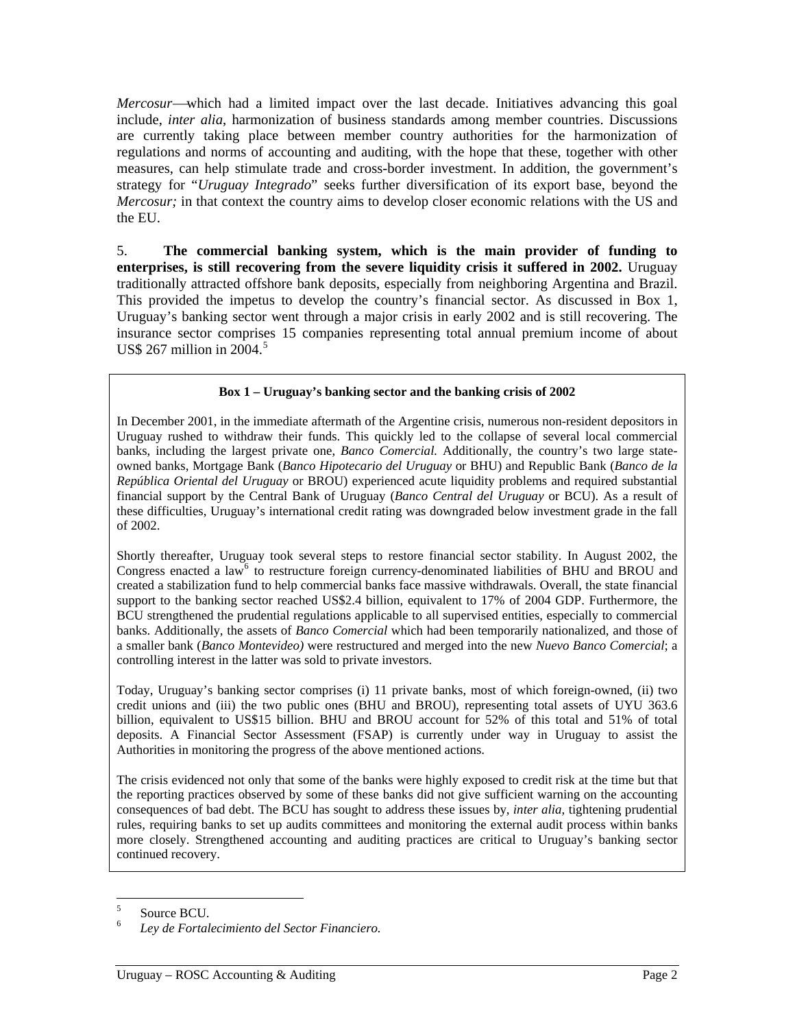*Mercosur*—which had a limited impact over the last decade. Initiatives advancing this goal include, *inter alia*, harmonization of business standards among member countries. Discussions are currently taking place between member country authorities for the harmonization of regulations and norms of accounting and auditing, with the hope that these, together with other measures, can help stimulate trade and cross-border investment. In addition, the government's strategy for "*Uruguay Integrado*" seeks further diversification of its export base, beyond the *Mercosur;* in that context the country aims to develop closer economic relations with the US and the EU.

5. **The commercial banking system, which is the main provider of funding to enterprises, is still recovering from the severe liquidity crisis it suffered in 2002.** Uruguay traditionally attracted offshore bank deposits, especially from neighboring Argentina and Brazil. This provided the impetus to develop the country's financial sector. As discussed in Box 1, Uruguay's banking sector went through a major crisis in early 2002 and is still recovering. The insurance sector comprises 15 companies representing total annual premium income of about US$ 267 million in 2004.[5]

> **Box 1 – Uruguay's banking sector and the banking crisis of 2002**
>
> In December 2001, in the immediate aftermath of the Argentine crisis, numerous non-resident depositors in Uruguay rushed to withdraw their funds. This quickly led to the collapse of several local commercial banks, including the largest private one, *Banco Comercial.* Additionally, the country's two large state-owned banks, Mortgage Bank (*Banco Hipotecario del Uruguay* or BHU) and Republic Bank (*Banco de la República Oriental del Uruguay* or BROU) experienced acute liquidity problems and required substantial financial support by the Central Bank of Uruguay (*Banco Central del Uruguay* or BCU). As a result of these difficulties, Uruguay's international credit rating was downgraded below investment grade in the fall of 2002.
>
> Shortly thereafter, Uruguay took several steps to restore financial sector stability. In August 2002, the Congress enacted a law[6] to restructure foreign currency-denominated liabilities of BHU and BROU and created a stabilization fund to help commercial banks face massive withdrawals. Overall, the state financial support to the banking sector reached US$2.4 billion, equivalent to 17% of 2004 GDP. Furthermore, the BCU strengthened the prudential regulations applicable to all supervised entities, especially to commercial banks. Additionally, the assets of *Banco Comercial* which had been temporarily nationalized, and those of a smaller bank (*Banco Montevideo)* were restructured and merged into the new *Nuevo Banco Comercial*; a controlling interest in the latter was sold to private investors.
>
> Today, Uruguay's banking sector comprises (i) 11 private banks, most of which foreign-owned, (ii) two credit unions and (iii) the two public ones (BHU and BROU), representing total assets of UYU 363.6 billion, equivalent to US$15 billion. BHU and BROU account for 52% of this total and 51% of total deposits. A Financial Sector Assessment (FSAP) is currently under way in Uruguay to assist the Authorities in monitoring the progress of the above mentioned actions.
>
> The crisis evidenced not only that some of the banks were highly exposed to credit risk at the time but that the reporting practices observed by some of these banks did not give sufficient warning on the accounting consequences of bad debt. The BCU has sought to address these issues by, *inter alia,* tightening prudential rules, requiring banks to set up audits committees and monitoring the external audit process within banks more closely. Strengthened accounting and auditing practices are critical to Uruguay's banking sector continued recovery.

---

[5] Source BCU.

[6] *Ley de Fortalecimiento del Sector Financiero.*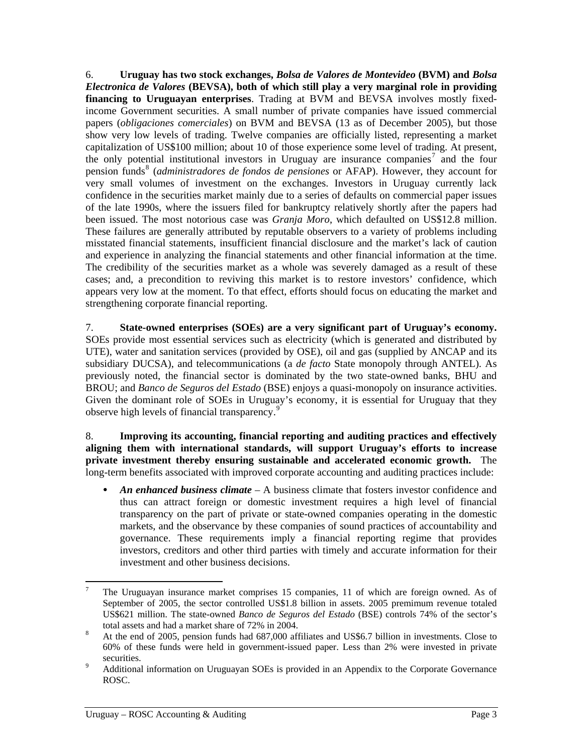6. **Uruguay has two stock exchanges, *Bolsa de Valores de Montevideo* (BVM) and *Bolsa Electronica de Valores* (BEVSA), both of which still play a very marginal role in providing financing to Uruguayan enterprises**. Trading at BVM and BEVSA involves mostly fixed-income Government securities. A small number of private companies have issued commercial papers (*obligaciones comerciales*) on BVM and BEVSA (13 as of December 2005), but those show very low levels of trading. Twelve companies are officially listed, representing a market capitalization of US$100 million; about 10 of those experience some level of trading. At present, the only potential institutional investors in Uruguay are insurance companies[7] and the four pension funds[8] (*administradores de fondos de pensiones* or AFAP). However, they account for very small volumes of investment on the exchanges. Investors in Uruguay currently lack confidence in the securities market mainly due to a series of defaults on commercial paper issues of the late 1990s, where the issuers filed for bankruptcy relatively shortly after the papers had been issued. The most notorious case was *Granja Moro*, which defaulted on US$12.8 million. These failures are generally attributed by reputable observers to a variety of problems including misstated financial statements, insufficient financial disclosure and the market's lack of caution and experience in analyzing the financial statements and other financial information at the time. The credibility of the securities market as a whole was severely damaged as a result of these cases; and, a precondition to reviving this market is to restore investors' confidence, which appears very low at the moment. To that effect, efforts should focus on educating the market and strengthening corporate financial reporting.

7. **State-owned enterprises (SOEs) are a very significant part of Uruguay's economy.** SOEs provide most essential services such as electricity (which is generated and distributed by UTE), water and sanitation services (provided by OSE), oil and gas (supplied by ANCAP and its subsidiary DUCSA), and telecommunications (a *de facto* State monopoly through ANTEL). As previously noted, the financial sector is dominated by the two state-owned banks, BHU and BROU; and *Banco de Seguros del Estado* (BSE) enjoys a quasi-monopoly on insurance activities. Given the dominant role of SOEs in Uruguay's economy, it is essential for Uruguay that they observe high levels of financial transparency.[9]

8. **Improving its accounting, financial reporting and auditing practices and effectively aligning them with international standards, will support Uruguay's efforts to increase private investment thereby ensuring sustainable and accelerated economic growth.** The long-term benefits associated with improved corporate accounting and auditing practices include:

- ***An enhanced business climate*** – A business climate that fosters investor confidence and thus can attract foreign or domestic investment requires a high level of financial transparency on the part of private or state-owned companies operating in the domestic markets, and the observance by these companies of sound practices of accountability and governance. These requirements imply a financial reporting regime that provides investors, creditors and other third parties with timely and accurate information for their investment and other business decisions.

---

[7] The Uruguayan insurance market comprises 15 companies, 11 of which are foreign owned. As of September of 2005, the sector controlled US$1.8 billion in assets. 2005 premimum revenue totaled US$621 million. The state-owned *Banco de Seguros del Estado* (BSE) controls 74% of the sector's total assets and had a market share of 72% in 2004.

[8] At the end of 2005, pension funds had 687,000 affiliates and US$6.7 billion in investments. Close to 60% of these funds were held in government-issued paper. Less than 2% were invested in private securities.

[9] Additional information on Uruguayan SOEs is provided in an Appendix to the Corporate Governance ROSC.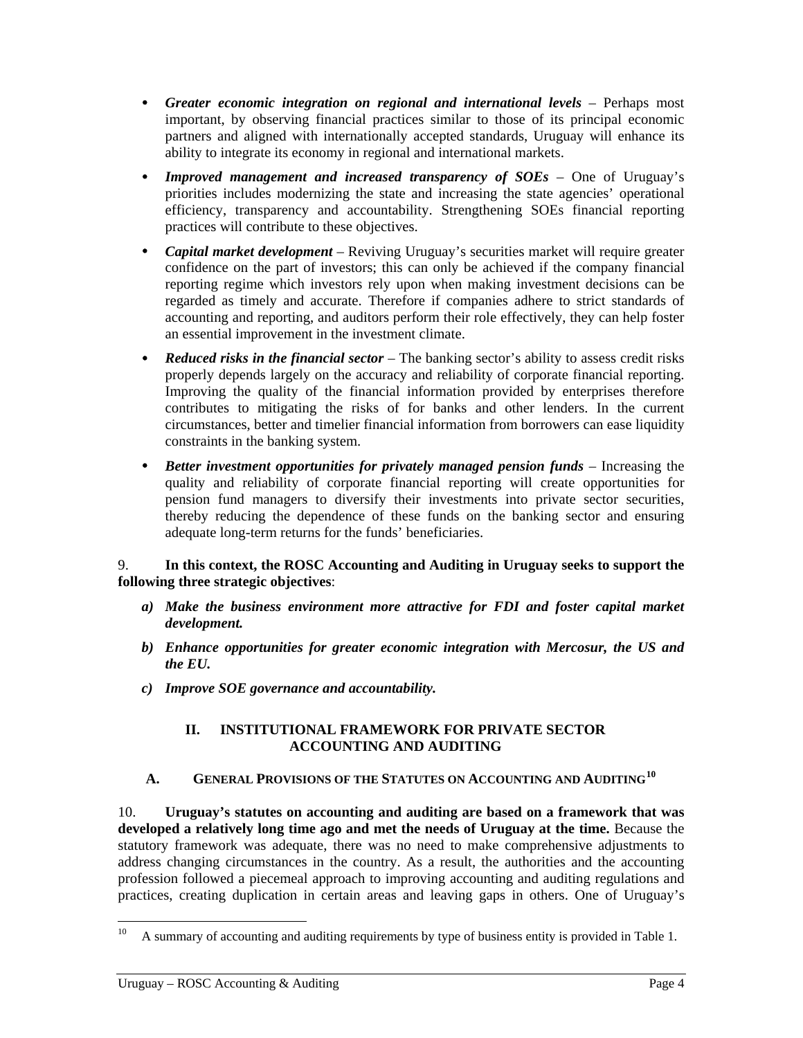- ***Greater economic integration on regional and international levels*** – Perhaps most important, by observing financial practices similar to those of its principal economic partners and aligned with internationally accepted standards, Uruguay will enhance its ability to integrate its economy in regional and international markets.

- ***Improved management and increased transparency of SOEs*** – One of Uruguay's priorities includes modernizing the state and increasing the state agencies' operational efficiency, transparency and accountability. Strengthening SOEs financial reporting practices will contribute to these objectives.

- ***Capital market development*** – Reviving Uruguay's securities market will require greater confidence on the part of investors; this can only be achieved if the company financial reporting regime which investors rely upon when making investment decisions can be regarded as timely and accurate. Therefore if companies adhere to strict standards of accounting and reporting, and auditors perform their role effectively, they can help foster an essential improvement in the investment climate.

- ***Reduced risks in the financial sector*** – The banking sector's ability to assess credit risks properly depends largely on the accuracy and reliability of corporate financial reporting. Improving the quality of the financial information provided by enterprises therefore contributes to mitigating the risks of for banks and other lenders. In the current circumstances, better and timelier financial information from borrowers can ease liquidity constraints in the banking system.

- ***Better investment opportunities for privately managed pension funds*** – Increasing the quality and reliability of corporate financial reporting will create opportunities for pension fund managers to diversify their investments into private sector securities, thereby reducing the dependence of these funds on the banking sector and ensuring adequate long-term returns for the funds' beneficiaries.

9. **In this context, the ROSC Accounting and Auditing in Uruguay seeks to support the following three strategic objectives**:

*a)* ***Make the business environment more attractive for FDI and foster capital market development.***

*b)* ***Enhance opportunities for greater economic integration with Mercosur, the US and the EU.***

*c)* ***Improve SOE governance and accountability.***

## II. INSTITUTIONAL FRAMEWORK FOR PRIVATE SECTOR ACCOUNTING AND AUDITING

### A. GENERAL PROVISIONS OF THE STATUTES ON ACCOUNTING AND AUDITING[10]

10. **Uruguay's statutes on accounting and auditing are based on a framework that was developed a relatively long time ago and met the needs of Uruguay at the time.** Because the statutory framework was adequate, there was no need to make comprehensive adjustments to address changing circumstances in the country. As a result, the authorities and the accounting profession followed a piecemeal approach to improving accounting and auditing regulations and practices, creating duplication in certain areas and leaving gaps in others. One of Uruguay's

---

[10] A summary of accounting and auditing requirements by type of business entity is provided in Table 1.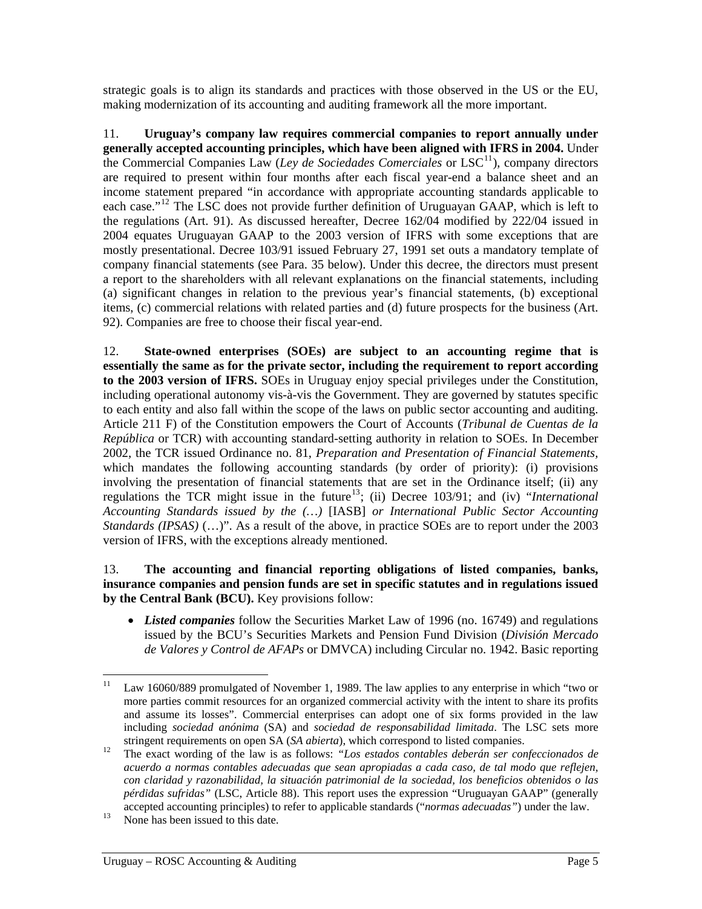strategic goals is to align its standards and practices with those observed in the US or the EU, making modernization of its accounting and auditing framework all the more important.

11. **Uruguay's company law requires commercial companies to report annually under generally accepted accounting principles, which have been aligned with IFRS in 2004.** Under the Commercial Companies Law (*Ley de Sociedades Comerciales* or LSC[11]), company directors are required to present within four months after each fiscal year-end a balance sheet and an income statement prepared "in accordance with appropriate accounting standards applicable to each case."[12] The LSC does not provide further definition of Uruguayan GAAP, which is left to the regulations (Art. 91). As discussed hereafter, Decree 162/04 modified by 222/04 issued in 2004 equates Uruguayan GAAP to the 2003 version of IFRS with some exceptions that are mostly presentational. Decree 103/91 issued February 27, 1991 set outs a mandatory template of company financial statements (see Para. 35 below). Under this decree, the directors must present a report to the shareholders with all relevant explanations on the financial statements, including (a) significant changes in relation to the previous year's financial statements, (b) exceptional items, (c) commercial relations with related parties and (d) future prospects for the business (Art. 92). Companies are free to choose their fiscal year-end.

12. **State-owned enterprises (SOEs) are subject to an accounting regime that is essentially the same as for the private sector, including the requirement to report according to the 2003 version of IFRS.** SOEs in Uruguay enjoy special privileges under the Constitution, including operational autonomy vis-à-vis the Government. They are governed by statutes specific to each entity and also fall within the scope of the laws on public sector accounting and auditing. Article 211 F) of the Constitution empowers the Court of Accounts (*Tribunal de Cuentas de la República* or TCR) with accounting standard-setting authority in relation to SOEs. In December 2002, the TCR issued Ordinance no. 81, *Preparation and Presentation of Financial Statements*, which mandates the following accounting standards (by order of priority): (i) provisions involving the presentation of financial statements that are set in the Ordinance itself; (ii) any regulations the TCR might issue in the future[13]; (ii) Decree 103/91; and (iv) "*International Accounting Standards issued by the (…)* [IASB] *or International Public Sector Accounting Standards (IPSAS)* (…)". As a result of the above, in practice SOEs are to report under the 2003 version of IFRS, with the exceptions already mentioned.

13. **The accounting and financial reporting obligations of listed companies, banks, insurance companies and pension funds are set in specific statutes and in regulations issued by the Central Bank (BCU).** Key provisions follow:

- ***Listed companies*** follow the Securities Market Law of 1996 (no. 16749) and regulations issued by the BCU's Securities Markets and Pension Fund Division (*División Mercado de Valores y Control de AFAPs* or DMVCA) including Circular no. 1942. Basic reporting

---

[11] Law 16060/889 promulgated of November 1, 1989. The law applies to any enterprise in which "two or more parties commit resources for an organized commercial activity with the intent to share its profits and assume its losses". Commercial enterprises can adopt one of six forms provided in the law including *sociedad anónima* (SA) and *sociedad de responsabilidad limitada*. The LSC sets more stringent requirements on open SA (*SA abierta*), which correspond to listed companies.

[12] The exact wording of the law is as follows: *"Los estados contables deberán ser confeccionados de acuerdo a normas contables adecuadas que sean apropiadas a cada caso, de tal modo que reflejen, con claridad y razonabilidad, la situación patrimonial de la sociedad, los beneficios obtenidos o las pérdidas sufridas"* (LSC, Article 88). This report uses the expression "Uruguayan GAAP" (generally accepted accounting principles) to refer to applicable standards ("*normas adecuadas"*) under the law.

[13] None has been issued to this date.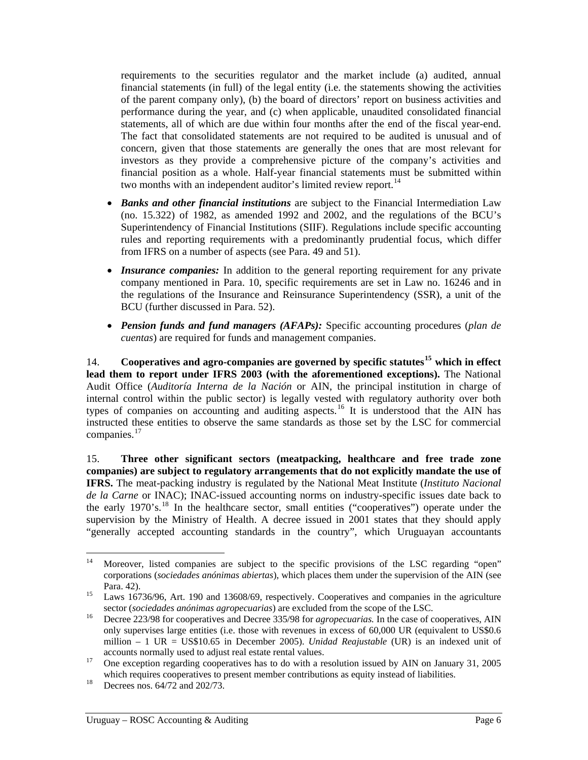requirements to the securities regulator and the market include (a) audited, annual financial statements (in full) of the legal entity (i.e. the statements showing the activities of the parent company only), (b) the board of directors' report on business activities and performance during the year, and (c) when applicable, unaudited consolidated financial statements, all of which are due within four months after the end of the fiscal year-end. The fact that consolidated statements are not required to be audited is unusual and of concern, given that those statements are generally the ones that are most relevant for investors as they provide a comprehensive picture of the company's activities and financial position as a whole. Half-year financial statements must be submitted within two months with an independent auditor's limited review report.[14]

- ***Banks and other financial institutions*** are subject to the Financial Intermediation Law (no. 15.322) of 1982, as amended 1992 and 2002, and the regulations of the BCU's Superintendency of Financial Institutions (SIIF). Regulations include specific accounting rules and reporting requirements with a predominantly prudential focus, which differ from IFRS on a number of aspects (see Para. 49 and 51).
- ***Insurance companies:*** In addition to the general reporting requirement for any private company mentioned in Para. 10, specific requirements are set in Law no. 16246 and in the regulations of the Insurance and Reinsurance Superintendency (SSR), a unit of the BCU (further discussed in Para. 52).
- ***Pension funds and fund managers (AFAPs):*** Specific accounting procedures (*plan de cuentas*) are required for funds and management companies.

14. **Cooperatives and agro-companies are governed by specific statutes[15] which in effect lead them to report under IFRS 2003 (with the aforementioned exceptions).** The National Audit Office (*Auditoría Interna de la Nación* or AIN, the principal institution in charge of internal control within the public sector) is legally vested with regulatory authority over both types of companies on accounting and auditing aspects.[16] It is understood that the AIN has instructed these entities to observe the same standards as those set by the LSC for commercial companies.[17]

15. **Three other significant sectors (meatpacking, healthcare and free trade zone companies) are subject to regulatory arrangements that do not explicitly mandate the use of IFRS.** The meat-packing industry is regulated by the National Meat Institute (*Instituto Nacional de la Carne* or INAC); INAC-issued accounting norms on industry-specific issues date back to the early 1970's.[18] In the healthcare sector, small entities ("cooperatives") operate under the supervision by the Ministry of Health. A decree issued in 2001 states that they should apply "generally accepted accounting standards in the country", which Uruguayan accountants

---

[14] Moreover, listed companies are subject to the specific provisions of the LSC regarding "open" corporations (*sociedades anónimas abiertas*), which places them under the supervision of the AIN (see Para. 42).

[15] Laws 16736/96, Art. 190 and 13608/69, respectively. Cooperatives and companies in the agriculture sector (*sociedades anónimas agropecuarias*) are excluded from the scope of the LSC.

[16] Decree 223/98 for cooperatives and Decree 335/98 for *agropecuarias.* In the case of cooperatives, AIN only supervises large entities (i.e. those with revenues in excess of 60,000 UR (equivalent to US$0.6 million – 1 UR = US$10.65 in December 2005). *Unidad Reajustable* (UR) is an indexed unit of accounts normally used to adjust real estate rental values.

[17] One exception regarding cooperatives has to do with a resolution issued by AIN on January 31, 2005 which requires cooperatives to present member contributions as equity instead of liabilities.

[18] Decrees nos. 64/72 and 202/73.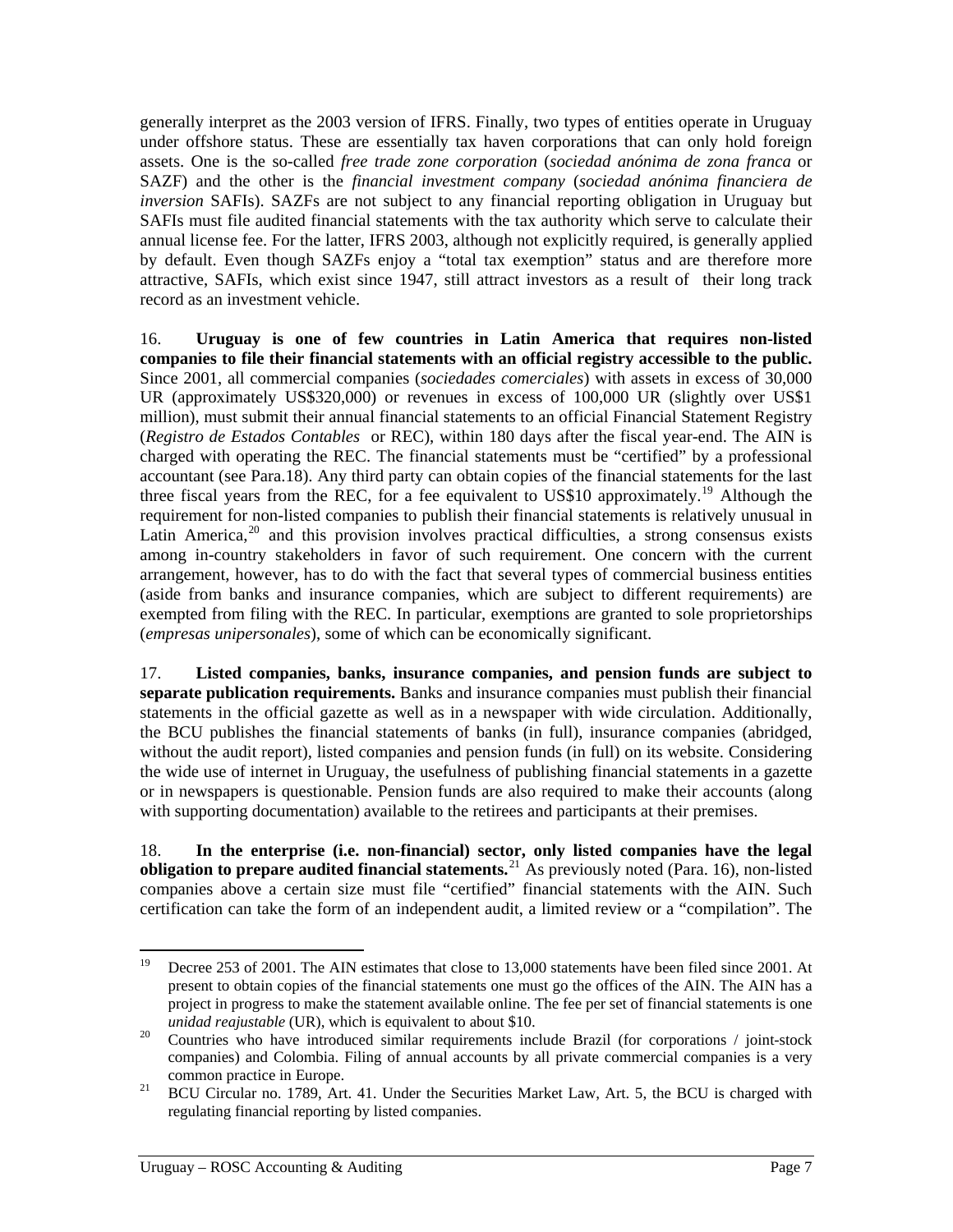generally interpret as the 2003 version of IFRS. Finally, two types of entities operate in Uruguay under offshore status. These are essentially tax haven corporations that can only hold foreign assets. One is the so-called *free trade zone corporation* (*sociedad anónima de zona franca* or SAZF) and the other is the *financial investment company* (*sociedad anónima financiera de inversion* SAFIs). SAZFs are not subject to any financial reporting obligation in Uruguay but SAFIs must file audited financial statements with the tax authority which serve to calculate their annual license fee. For the latter, IFRS 2003, although not explicitly required, is generally applied by default. Even though SAZFs enjoy a "total tax exemption" status and are therefore more attractive, SAFIs, which exist since 1947, still attract investors as a result of their long track record as an investment vehicle.

16. **Uruguay is one of few countries in Latin America that requires non-listed companies to file their financial statements with an official registry accessible to the public.** Since 2001, all commercial companies (*sociedades comerciales*) with assets in excess of 30,000 UR (approximately US$320,000) or revenues in excess of 100,000 UR (slightly over US$1 million), must submit their annual financial statements to an official Financial Statement Registry (*Registro de Estados Contables* or REC), within 180 days after the fiscal year-end. The AIN is charged with operating the REC. The financial statements must be "certified" by a professional accountant (see Para.18). Any third party can obtain copies of the financial statements for the last three fiscal years from the REC, for a fee equivalent to US$10 approximately.[19] Although the requirement for non-listed companies to publish their financial statements is relatively unusual in Latin America,[20] and this provision involves practical difficulties, a strong consensus exists among in-country stakeholders in favor of such requirement. One concern with the current arrangement, however, has to do with the fact that several types of commercial business entities (aside from banks and insurance companies, which are subject to different requirements) are exempted from filing with the REC. In particular, exemptions are granted to sole proprietorships (*empresas unipersonales*), some of which can be economically significant.

17. **Listed companies, banks, insurance companies, and pension funds are subject to separate publication requirements.** Banks and insurance companies must publish their financial statements in the official gazette as well as in a newspaper with wide circulation. Additionally, the BCU publishes the financial statements of banks (in full), insurance companies (abridged, without the audit report), listed companies and pension funds (in full) on its website. Considering the wide use of internet in Uruguay, the usefulness of publishing financial statements in a gazette or in newspapers is questionable. Pension funds are also required to make their accounts (along with supporting documentation) available to the retirees and participants at their premises.

18. **In the enterprise (i.e. non-financial) sector, only listed companies have the legal obligation to prepare audited financial statements.**[21] As previously noted (Para. 16), non-listed companies above a certain size must file "certified" financial statements with the AIN. Such certification can take the form of an independent audit, a limited review or a "compilation". The

---

[19] Decree 253 of 2001. The AIN estimates that close to 13,000 statements have been filed since 2001. At present to obtain copies of the financial statements one must go the offices of the AIN. The AIN has a project in progress to make the statement available online. The fee per set of financial statements is one *unidad reajustable* (UR), which is equivalent to about $10.

[20] Countries who have introduced similar requirements include Brazil (for corporations / joint-stock companies) and Colombia. Filing of annual accounts by all private commercial companies is a very common practice in Europe.

[21] BCU Circular no. 1789, Art. 41. Under the Securities Market Law, Art. 5, the BCU is charged with regulating financial reporting by listed companies.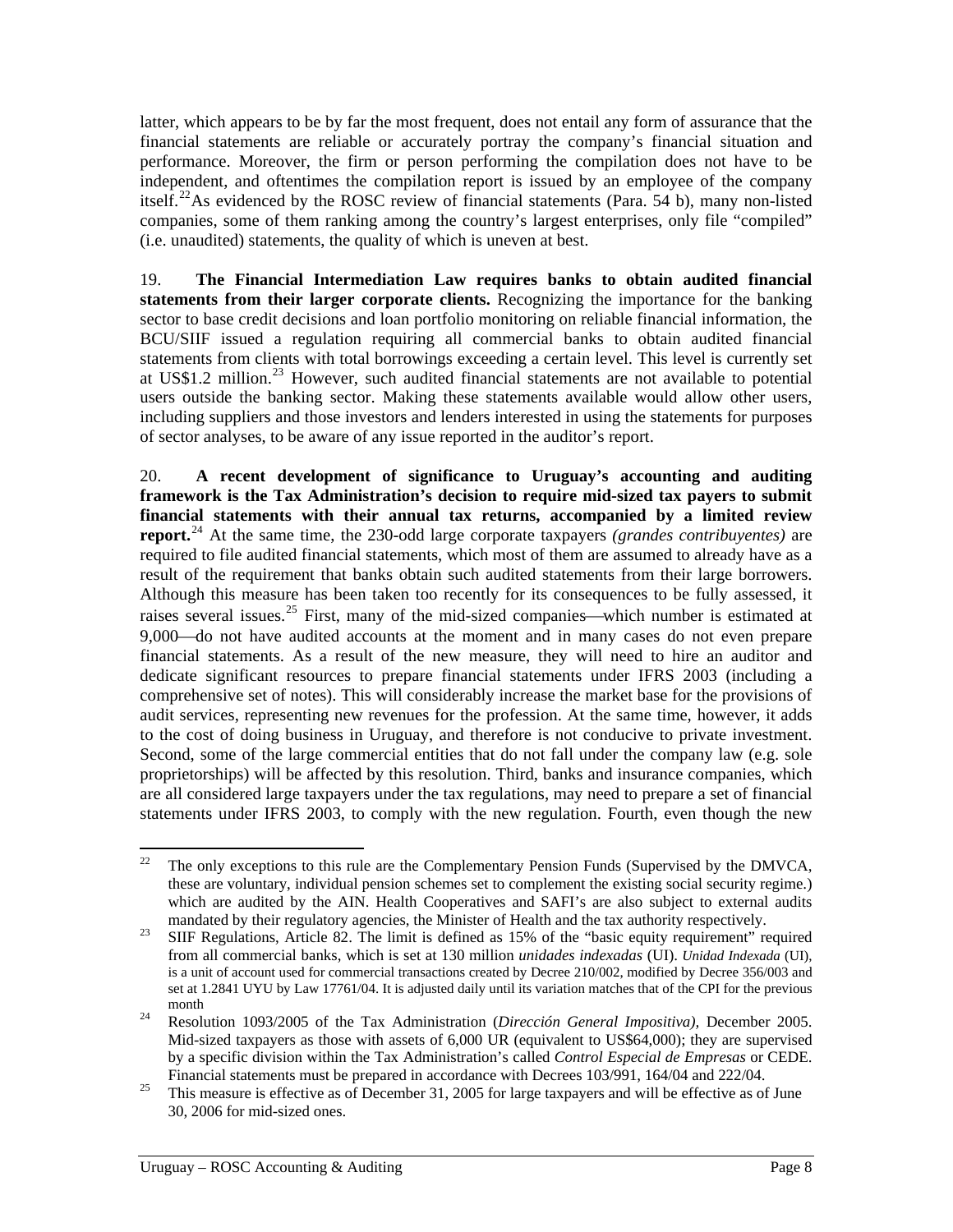latter, which appears to be by far the most frequent, does not entail any form of assurance that the financial statements are reliable or accurately portray the company's financial situation and performance. Moreover, the firm or person performing the compilation does not have to be independent, and oftentimes the compilation report is issued by an employee of the company itself.[22] As evidenced by the ROSC review of financial statements (Para. 54 b), many non-listed companies, some of them ranking among the country's largest enterprises, only file "compiled" (i.e. unaudited) statements, the quality of which is uneven at best.

19. **The Financial Intermediation Law requires banks to obtain audited financial statements from their larger corporate clients.** Recognizing the importance for the banking sector to base credit decisions and loan portfolio monitoring on reliable financial information, the BCU/SIIF issued a regulation requiring all commercial banks to obtain audited financial statements from clients with total borrowings exceeding a certain level. This level is currently set at US$1.2 million.[23] However, such audited financial statements are not available to potential users outside the banking sector. Making these statements available would allow other users, including suppliers and those investors and lenders interested in using the statements for purposes of sector analyses, to be aware of any issue reported in the auditor's report.

20. **A recent development of significance to Uruguay's accounting and auditing framework is the Tax Administration's decision to require mid-sized tax payers to submit financial statements with their annual tax returns, accompanied by a limited review report.**[24] At the same time, the 230-odd large corporate taxpayers *(grandes contribuyentes)* are required to file audited financial statements, which most of them are assumed to already have as a result of the requirement that banks obtain such audited statements from their large borrowers. Although this measure has been taken too recently for its consequences to be fully assessed, it raises several issues.[25] First, many of the mid-sized companies—which number is estimated at 9,000—do not have audited accounts at the moment and in many cases do not even prepare financial statements. As a result of the new measure, they will need to hire an auditor and dedicate significant resources to prepare financial statements under IFRS 2003 (including a comprehensive set of notes). This will considerably increase the market base for the provisions of audit services, representing new revenues for the profession. At the same time, however, it adds to the cost of doing business in Uruguay, and therefore is not conducive to private investment. Second, some of the large commercial entities that do not fall under the company law (e.g. sole proprietorships) will be affected by this resolution. Third, banks and insurance companies, which are all considered large taxpayers under the tax regulations, may need to prepare a set of financial statements under IFRS 2003, to comply with the new regulation. Fourth, even though the new

---

[22] The only exceptions to this rule are the Complementary Pension Funds (Supervised by the DMVCA, these are voluntary, individual pension schemes set to complement the existing social security regime.) which are audited by the AIN. Health Cooperatives and SAFI's are also subject to external audits mandated by their regulatory agencies, the Minister of Health and the tax authority respectively.

[23] SIIF Regulations, Article 82. The limit is defined as 15% of the "basic equity requirement" required from all commercial banks, which is set at 130 million *unidades indexadas* (UI). *Unidad Indexada* (UI), is a unit of account used for commercial transactions created by Decree 210/002, modified by Decree 356/003 and set at 1.2841 UYU by Law 17761/04. It is adjusted daily until its variation matches that of the CPI for the previous month

[24] Resolution 1093/2005 of the Tax Administration (*Dirección General Impositiva),* December 2005. Mid-sized taxpayers as those with assets of 6,000 UR (equivalent to US$64,000); they are supervised by a specific division within the Tax Administration's called *Control Especial de Empresas* or CEDE. Financial statements must be prepared in accordance with Decrees 103/991, 164/04 and 222/04.

[25] This measure is effective as of December 31, 2005 for large taxpayers and will be effective as of June 30, 2006 for mid-sized ones.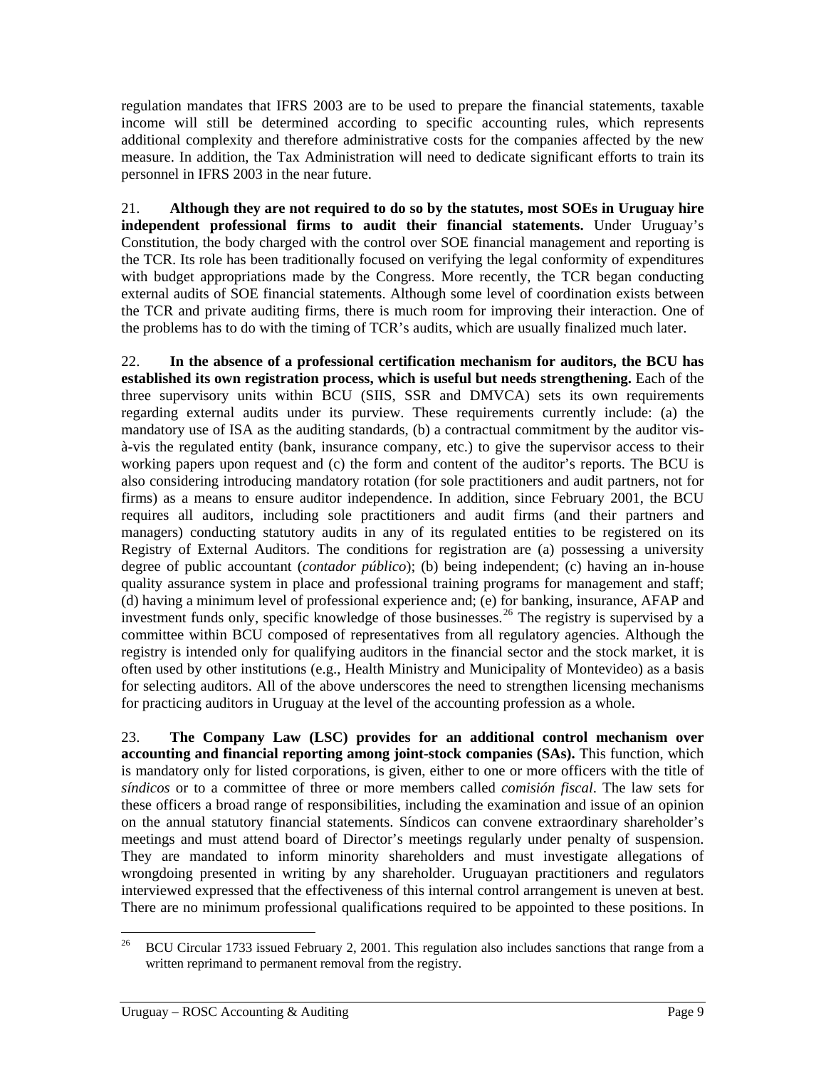regulation mandates that IFRS 2003 are to be used to prepare the financial statements, taxable income will still be determined according to specific accounting rules, which represents additional complexity and therefore administrative costs for the companies affected by the new measure. In addition, the Tax Administration will need to dedicate significant efforts to train its personnel in IFRS 2003 in the near future.

21. **Although they are not required to do so by the statutes, most SOEs in Uruguay hire independent professional firms to audit their financial statements.** Under Uruguay's Constitution, the body charged with the control over SOE financial management and reporting is the TCR. Its role has been traditionally focused on verifying the legal conformity of expenditures with budget appropriations made by the Congress. More recently, the TCR began conducting external audits of SOE financial statements. Although some level of coordination exists between the TCR and private auditing firms, there is much room for improving their interaction. One of the problems has to do with the timing of TCR's audits, which are usually finalized much later.

22. **In the absence of a professional certification mechanism for auditors, the BCU has established its own registration process, which is useful but needs strengthening.** Each of the three supervisory units within BCU (SIIS, SSR and DMVCA) sets its own requirements regarding external audits under its purview. These requirements currently include: (a) the mandatory use of ISA as the auditing standards, (b) a contractual commitment by the auditor vis-à-vis the regulated entity (bank, insurance company, etc.) to give the supervisor access to their working papers upon request and (c) the form and content of the auditor's reports. The BCU is also considering introducing mandatory rotation (for sole practitioners and audit partners, not for firms) as a means to ensure auditor independence. In addition, since February 2001, the BCU requires all auditors, including sole practitioners and audit firms (and their partners and managers) conducting statutory audits in any of its regulated entities to be registered on its Registry of External Auditors. The conditions for registration are (a) possessing a university degree of public accountant (*contador público*); (b) being independent; (c) having an in-house quality assurance system in place and professional training programs for management and staff; (d) having a minimum level of professional experience and; (e) for banking, insurance, AFAP and investment funds only, specific knowledge of those businesses.[26] The registry is supervised by a committee within BCU composed of representatives from all regulatory agencies. Although the registry is intended only for qualifying auditors in the financial sector and the stock market, it is often used by other institutions (e.g., Health Ministry and Municipality of Montevideo) as a basis for selecting auditors. All of the above underscores the need to strengthen licensing mechanisms for practicing auditors in Uruguay at the level of the accounting profession as a whole.

23. **The Company Law (LSC) provides for an additional control mechanism over accounting and financial reporting among joint-stock companies (SAs).** This function, which is mandatory only for listed corporations, is given, either to one or more officers with the title of *síndicos* or to a committee of three or more members called *comisión fiscal*. The law sets for these officers a broad range of responsibilities, including the examination and issue of an opinion on the annual statutory financial statements. Síndicos can convene extraordinary shareholder's meetings and must attend board of Director's meetings regularly under penalty of suspension. They are mandated to inform minority shareholders and must investigate allegations of wrongdoing presented in writing by any shareholder. Uruguayan practitioners and regulators interviewed expressed that the effectiveness of this internal control arrangement is uneven at best. There are no minimum professional qualifications required to be appointed to these positions. In

[26] BCU Circular 1733 issued February 2, 2001. This regulation also includes sanctions that range from a written reprimand to permanent removal from the registry.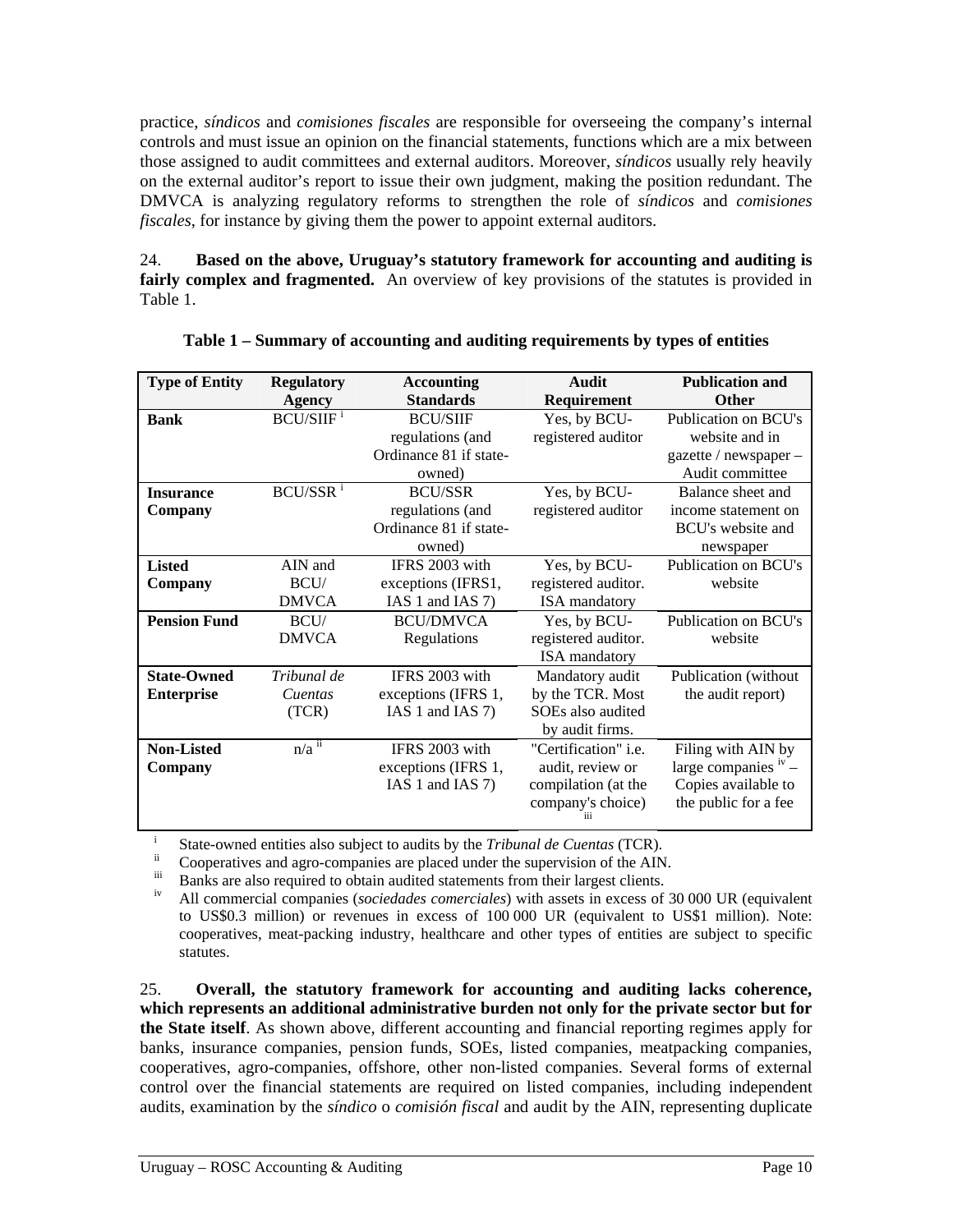practice, *síndicos* and *comisiones fiscales* are responsible for overseeing the company's internal controls and must issue an opinion on the financial statements, functions which are a mix between those assigned to audit committees and external auditors. Moreover, *síndicos* usually rely heavily on the external auditor's report to issue their own judgment, making the position redundant. The DMVCA is analyzing regulatory reforms to strengthen the role of *síndicos* and *comisiones fiscales*, for instance by giving them the power to appoint external auditors.

24. **Based on the above, Uruguay's statutory framework for accounting and auditing is fairly complex and fragmented.** An overview of key provisions of the statutes is provided in Table 1.

**Table 1 – Summary of accounting and auditing requirements by types of entities**

| Type of Entity | Regulatory Agency | Accounting Standards | Audit Requirement | Publication and Other |
|---|---|---|---|---|
| **Bank** | BCU/SIIF [i] | BCU/SIIF regulations (and Ordinance 81 if state-owned) | Yes, by BCU-registered auditor | Publication on BCU's website and in gazette / newspaper – Audit committee |
| **Insurance Company** | BCU/SSR [i] | BCU/SSR regulations (and Ordinance 81 if state-owned) | Yes, by BCU-registered auditor | Balance sheet and income statement on BCU's website and newspaper |
| **Listed Company** | AIN and BCU/ DMVCA | IFRS 2003 with exceptions (IFRS1, IAS 1 and IAS 7) | Yes, by BCU-registered auditor. ISA mandatory | Publication on BCU's website |
| **Pension Fund** | BCU/ DMVCA | BCU/DMVCA Regulations | Yes, by BCU-registered auditor. ISA mandatory | Publication on BCU's website |
| **State-Owned Enterprise** | *Tribunal de Cuentas* (TCR) | IFRS 2003 with exceptions (IFRS 1, IAS 1 and IAS 7) | Mandatory audit by the TCR. Most SOEs also audited by audit firms. | Publication (without the audit report) |
| **Non-Listed Company** | n/a [ii] | IFRS 2003 with exceptions (IFRS 1, IAS 1 and IAS 7) | "Certification" i.e. audit, review or compilation (at the company's choice) [iii] | Filing with AIN by large companies [iv] – Copies available to the public for a fee |

[i] State-owned entities also subject to audits by the *Tribunal de Cuentas* (TCR).
[ii] Cooperatives and agro-companies are placed under the supervision of the AIN.
[iii] Banks are also required to obtain audited statements from their largest clients.
[iv] All commercial companies (*sociedades comerciales*) with assets in excess of 30 000 UR (equivalent to US$0.3 million) or revenues in excess of 100 000 UR (equivalent to US$1 million). Note: cooperatives, meat-packing industry, healthcare and other types of entities are subject to specific statutes.

25. **Overall, the statutory framework for accounting and auditing lacks coherence, which represents an additional administrative burden not only for the private sector but for the State itself**. As shown above, different accounting and financial reporting regimes apply for banks, insurance companies, pension funds, SOEs, listed companies, meatpacking companies, cooperatives, agro-companies, offshore, other non-listed companies. Several forms of external control over the financial statements are required on listed companies, including independent audits, examination by the *síndico* o *comisión fiscal* and audit by the AIN, representing duplicate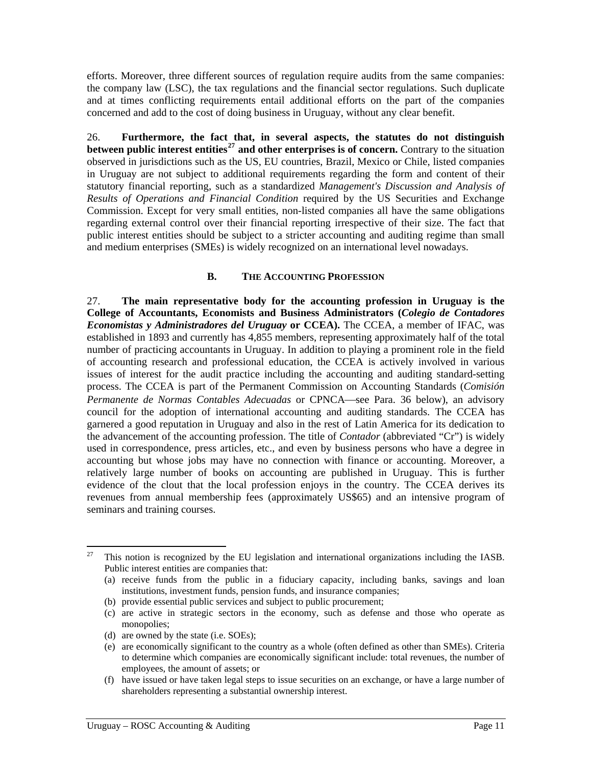efforts. Moreover, three different sources of regulation require audits from the same companies: the company law (LSC), the tax regulations and the financial sector regulations. Such duplicate and at times conflicting requirements entail additional efforts on the part of the companies concerned and add to the cost of doing business in Uruguay, without any clear benefit.

26. **Furthermore, the fact that, in several aspects, the statutes do not distinguish between public interest entities[27] and other enterprises is of concern.** Contrary to the situation observed in jurisdictions such as the US, EU countries, Brazil, Mexico or Chile, listed companies in Uruguay are not subject to additional requirements regarding the form and content of their statutory financial reporting, such as a standardized *Management's Discussion and Analysis of Results of Operations and Financial Condition* required by the US Securities and Exchange Commission. Except for very small entities, non-listed companies all have the same obligations regarding external control over their financial reporting irrespective of their size. The fact that public interest entities should be subject to a stricter accounting and auditing regime than small and medium enterprises (SMEs) is widely recognized on an international level nowadays.

### B. The Accounting Profession

27. **The main representative body for the accounting profession in Uruguay is the College of Accountants, Economists and Business Administrators (*Colegio de Contadores Economistas y Administradores del Uruguay* or CCEA).** The CCEA, a member of IFAC, was established in 1893 and currently has 4,855 members, representing approximately half of the total number of practicing accountants in Uruguay. In addition to playing a prominent role in the field of accounting research and professional education, the CCEA is actively involved in various issues of interest for the audit practice including the accounting and auditing standard-setting process. The CCEA is part of the Permanent Commission on Accounting Standards (*Comisión Permanente de Normas Contables Adecuadas* or CPNCA—see Para. 36 below), an advisory council for the adoption of international accounting and auditing standards. The CCEA has garnered a good reputation in Uruguay and also in the rest of Latin America for its dedication to the advancement of the accounting profession. The title of *Contador* (abbreviated "Cr") is widely used in correspondence, press articles, etc., and even by business persons who have a degree in accounting but whose jobs may have no connection with finance or accounting. Moreover, a relatively large number of books on accounting are published in Uruguay. This is further evidence of the clout that the local profession enjoys in the country. The CCEA derives its revenues from annual membership fees (approximately US$65) and an intensive program of seminars and training courses.

---

[27] This notion is recognized by the EU legislation and international organizations including the IASB. Public interest entities are companies that:

(a) receive funds from the public in a fiduciary capacity, including banks, savings and loan institutions, investment funds, pension funds, and insurance companies;

(b) provide essential public services and subject to public procurement;

(c) are active in strategic sectors in the economy, such as defense and those who operate as monopolies;

(d) are owned by the state (i.e. SOEs);

(e) are economically significant to the country as a whole (often defined as other than SMEs). Criteria to determine which companies are economically significant include: total revenues, the number of employees, the amount of assets; or

(f) have issued or have taken legal steps to issue securities on an exchange, or have a large number of shareholders representing a substantial ownership interest.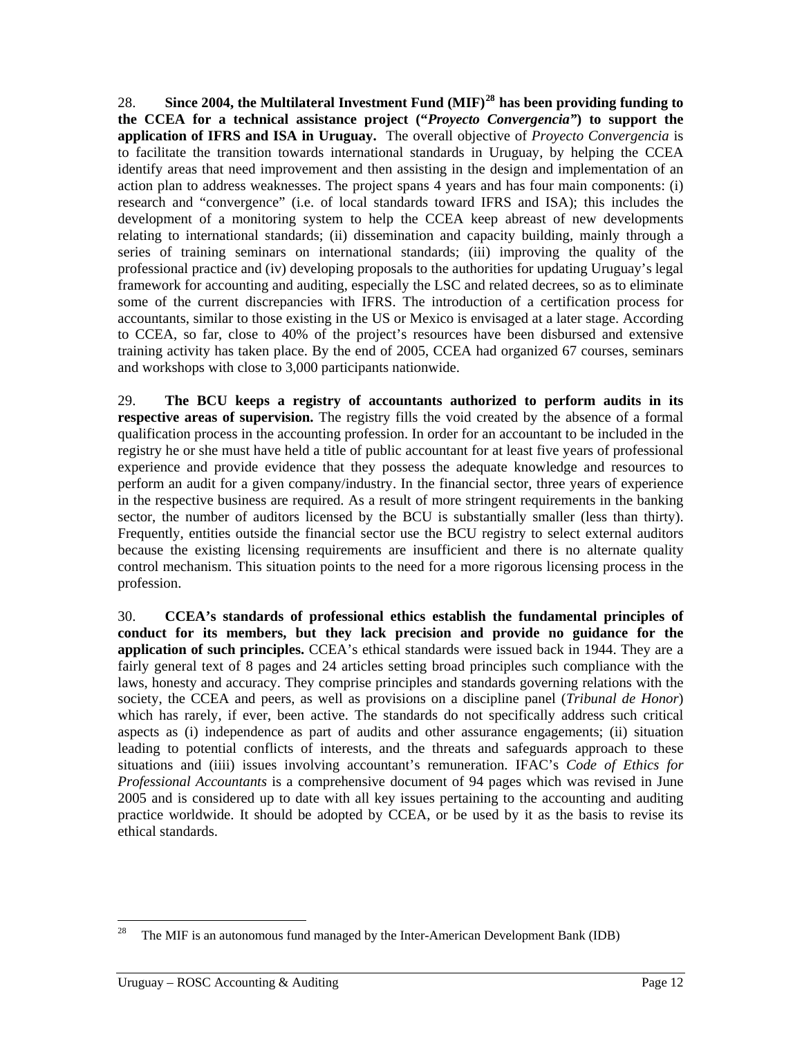28. **Since 2004, the Multilateral Investment Fund (MIF)[28] has been providing funding to the CCEA for a technical assistance project ("*Proyecto Convergencia"*) to support the application of IFRS and ISA in Uruguay.** The overall objective of *Proyecto Convergencia* is to facilitate the transition towards international standards in Uruguay, by helping the CCEA identify areas that need improvement and then assisting in the design and implementation of an action plan to address weaknesses. The project spans 4 years and has four main components: (i) research and "convergence" (i.e. of local standards toward IFRS and ISA); this includes the development of a monitoring system to help the CCEA keep abreast of new developments relating to international standards; (ii) dissemination and capacity building, mainly through a series of training seminars on international standards; (iii) improving the quality of the professional practice and (iv) developing proposals to the authorities for updating Uruguay's legal framework for accounting and auditing, especially the LSC and related decrees, so as to eliminate some of the current discrepancies with IFRS. The introduction of a certification process for accountants, similar to those existing in the US or Mexico is envisaged at a later stage. According to CCEA, so far, close to 40% of the project's resources have been disbursed and extensive training activity has taken place. By the end of 2005, CCEA had organized 67 courses, seminars and workshops with close to 3,000 participants nationwide.

29. **The BCU keeps a registry of accountants authorized to perform audits in its respective areas of supervision.** The registry fills the void created by the absence of a formal qualification process in the accounting profession. In order for an accountant to be included in the registry he or she must have held a title of public accountant for at least five years of professional experience and provide evidence that they possess the adequate knowledge and resources to perform an audit for a given company/industry. In the financial sector, three years of experience in the respective business are required. As a result of more stringent requirements in the banking sector, the number of auditors licensed by the BCU is substantially smaller (less than thirty). Frequently, entities outside the financial sector use the BCU registry to select external auditors because the existing licensing requirements are insufficient and there is no alternate quality control mechanism. This situation points to the need for a more rigorous licensing process in the profession.

30. **CCEA's standards of professional ethics establish the fundamental principles of conduct for its members, but they lack precision and provide no guidance for the application of such principles.** CCEA's ethical standards were issued back in 1944. They are a fairly general text of 8 pages and 24 articles setting broad principles such compliance with the laws, honesty and accuracy. They comprise principles and standards governing relations with the society, the CCEA and peers, as well as provisions on a discipline panel (*Tribunal de Honor*) which has rarely, if ever, been active. The standards do not specifically address such critical aspects as (i) independence as part of audits and other assurance engagements; (ii) situation leading to potential conflicts of interests, and the threats and safeguards approach to these situations and (iiii) issues involving accountant's remuneration. IFAC's *Code of Ethics for Professional Accountants* is a comprehensive document of 94 pages which was revised in June 2005 and is considered up to date with all key issues pertaining to the accounting and auditing practice worldwide. It should be adopted by CCEA, or be used by it as the basis to revise its ethical standards.

---

[28] The MIF is an autonomous fund managed by the Inter-American Development Bank (IDB)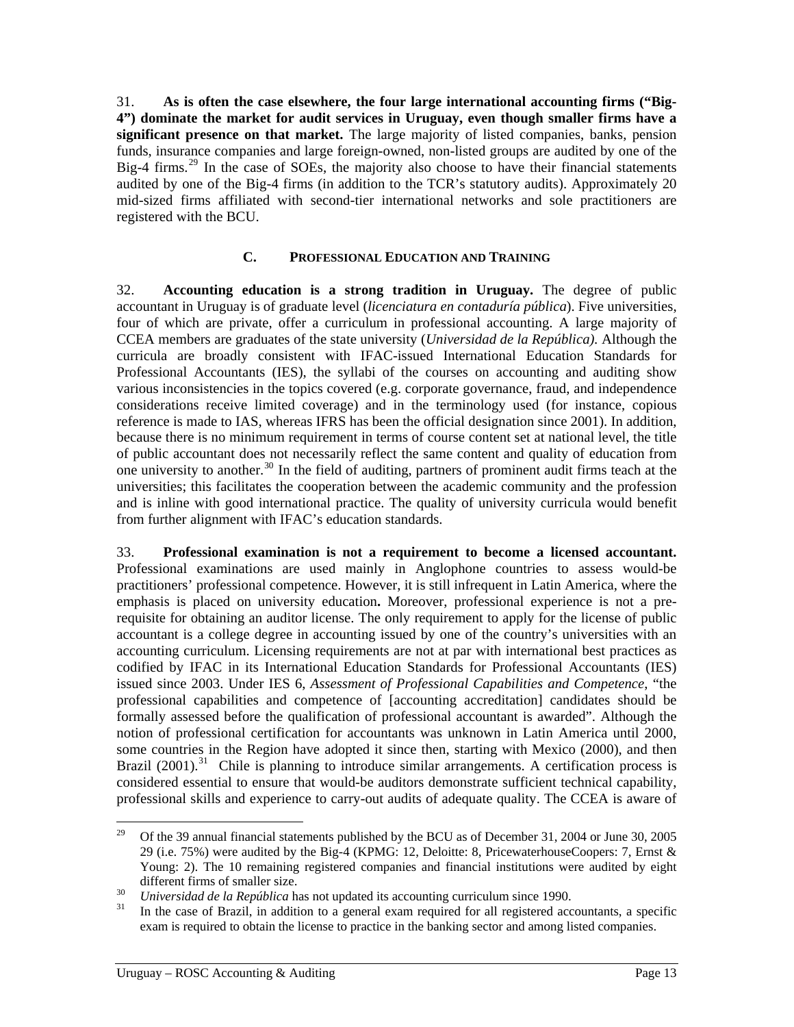31. **As is often the case elsewhere, the four large international accounting firms ("Big-4") dominate the market for audit services in Uruguay, even though smaller firms have a significant presence on that market.** The large majority of listed companies, banks, pension funds, insurance companies and large foreign-owned, non-listed groups are audited by one of the Big-4 firms.[29] In the case of SOEs, the majority also choose to have their financial statements audited by one of the Big-4 firms (in addition to the TCR's statutory audits). Approximately 20 mid-sized firms affiliated with second-tier international networks and sole practitioners are registered with the BCU.

## C. Professional Education and Training

32. **Accounting education is a strong tradition in Uruguay.** The degree of public accountant in Uruguay is of graduate level (*licenciatura en contaduría pública*). Five universities, four of which are private, offer a curriculum in professional accounting. A large majority of CCEA members are graduates of the state university (*Universidad de la República).* Although the curricula are broadly consistent with IFAC-issued International Education Standards for Professional Accountants (IES), the syllabi of the courses on accounting and auditing show various inconsistencies in the topics covered (e.g. corporate governance, fraud, and independence considerations receive limited coverage) and in the terminology used (for instance, copious reference is made to IAS, whereas IFRS has been the official designation since 2001). In addition, because there is no minimum requirement in terms of course content set at national level, the title of public accountant does not necessarily reflect the same content and quality of education from one university to another.[30] In the field of auditing, partners of prominent audit firms teach at the universities; this facilitates the cooperation between the academic community and the profession and is inline with good international practice. The quality of university curricula would benefit from further alignment with IFAC's education standards.

33. **Professional examination is not a requirement to become a licensed accountant.** Professional examinations are used mainly in Anglophone countries to assess would-be practitioners' professional competence. However, it is still infrequent in Latin America, where the emphasis is placed on university education**.** Moreover, professional experience is not a pre-requisite for obtaining an auditor license. The only requirement to apply for the license of public accountant is a college degree in accounting issued by one of the country's universities with an accounting curriculum. Licensing requirements are not at par with international best practices as codified by IFAC in its International Education Standards for Professional Accountants (IES) issued since 2003. Under IES 6, *Assessment of Professional Capabilities and Competence*, "the professional capabilities and competence of [accounting accreditation] candidates should be formally assessed before the qualification of professional accountant is awarded". Although the notion of professional certification for accountants was unknown in Latin America until 2000, some countries in the Region have adopted it since then, starting with Mexico (2000), and then Brazil (2001).[31] Chile is planning to introduce similar arrangements. A certification process is considered essential to ensure that would-be auditors demonstrate sufficient technical capability, professional skills and experience to carry-out audits of adequate quality. The CCEA is aware of

---

[29] Of the 39 annual financial statements published by the BCU as of December 31, 2004 or June 30, 2005 29 (i.e. 75%) were audited by the Big-4 (KPMG: 12, Deloitte: 8, PricewaterhouseCoopers: 7, Ernst & Young: 2). The 10 remaining registered companies and financial institutions were audited by eight different firms of smaller size.

[30] *Universidad de la República* has not updated its accounting curriculum since 1990.

[31] In the case of Brazil, in addition to a general exam required for all registered accountants, a specific exam is required to obtain the license to practice in the banking sector and among listed companies.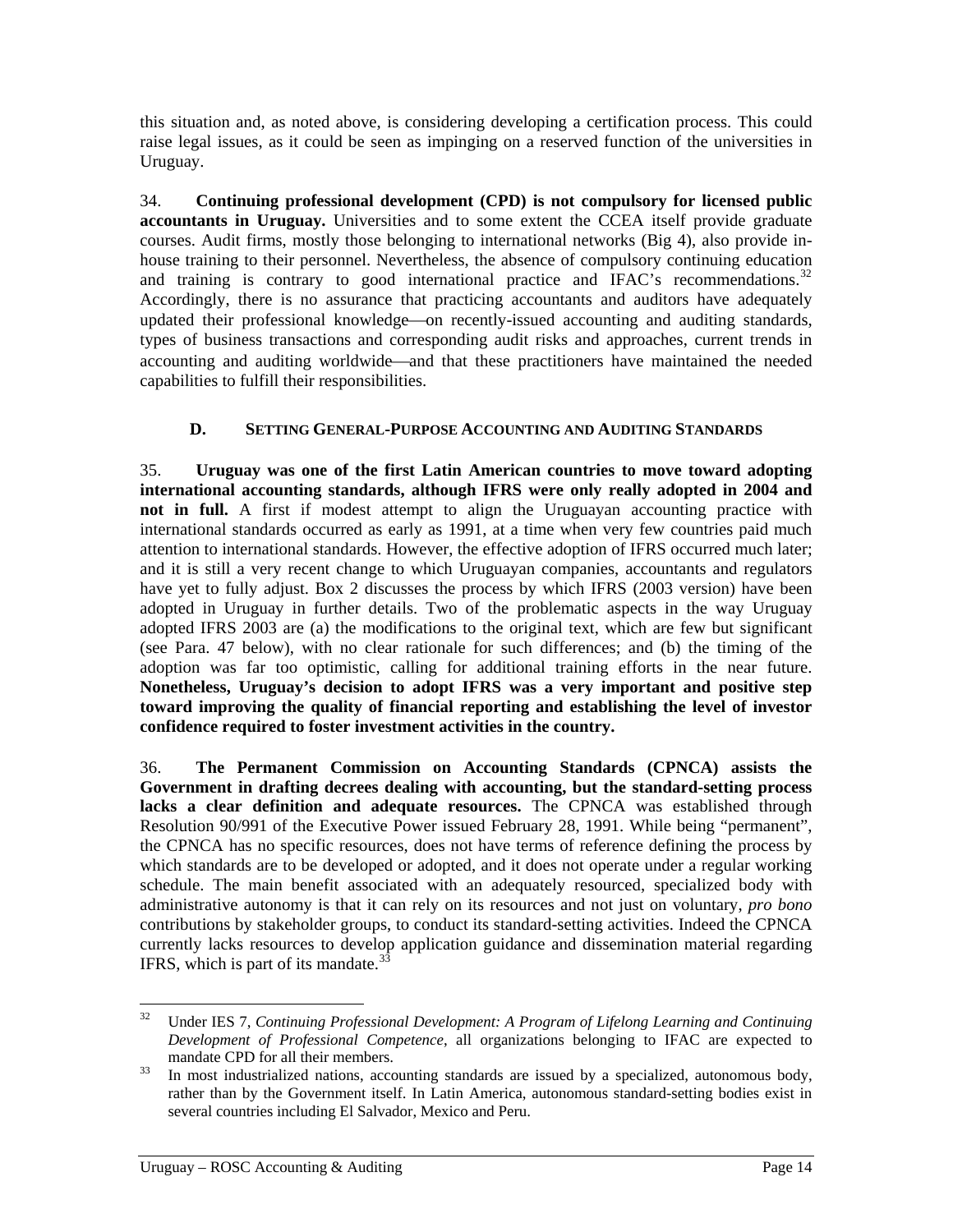this situation and, as noted above, is considering developing a certification process. This could raise legal issues, as it could be seen as impinging on a reserved function of the universities in Uruguay.

34. **Continuing professional development (CPD) is not compulsory for licensed public accountants in Uruguay.** Universities and to some extent the CCEA itself provide graduate courses. Audit firms, mostly those belonging to international networks (Big 4), also provide in-house training to their personnel. Nevertheless, the absence of compulsory continuing education and training is contrary to good international practice and IFAC's recommendations.[32] Accordingly, there is no assurance that practicing accountants and auditors have adequately updated their professional knowledge—on recently-issued accounting and auditing standards, types of business transactions and corresponding audit risks and approaches, current trends in accounting and auditing worldwide—and that these practitioners have maintained the needed capabilities to fulfill their responsibilities.

### D. SETTING GENERAL-PURPOSE ACCOUNTING AND AUDITING STANDARDS

35. **Uruguay was one of the first Latin American countries to move toward adopting international accounting standards, although IFRS were only really adopted in 2004 and not in full.** A first if modest attempt to align the Uruguayan accounting practice with international standards occurred as early as 1991, at a time when very few countries paid much attention to international standards. However, the effective adoption of IFRS occurred much later; and it is still a very recent change to which Uruguayan companies, accountants and regulators have yet to fully adjust. Box 2 discusses the process by which IFRS (2003 version) have been adopted in Uruguay in further details. Two of the problematic aspects in the way Uruguay adopted IFRS 2003 are (a) the modifications to the original text, which are few but significant (see Para. 47 below), with no clear rationale for such differences; and (b) the timing of the adoption was far too optimistic, calling for additional training efforts in the near future. **Nonetheless, Uruguay's decision to adopt IFRS was a very important and positive step toward improving the quality of financial reporting and establishing the level of investor confidence required to foster investment activities in the country.**

36. **The Permanent Commission on Accounting Standards (CPNCA) assists the Government in drafting decrees dealing with accounting, but the standard-setting process lacks a clear definition and adequate resources.** The CPNCA was established through Resolution 90/991 of the Executive Power issued February 28, 1991. While being "permanent", the CPNCA has no specific resources, does not have terms of reference defining the process by which standards are to be developed or adopted, and it does not operate under a regular working schedule. The main benefit associated with an adequately resourced, specialized body with administrative autonomy is that it can rely on its resources and not just on voluntary, *pro bono* contributions by stakeholder groups, to conduct its standard-setting activities. Indeed the CPNCA currently lacks resources to develop application guidance and dissemination material regarding IFRS, which is part of its mandate.[33]

---

[32] Under IES 7, *Continuing Professional Development: A Program of Lifelong Learning and Continuing Development of Professional Competence*, all organizations belonging to IFAC are expected to mandate CPD for all their members.

[33] In most industrialized nations, accounting standards are issued by a specialized, autonomous body, rather than by the Government itself. In Latin America, autonomous standard-setting bodies exist in several countries including El Salvador, Mexico and Peru.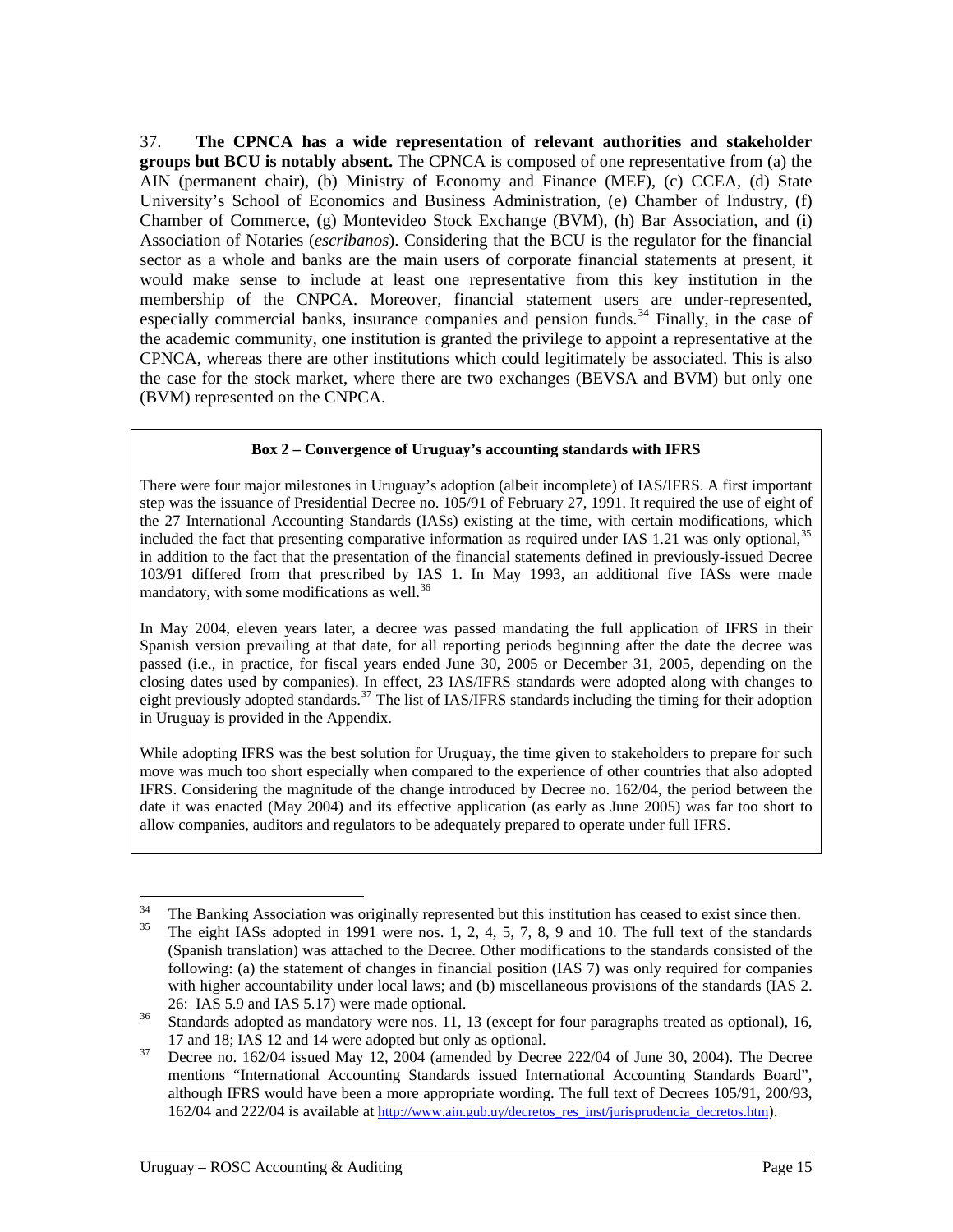37. **The CPNCA has a wide representation of relevant authorities and stakeholder groups but BCU is notably absent.** The CPNCA is composed of one representative from (a) the AIN (permanent chair), (b) Ministry of Economy and Finance (MEF), (c) CCEA, (d) State University's School of Economics and Business Administration, (e) Chamber of Industry, (f) Chamber of Commerce, (g) Montevideo Stock Exchange (BVM), (h) Bar Association, and (i) Association of Notaries (*escribanos*). Considering that the BCU is the regulator for the financial sector as a whole and banks are the main users of corporate financial statements at present, it would make sense to include at least one representative from this key institution in the membership of the CNPCA. Moreover, financial statement users are under-represented, especially commercial banks, insurance companies and pension funds.[34] Finally, in the case of the academic community, one institution is granted the privilege to appoint a representative at the CPNCA, whereas there are other institutions which could legitimately be associated. This is also the case for the stock market, where there are two exchanges (BEVSA and BVM) but only one (BVM) represented on the CNPCA.

> **Box 2 – Convergence of Uruguay's accounting standards with IFRS**
>
> There were four major milestones in Uruguay's adoption (albeit incomplete) of IAS/IFRS. A first important step was the issuance of Presidential Decree no. 105/91 of February 27, 1991. It required the use of eight of the 27 International Accounting Standards (IASs) existing at the time, with certain modifications, which included the fact that presenting comparative information as required under IAS 1.21 was only optional,[35] in addition to the fact that the presentation of the financial statements defined in previously-issued Decree 103/91 differed from that prescribed by IAS 1. In May 1993, an additional five IASs were made mandatory, with some modifications as well.[36]
>
> In May 2004, eleven years later, a decree was passed mandating the full application of IFRS in their Spanish version prevailing at that date, for all reporting periods beginning after the date the decree was passed (i.e., in practice, for fiscal years ended June 30, 2005 or December 31, 2005, depending on the closing dates used by companies). In effect, 23 IAS/IFRS standards were adopted along with changes to eight previously adopted standards.[37] The list of IAS/IFRS standards including the timing for their adoption in Uruguay is provided in the Appendix.
>
> While adopting IFRS was the best solution for Uruguay, the time given to stakeholders to prepare for such move was much too short especially when compared to the experience of other countries that also adopted IFRS. Considering the magnitude of the change introduced by Decree no. 162/04, the period between the date it was enacted (May 2004) and its effective application (as early as June 2005) was far too short to allow companies, auditors and regulators to be adequately prepared to operate under full IFRS.

---

[34] The Banking Association was originally represented but this institution has ceased to exist since then.

[35] The eight IASs adopted in 1991 were nos. 1, 2, 4, 5, 7, 8, 9 and 10. The full text of the standards (Spanish translation) was attached to the Decree. Other modifications to the standards consisted of the following: (a) the statement of changes in financial position (IAS 7) was only required for companies with higher accountability under local laws; and (b) miscellaneous provisions of the standards (IAS 2. 26: IAS 5.9 and IAS 5.17) were made optional.

[36] Standards adopted as mandatory were nos. 11, 13 (except for four paragraphs treated as optional), 16, 17 and 18; IAS 12 and 14 were adopted but only as optional.

[37] Decree no. 162/04 issued May 12, 2004 (amended by Decree 222/04 of June 30, 2004). The Decree mentions "International Accounting Standards issued International Accounting Standards Board", although IFRS would have been a more appropriate wording. The full text of Decrees 105/91, 200/93, 162/04 and 222/04 is available at http://www.ain.gub.uy/decretos_res_inst/jurisprudencia_decretos.htm).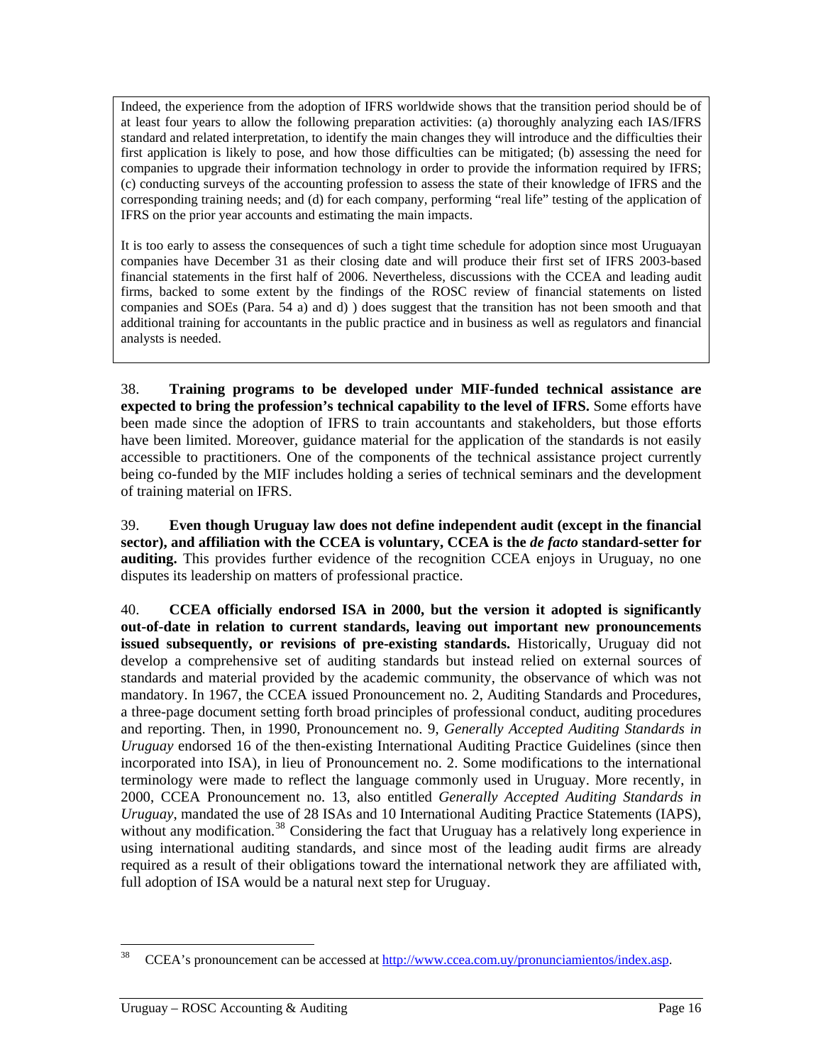Indeed, the experience from the adoption of IFRS worldwide shows that the transition period should be of at least four years to allow the following preparation activities: (a) thoroughly analyzing each IAS/IFRS standard and related interpretation, to identify the main changes they will introduce and the difficulties their first application is likely to pose, and how those difficulties can be mitigated; (b) assessing the need for companies to upgrade their information technology in order to provide the information required by IFRS; (c) conducting surveys of the accounting profession to assess the state of their knowledge of IFRS and the corresponding training needs; and (d) for each company, performing "real life" testing of the application of IFRS on the prior year accounts and estimating the main impacts.

It is too early to assess the consequences of such a tight time schedule for adoption since most Uruguayan companies have December 31 as their closing date and will produce their first set of IFRS 2003-based financial statements in the first half of 2006. Nevertheless, discussions with the CCEA and leading audit firms, backed to some extent by the findings of the ROSC review of financial statements on listed companies and SOEs (Para. 54 a) and d) ) does suggest that the transition has not been smooth and that additional training for accountants in the public practice and in business as well as regulators and financial analysts is needed.

38. **Training programs to be developed under MIF-funded technical assistance are expected to bring the profession's technical capability to the level of IFRS.** Some efforts have been made since the adoption of IFRS to train accountants and stakeholders, but those efforts have been limited. Moreover, guidance material for the application of the standards is not easily accessible to practitioners. One of the components of the technical assistance project currently being co-funded by the MIF includes holding a series of technical seminars and the development of training material on IFRS.

39. **Even though Uruguay law does not define independent audit (except in the financial sector), and affiliation with the CCEA is voluntary, CCEA is the *de facto* standard-setter for auditing.** This provides further evidence of the recognition CCEA enjoys in Uruguay, no one disputes its leadership on matters of professional practice.

40. **CCEA officially endorsed ISA in 2000, but the version it adopted is significantly out-of-date in relation to current standards, leaving out important new pronouncements issued subsequently, or revisions of pre-existing standards.** Historically, Uruguay did not develop a comprehensive set of auditing standards but instead relied on external sources of standards and material provided by the academic community, the observance of which was not mandatory. In 1967, the CCEA issued Pronouncement no. 2, Auditing Standards and Procedures, a three-page document setting forth broad principles of professional conduct, auditing procedures and reporting. Then, in 1990, Pronouncement no. 9, *Generally Accepted Auditing Standards in Uruguay* endorsed 16 of the then-existing International Auditing Practice Guidelines (since then incorporated into ISA), in lieu of Pronouncement no. 2. Some modifications to the international terminology were made to reflect the language commonly used in Uruguay. More recently, in 2000, CCEA Pronouncement no. 13, also entitled *Generally Accepted Auditing Standards in Uruguay*, mandated the use of 28 ISAs and 10 International Auditing Practice Statements (IAPS), without any modification.[38] Considering the fact that Uruguay has a relatively long experience in using international auditing standards, and since most of the leading audit firms are already required as a result of their obligations toward the international network they are affiliated with, full adoption of ISA would be a natural next step for Uruguay.

---

[38] CCEA's pronouncement can be accessed at http://www.ccea.com.uy/pronunciamientos/index.asp.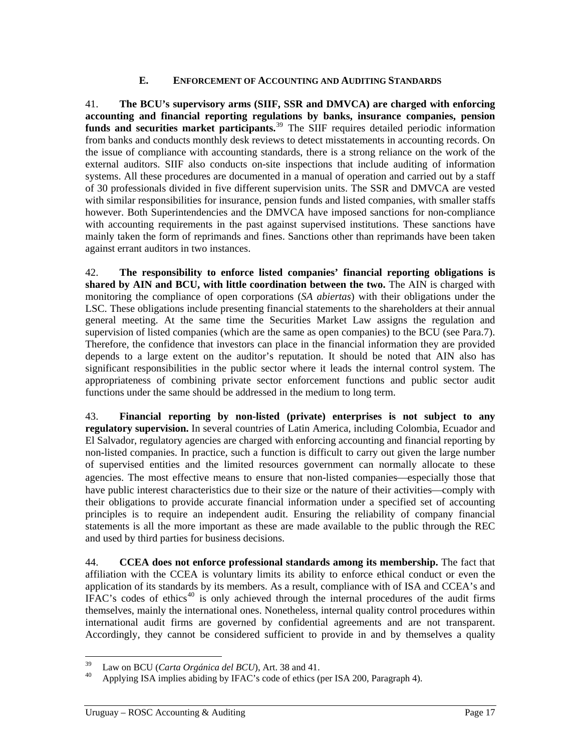## E. ENFORCEMENT OF ACCOUNTING AND AUDITING STANDARDS

41. **The BCU's supervisory arms (SIIF, SSR and DMVCA) are charged with enforcing accounting and financial reporting regulations by banks, insurance companies, pension funds and securities market participants.**[39] The SIIF requires detailed periodic information from banks and conducts monthly desk reviews to detect misstatements in accounting records. On the issue of compliance with accounting standards, there is a strong reliance on the work of the external auditors. SIIF also conducts on-site inspections that include auditing of information systems. All these procedures are documented in a manual of operation and carried out by a staff of 30 professionals divided in five different supervision units. The SSR and DMVCA are vested with similar responsibilities for insurance, pension funds and listed companies, with smaller staffs however. Both Superintendencies and the DMVCA have imposed sanctions for non-compliance with accounting requirements in the past against supervised institutions. These sanctions have mainly taken the form of reprimands and fines. Sanctions other than reprimands have been taken against errant auditors in two instances.

42. **The responsibility to enforce listed companies' financial reporting obligations is shared by AIN and BCU, with little coordination between the two.** The AIN is charged with monitoring the compliance of open corporations (*SA abiertas*) with their obligations under the LSC. These obligations include presenting financial statements to the shareholders at their annual general meeting. At the same time the Securities Market Law assigns the regulation and supervision of listed companies (which are the same as open companies) to the BCU (see Para.7). Therefore, the confidence that investors can place in the financial information they are provided depends to a large extent on the auditor's reputation. It should be noted that AIN also has significant responsibilities in the public sector where it leads the internal control system. The appropriateness of combining private sector enforcement functions and public sector audit functions under the same should be addressed in the medium to long term.

43. **Financial reporting by non-listed (private) enterprises is not subject to any regulatory supervision.** In several countries of Latin America, including Colombia, Ecuador and El Salvador, regulatory agencies are charged with enforcing accounting and financial reporting by non-listed companies. In practice, such a function is difficult to carry out given the large number of supervised entities and the limited resources government can normally allocate to these agencies. The most effective means to ensure that non-listed companies—especially those that have public interest characteristics due to their size or the nature of their activities—comply with their obligations to provide accurate financial information under a specified set of accounting principles is to require an independent audit. Ensuring the reliability of company financial statements is all the more important as these are made available to the public through the REC and used by third parties for business decisions.

44. **CCEA does not enforce professional standards among its membership.** The fact that affiliation with the CCEA is voluntary limits its ability to enforce ethical conduct or even the application of its standards by its members. As a result, compliance with of ISA and CCEA's and IFAC's codes of ethics[40] is only achieved through the internal procedures of the audit firms themselves, mainly the international ones. Nonetheless, internal quality control procedures within international audit firms are governed by confidential agreements and are not transparent. Accordingly, they cannot be considered sufficient to provide in and by themselves a quality

---

[39] Law on BCU (*Carta Orgánica del BCU*), Art. 38 and 41.

[40] Applying ISA implies abiding by IFAC's code of ethics (per ISA 200, Paragraph 4).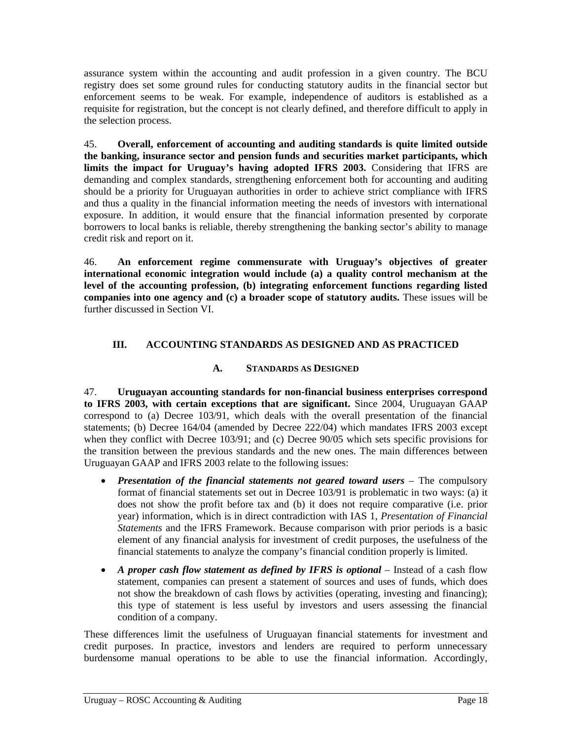assurance system within the accounting and audit profession in a given country. The BCU registry does set some ground rules for conducting statutory audits in the financial sector but enforcement seems to be weak. For example, independence of auditors is established as a requisite for registration, but the concept is not clearly defined, and therefore difficult to apply in the selection process.

45. **Overall, enforcement of accounting and auditing standards is quite limited outside the banking, insurance sector and pension funds and securities market participants, which limits the impact for Uruguay's having adopted IFRS 2003.** Considering that IFRS are demanding and complex standards, strengthening enforcement both for accounting and auditing should be a priority for Uruguayan authorities in order to achieve strict compliance with IFRS and thus a quality in the financial information meeting the needs of investors with international exposure. In addition, it would ensure that the financial information presented by corporate borrowers to local banks is reliable, thereby strengthening the banking sector's ability to manage credit risk and report on it.

46. **An enforcement regime commensurate with Uruguay's objectives of greater international economic integration would include (a) a quality control mechanism at the level of the accounting profession, (b) integrating enforcement functions regarding listed companies into one agency and (c) a broader scope of statutory audits.** These issues will be further discussed in Section VI.

## III. ACCOUNTING STANDARDS AS DESIGNED AND AS PRACTICED

### A. STANDARDS AS DESIGNED

47. **Uruguayan accounting standards for non-financial business enterprises correspond to IFRS 2003, with certain exceptions that are significant.** Since 2004, Uruguayan GAAP correspond to (a) Decree 103/91, which deals with the overall presentation of the financial statements; (b) Decree 164/04 (amended by Decree 222/04) which mandates IFRS 2003 except when they conflict with Decree 103/91; and (c) Decree 90/05 which sets specific provisions for the transition between the previous standards and the new ones. The main differences between Uruguayan GAAP and IFRS 2003 relate to the following issues:

- ***Presentation of the financial statements not geared toward users*** – The compulsory format of financial statements set out in Decree 103/91 is problematic in two ways: (a) it does not show the profit before tax and (b) it does not require comparative (i.e. prior year) information, which is in direct contradiction with IAS 1, *Presentation of Financial Statements* and the IFRS Framework. Because comparison with prior periods is a basic element of any financial analysis for investment of credit purposes, the usefulness of the financial statements to analyze the company's financial condition properly is limited.
- ***A proper cash flow statement as defined by IFRS is optional*** – Instead of a cash flow statement, companies can present a statement of sources and uses of funds, which does not show the breakdown of cash flows by activities (operating, investing and financing); this type of statement is less useful by investors and users assessing the financial condition of a company.

These differences limit the usefulness of Uruguayan financial statements for investment and credit purposes. In practice, investors and lenders are required to perform unnecessary burdensome manual operations to be able to use the financial information. Accordingly,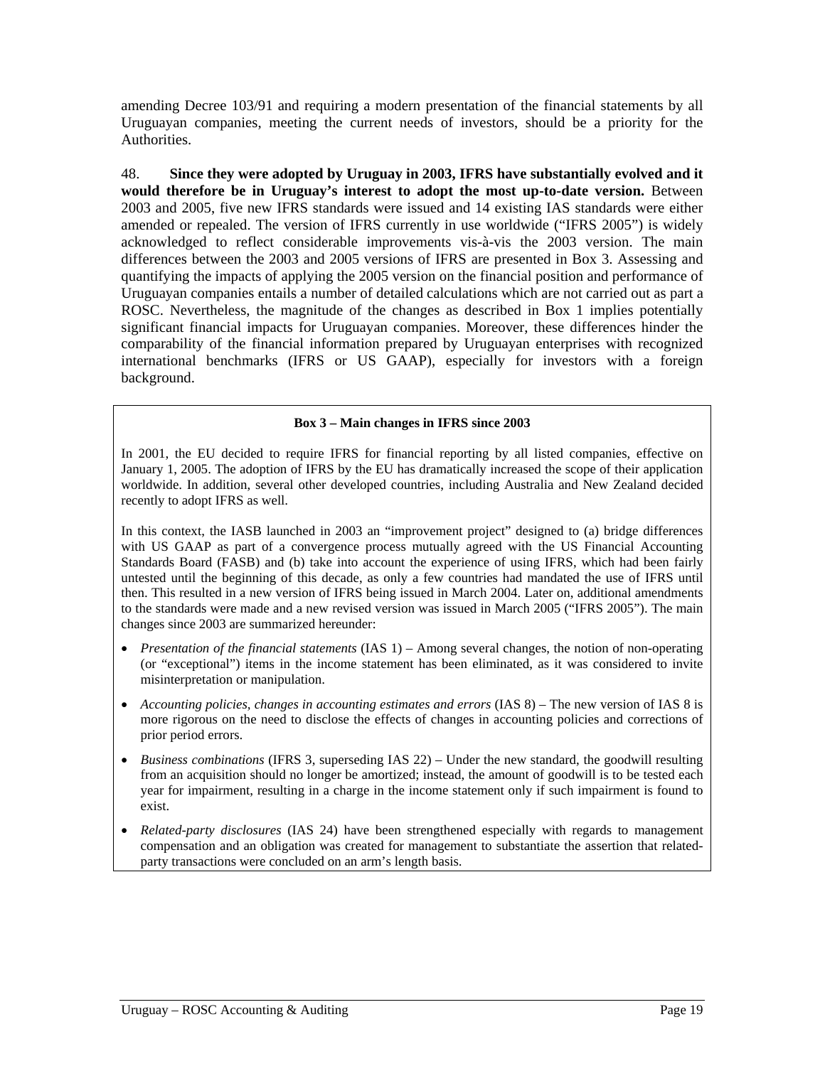amending Decree 103/91 and requiring a modern presentation of the financial statements by all Uruguayan companies, meeting the current needs of investors, should be a priority for the Authorities.

48. **Since they were adopted by Uruguay in 2003, IFRS have substantially evolved and it would therefore be in Uruguay's interest to adopt the most up-to-date version.** Between 2003 and 2005, five new IFRS standards were issued and 14 existing IAS standards were either amended or repealed. The version of IFRS currently in use worldwide ("IFRS 2005") is widely acknowledged to reflect considerable improvements vis-à-vis the 2003 version. The main differences between the 2003 and 2005 versions of IFRS are presented in Box 3. Assessing and quantifying the impacts of applying the 2005 version on the financial position and performance of Uruguayan companies entails a number of detailed calculations which are not carried out as part a ROSC. Nevertheless, the magnitude of the changes as described in Box 1 implies potentially significant financial impacts for Uruguayan companies. Moreover, these differences hinder the comparability of the financial information prepared by Uruguayan enterprises with recognized international benchmarks (IFRS or US GAAP), especially for investors with a foreign background.

**Box 3 – Main changes in IFRS since 2003**

In 2001, the EU decided to require IFRS for financial reporting by all listed companies, effective on January 1, 2005. The adoption of IFRS by the EU has dramatically increased the scope of their application worldwide. In addition, several other developed countries, including Australia and New Zealand decided recently to adopt IFRS as well.

In this context, the IASB launched in 2003 an "improvement project" designed to (a) bridge differences with US GAAP as part of a convergence process mutually agreed with the US Financial Accounting Standards Board (FASB) and (b) take into account the experience of using IFRS, which had been fairly untested until the beginning of this decade, as only a few countries had mandated the use of IFRS until then. This resulted in a new version of IFRS being issued in March 2004. Later on, additional amendments to the standards were made and a new revised version was issued in March 2005 ("IFRS 2005"). The main changes since 2003 are summarized hereunder:

- *Presentation of the financial statements* (IAS 1) – Among several changes, the notion of non-operating (or "exceptional") items in the income statement has been eliminated, as it was considered to invite misinterpretation or manipulation.
- *Accounting policies, changes in accounting estimates and errors* (IAS 8) – The new version of IAS 8 is more rigorous on the need to disclose the effects of changes in accounting policies and corrections of prior period errors.
- *Business combinations* (IFRS 3, superseding IAS 22) – Under the new standard, the goodwill resulting from an acquisition should no longer be amortized; instead, the amount of goodwill is to be tested each year for impairment, resulting in a charge in the income statement only if such impairment is found to exist.
- *Related-party disclosures* (IAS 24) have been strengthened especially with regards to management compensation and an obligation was created for management to substantiate the assertion that related-party transactions were concluded on an arm's length basis.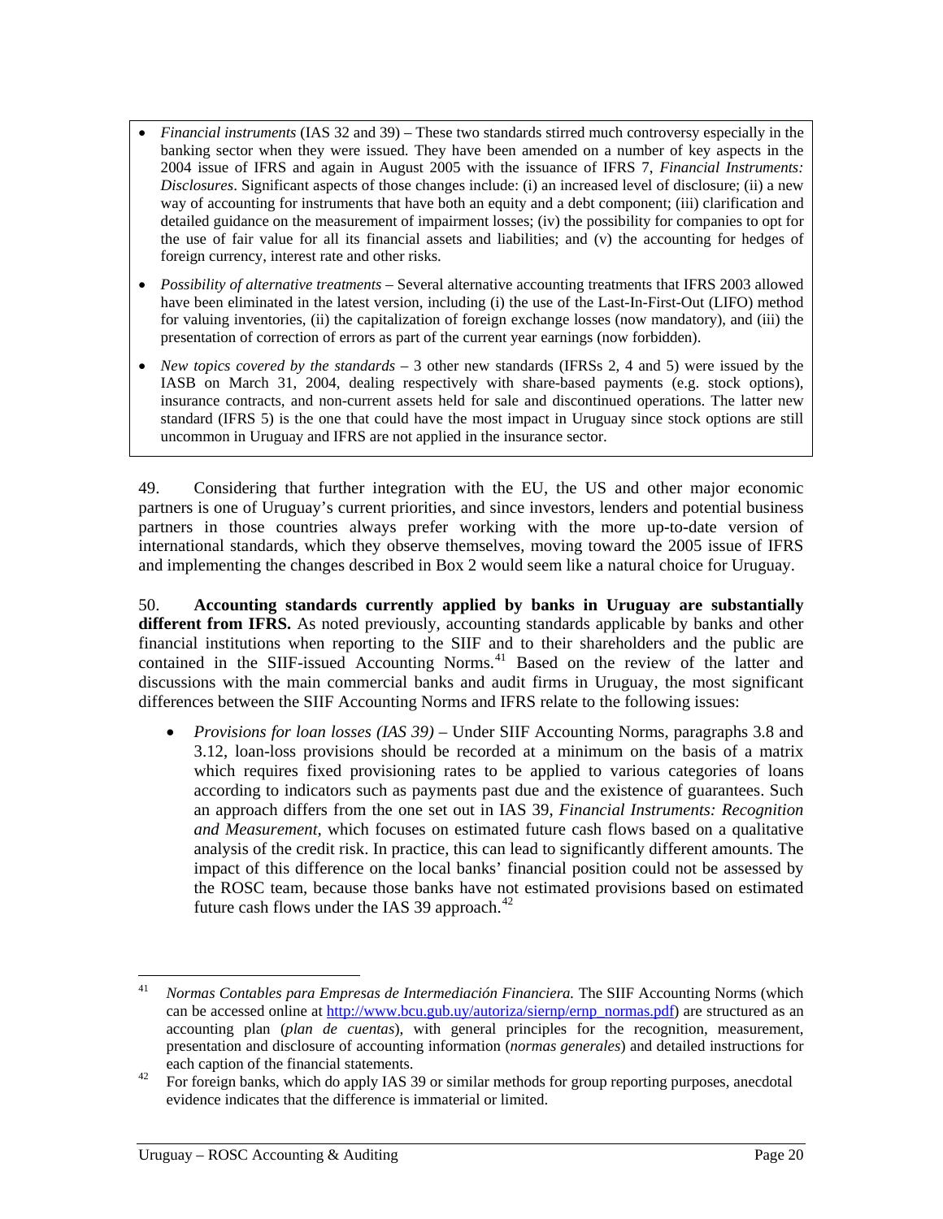- *Financial instruments* (IAS 32 and 39) – These two standards stirred much controversy especially in the banking sector when they were issued. They have been amended on a number of key aspects in the 2004 issue of IFRS and again in August 2005 with the issuance of IFRS 7, *Financial Instruments: Disclosures*. Significant aspects of those changes include: (i) an increased level of disclosure; (ii) a new way of accounting for instruments that have both an equity and a debt component; (iii) clarification and detailed guidance on the measurement of impairment losses; (iv) the possibility for companies to opt for the use of fair value for all its financial assets and liabilities; and (v) the accounting for hedges of foreign currency, interest rate and other risks.
- *Possibility of alternative treatments* – Several alternative accounting treatments that IFRS 2003 allowed have been eliminated in the latest version, including (i) the use of the Last-In-First-Out (LIFO) method for valuing inventories, (ii) the capitalization of foreign exchange losses (now mandatory), and (iii) the presentation of correction of errors as part of the current year earnings (now forbidden).
- *New topics covered by the standards* – 3 other new standards (IFRSs 2, 4 and 5) were issued by the IASB on March 31, 2004, dealing respectively with share-based payments (e.g. stock options), insurance contracts, and non-current assets held for sale and discontinued operations. The latter new standard (IFRS 5) is the one that could have the most impact in Uruguay since stock options are still uncommon in Uruguay and IFRS are not applied in the insurance sector.

49. Considering that further integration with the EU, the US and other major economic partners is one of Uruguay's current priorities, and since investors, lenders and potential business partners in those countries always prefer working with the more up-to-date version of international standards, which they observe themselves, moving toward the 2005 issue of IFRS and implementing the changes described in Box 2 would seem like a natural choice for Uruguay.

50. **Accounting standards currently applied by banks in Uruguay are substantially different from IFRS.** As noted previously, accounting standards applicable by banks and other financial institutions when reporting to the SIIF and to their shareholders and the public are contained in the SIIF-issued Accounting Norms.[41] Based on the review of the latter and discussions with the main commercial banks and audit firms in Uruguay, the most significant differences between the SIIF Accounting Norms and IFRS relate to the following issues:

- *Provisions for loan losses (IAS 39)* – Under SIIF Accounting Norms, paragraphs 3.8 and 3.12, loan-loss provisions should be recorded at a minimum on the basis of a matrix which requires fixed provisioning rates to be applied to various categories of loans according to indicators such as payments past due and the existence of guarantees. Such an approach differs from the one set out in IAS 39, *Financial Instruments: Recognition and Measurement*, which focuses on estimated future cash flows based on a qualitative analysis of the credit risk. In practice, this can lead to significantly different amounts. The impact of this difference on the local banks' financial position could not be assessed by the ROSC team, because those banks have not estimated provisions based on estimated future cash flows under the IAS 39 approach.[42]

---

[41] *Normas Contables para Empresas de Intermediación Financiera.* The SIIF Accounting Norms (which can be accessed online at http://www.bcu.gub.uy/autoriza/siernp/ernp_normas.pdf) are structured as an accounting plan (*plan de cuentas*), with general principles for the recognition, measurement, presentation and disclosure of accounting information (*normas generales*) and detailed instructions for each caption of the financial statements.

[42] For foreign banks, which do apply IAS 39 or similar methods for group reporting purposes, anecdotal evidence indicates that the difference is immaterial or limited.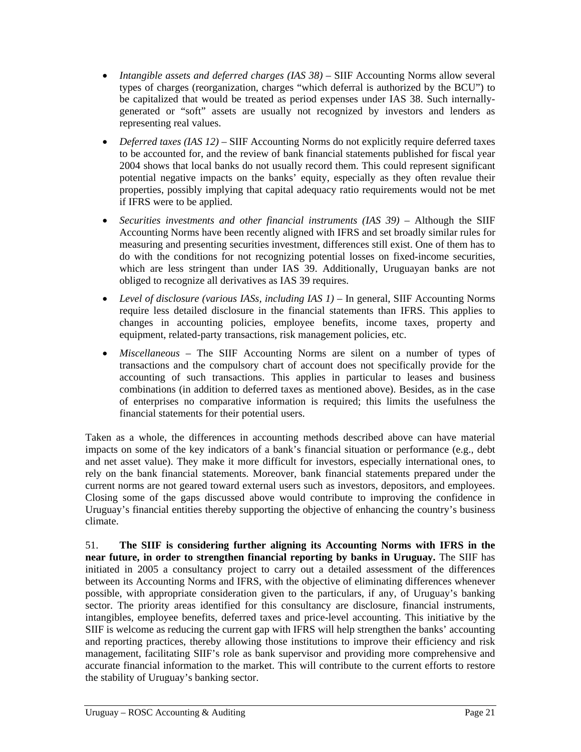- *Intangible assets and deferred charges (IAS 38)* – SIIF Accounting Norms allow several types of charges (reorganization, charges "which deferral is authorized by the BCU") to be capitalized that would be treated as period expenses under IAS 38. Such internally-generated or "soft" assets are usually not recognized by investors and lenders as representing real values.

- *Deferred taxes (IAS 12)* – SIIF Accounting Norms do not explicitly require deferred taxes to be accounted for, and the review of bank financial statements published for fiscal year 2004 shows that local banks do not usually record them. This could represent significant potential negative impacts on the banks' equity, especially as they often revalue their properties, possibly implying that capital adequacy ratio requirements would not be met if IFRS were to be applied.

- *Securities investments and other financial instruments (IAS 39)* – Although the SIIF Accounting Norms have been recently aligned with IFRS and set broadly similar rules for measuring and presenting securities investment, differences still exist. One of them has to do with the conditions for not recognizing potential losses on fixed-income securities, which are less stringent than under IAS 39. Additionally, Uruguayan banks are not obliged to recognize all derivatives as IAS 39 requires.

- *Level of disclosure (various IASs, including IAS 1)* – In general, SIIF Accounting Norms require less detailed disclosure in the financial statements than IFRS. This applies to changes in accounting policies, employee benefits, income taxes, property and equipment, related-party transactions, risk management policies, etc.

- *Miscellaneous* – The SIIF Accounting Norms are silent on a number of types of transactions and the compulsory chart of account does not specifically provide for the accounting of such transactions. This applies in particular to leases and business combinations (in addition to deferred taxes as mentioned above). Besides, as in the case of enterprises no comparative information is required; this limits the usefulness the financial statements for their potential users.

Taken as a whole, the differences in accounting methods described above can have material impacts on some of the key indicators of a bank's financial situation or performance (e.g., debt and net asset value). They make it more difficult for investors, especially international ones, to rely on the bank financial statements. Moreover, bank financial statements prepared under the current norms are not geared toward external users such as investors, depositors, and employees. Closing some of the gaps discussed above would contribute to improving the confidence in Uruguay's financial entities thereby supporting the objective of enhancing the country's business climate.

51. **The SIIF is considering further aligning its Accounting Norms with IFRS in the near future, in order to strengthen financial reporting by banks in Uruguay.** The SIIF has initiated in 2005 a consultancy project to carry out a detailed assessment of the differences between its Accounting Norms and IFRS, with the objective of eliminating differences whenever possible, with appropriate consideration given to the particulars, if any, of Uruguay's banking sector. The priority areas identified for this consultancy are disclosure, financial instruments, intangibles, employee benefits, deferred taxes and price-level accounting. This initiative by the SIIF is welcome as reducing the current gap with IFRS will help strengthen the banks' accounting and reporting practices, thereby allowing those institutions to improve their efficiency and risk management, facilitating SIIF's role as bank supervisor and providing more comprehensive and accurate financial information to the market. This will contribute to the current efforts to restore the stability of Uruguay's banking sector.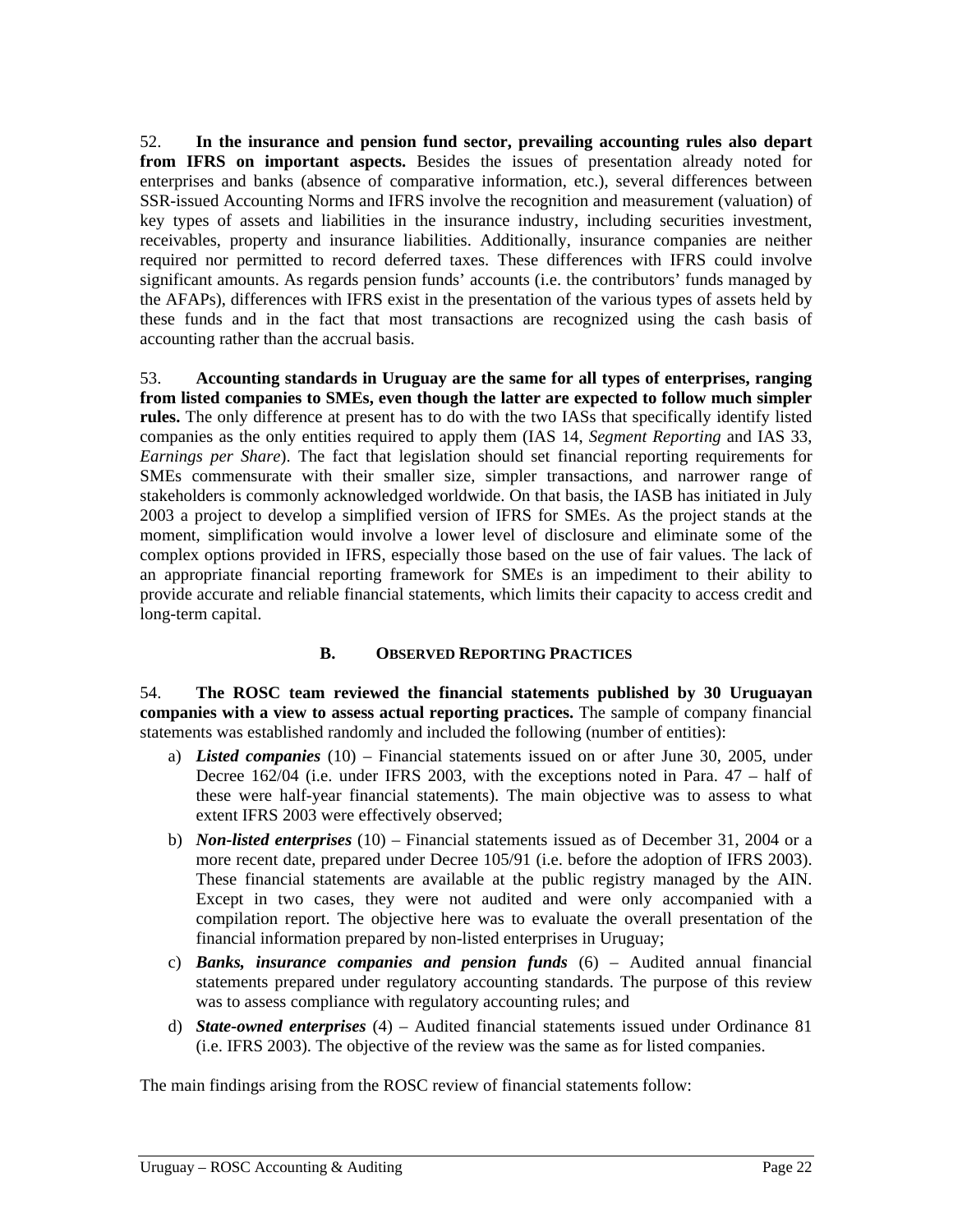52. **In the insurance and pension fund sector, prevailing accounting rules also depart from IFRS on important aspects.** Besides the issues of presentation already noted for enterprises and banks (absence of comparative information, etc.), several differences between SSR-issued Accounting Norms and IFRS involve the recognition and measurement (valuation) of key types of assets and liabilities in the insurance industry, including securities investment, receivables, property and insurance liabilities. Additionally, insurance companies are neither required nor permitted to record deferred taxes. These differences with IFRS could involve significant amounts. As regards pension funds' accounts (i.e. the contributors' funds managed by the AFAPs), differences with IFRS exist in the presentation of the various types of assets held by these funds and in the fact that most transactions are recognized using the cash basis of accounting rather than the accrual basis.

53. **Accounting standards in Uruguay are the same for all types of enterprises, ranging from listed companies to SMEs, even though the latter are expected to follow much simpler rules.** The only difference at present has to do with the two IASs that specifically identify listed companies as the only entities required to apply them (IAS 14, *Segment Reporting* and IAS 33, *Earnings per Share*). The fact that legislation should set financial reporting requirements for SMEs commensurate with their smaller size, simpler transactions, and narrower range of stakeholders is commonly acknowledged worldwide. On that basis, the IASB has initiated in July 2003 a project to develop a simplified version of IFRS for SMEs. As the project stands at the moment, simplification would involve a lower level of disclosure and eliminate some of the complex options provided in IFRS, especially those based on the use of fair values. The lack of an appropriate financial reporting framework for SMEs is an impediment to their ability to provide accurate and reliable financial statements, which limits their capacity to access credit and long-term capital.

## B. OBSERVED REPORTING PRACTICES

54. **The ROSC team reviewed the financial statements published by 30 Uruguayan companies with a view to assess actual reporting practices.** The sample of company financial statements was established randomly and included the following (number of entities):

a) ***Listed companies*** (10) – Financial statements issued on or after June 30, 2005, under Decree 162/04 (i.e. under IFRS 2003, with the exceptions noted in Para. 47 – half of these were half-year financial statements). The main objective was to assess to what extent IFRS 2003 were effectively observed;

b) ***Non-listed enterprises*** (10) – Financial statements issued as of December 31, 2004 or a more recent date, prepared under Decree 105/91 (i.e. before the adoption of IFRS 2003). These financial statements are available at the public registry managed by the AIN. Except in two cases, they were not audited and were only accompanied with a compilation report. The objective here was to evaluate the overall presentation of the financial information prepared by non-listed enterprises in Uruguay;

c) ***Banks, insurance companies and pension funds*** (6) – Audited annual financial statements prepared under regulatory accounting standards. The purpose of this review was to assess compliance with regulatory accounting rules; and

d) ***State-owned enterprises*** (4) – Audited financial statements issued under Ordinance 81 (i.e. IFRS 2003). The objective of the review was the same as for listed companies.

The main findings arising from the ROSC review of financial statements follow: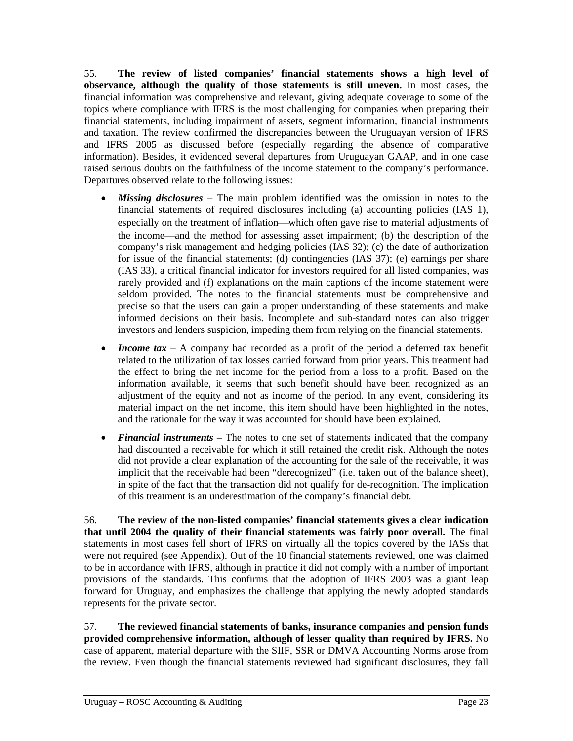55. **The review of listed companies' financial statements shows a high level of observance, although the quality of those statements is still uneven.** In most cases, the financial information was comprehensive and relevant, giving adequate coverage to some of the topics where compliance with IFRS is the most challenging for companies when preparing their financial statements, including impairment of assets, segment information, financial instruments and taxation. The review confirmed the discrepancies between the Uruguayan version of IFRS and IFRS 2005 as discussed before (especially regarding the absence of comparative information). Besides, it evidenced several departures from Uruguayan GAAP, and in one case raised serious doubts on the faithfulness of the income statement to the company's performance. Departures observed relate to the following issues:

- ***Missing disclosures*** – The main problem identified was the omission in notes to the financial statements of required disclosures including (a) accounting policies (IAS 1), especially on the treatment of inflation—which often gave rise to material adjustments of the income—and the method for assessing asset impairment; (b) the description of the company's risk management and hedging policies (IAS 32); (c) the date of authorization for issue of the financial statements; (d) contingencies (IAS 37); (e) earnings per share (IAS 33), a critical financial indicator for investors required for all listed companies, was rarely provided and (f) explanations on the main captions of the income statement were seldom provided. The notes to the financial statements must be comprehensive and precise so that the users can gain a proper understanding of these statements and make informed decisions on their basis. Incomplete and sub-standard notes can also trigger investors and lenders suspicion, impeding them from relying on the financial statements.

- ***Income tax*** – A company had recorded as a profit of the period a deferred tax benefit related to the utilization of tax losses carried forward from prior years. This treatment had the effect to bring the net income for the period from a loss to a profit. Based on the information available, it seems that such benefit should have been recognized as an adjustment of the equity and not as income of the period. In any event, considering its material impact on the net income, this item should have been highlighted in the notes, and the rationale for the way it was accounted for should have been explained.

- ***Financial instruments*** – The notes to one set of statements indicated that the company had discounted a receivable for which it still retained the credit risk. Although the notes did not provide a clear explanation of the accounting for the sale of the receivable, it was implicit that the receivable had been "derecognized" (i.e. taken out of the balance sheet), in spite of the fact that the transaction did not qualify for de-recognition. The implication of this treatment is an underestimation of the company's financial debt.

56. **The review of the non-listed companies' financial statements gives a clear indication that until 2004 the quality of their financial statements was fairly poor overall.** The final statements in most cases fell short of IFRS on virtually all the topics covered by the IASs that were not required (see Appendix). Out of the 10 financial statements reviewed, one was claimed to be in accordance with IFRS, although in practice it did not comply with a number of important provisions of the standards. This confirms that the adoption of IFRS 2003 was a giant leap forward for Uruguay, and emphasizes the challenge that applying the newly adopted standards represents for the private sector.

57. **The reviewed financial statements of banks, insurance companies and pension funds provided comprehensive information, although of lesser quality than required by IFRS.** No case of apparent, material departure with the SIIF, SSR or DMVA Accounting Norms arose from the review. Even though the financial statements reviewed had significant disclosures, they fall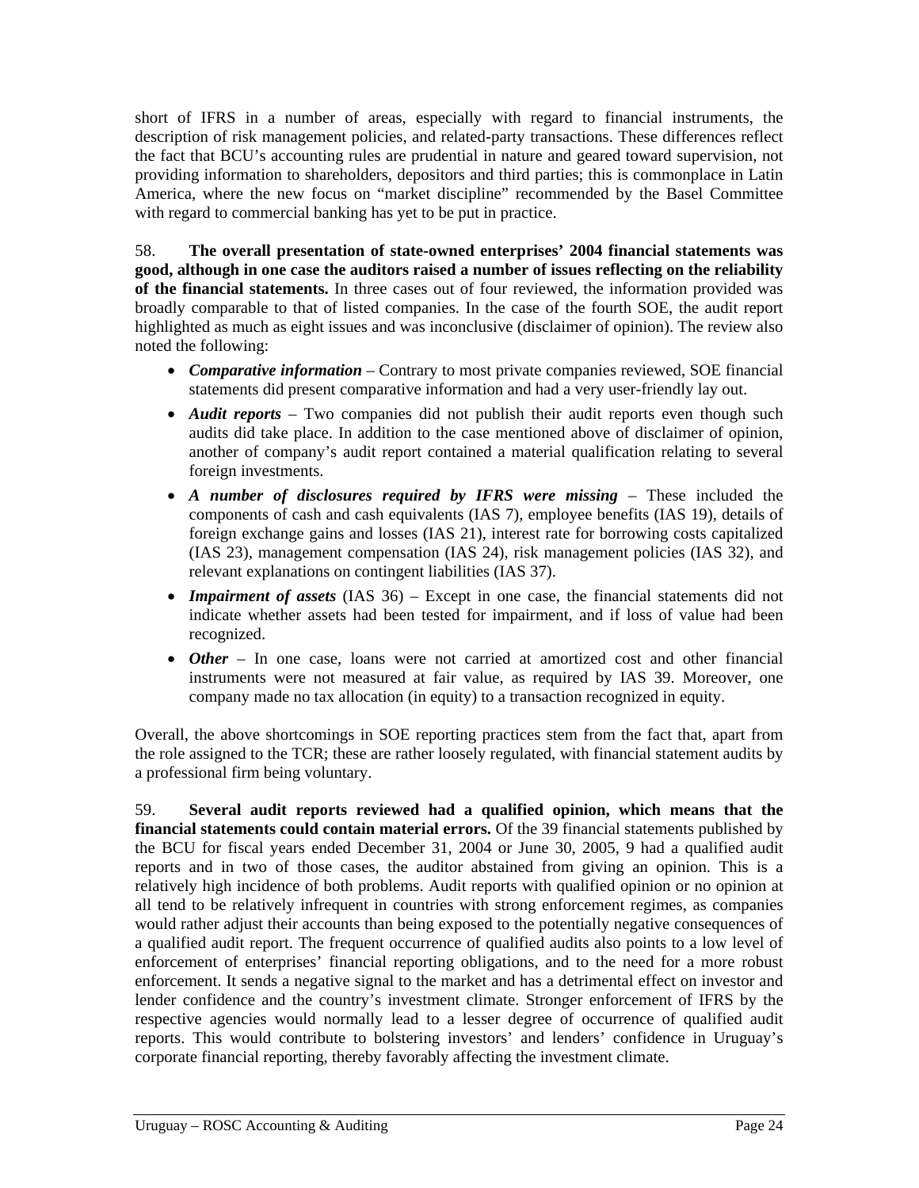short of IFRS in a number of areas, especially with regard to financial instruments, the description of risk management policies, and related-party transactions. These differences reflect the fact that BCU's accounting rules are prudential in nature and geared toward supervision, not providing information to shareholders, depositors and third parties; this is commonplace in Latin America, where the new focus on "market discipline" recommended by the Basel Committee with regard to commercial banking has yet to be put in practice.

58. **The overall presentation of state-owned enterprises' 2004 financial statements was good, although in one case the auditors raised a number of issues reflecting on the reliability of the financial statements.** In three cases out of four reviewed, the information provided was broadly comparable to that of listed companies. In the case of the fourth SOE, the audit report highlighted as much as eight issues and was inconclusive (disclaimer of opinion). The review also noted the following:

- ***Comparative information*** – Contrary to most private companies reviewed, SOE financial statements did present comparative information and had a very user-friendly lay out.
- ***Audit reports*** – Two companies did not publish their audit reports even though such audits did take place. In addition to the case mentioned above of disclaimer of opinion, another of company's audit report contained a material qualification relating to several foreign investments.
- ***A number of disclosures required by IFRS were missing*** – These included the components of cash and cash equivalents (IAS 7), employee benefits (IAS 19), details of foreign exchange gains and losses (IAS 21), interest rate for borrowing costs capitalized (IAS 23), management compensation (IAS 24), risk management policies (IAS 32), and relevant explanations on contingent liabilities (IAS 37).
- ***Impairment of assets*** (IAS 36) – Except in one case, the financial statements did not indicate whether assets had been tested for impairment, and if loss of value had been recognized.
- ***Other*** – In one case, loans were not carried at amortized cost and other financial instruments were not measured at fair value, as required by IAS 39. Moreover, one company made no tax allocation (in equity) to a transaction recognized in equity.

Overall, the above shortcomings in SOE reporting practices stem from the fact that, apart from the role assigned to the TCR; these are rather loosely regulated, with financial statement audits by a professional firm being voluntary.

59. **Several audit reports reviewed had a qualified opinion, which means that the financial statements could contain material errors.** Of the 39 financial statements published by the BCU for fiscal years ended December 31, 2004 or June 30, 2005, 9 had a qualified audit reports and in two of those cases, the auditor abstained from giving an opinion. This is a relatively high incidence of both problems. Audit reports with qualified opinion or no opinion at all tend to be relatively infrequent in countries with strong enforcement regimes, as companies would rather adjust their accounts than being exposed to the potentially negative consequences of a qualified audit report. The frequent occurrence of qualified audits also points to a low level of enforcement of enterprises' financial reporting obligations, and to the need for a more robust enforcement. It sends a negative signal to the market and has a detrimental effect on investor and lender confidence and the country's investment climate. Stronger enforcement of IFRS by the respective agencies would normally lead to a lesser degree of occurrence of qualified audit reports. This would contribute to bolstering investors' and lenders' confidence in Uruguay's corporate financial reporting, thereby favorably affecting the investment climate.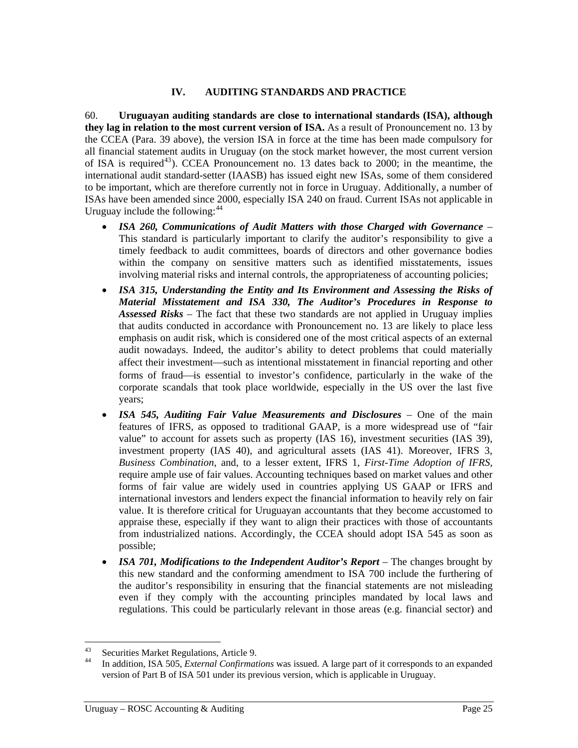## IV. AUDITING STANDARDS AND PRACTICE

60. **Uruguayan auditing standards are close to international standards (ISA), although they lag in relation to the most current version of ISA.** As a result of Pronouncement no. 13 by the CCEA (Para. 39 above), the version ISA in force at the time has been made compulsory for all financial statement audits in Uruguay (on the stock market however, the most current version of ISA is required[43]). CCEA Pronouncement no. 13 dates back to 2000; in the meantime, the international audit standard-setter (IAASB) has issued eight new ISAs, some of them considered to be important, which are therefore currently not in force in Uruguay. Additionally, a number of ISAs have been amended since 2000, especially ISA 240 on fraud. Current ISAs not applicable in Uruguay include the following:[44]

- ***ISA 260, Communications of Audit Matters with those Charged with Governance*** – This standard is particularly important to clarify the auditor's responsibility to give a timely feedback to audit committees, boards of directors and other governance bodies within the company on sensitive matters such as identified misstatements, issues involving material risks and internal controls, the appropriateness of accounting policies;
- ***ISA 315, Understanding the Entity and Its Environment and Assessing the Risks of Material Misstatement and ISA 330, The Auditor's Procedures in Response to Assessed Risks*** – The fact that these two standards are not applied in Uruguay implies that audits conducted in accordance with Pronouncement no. 13 are likely to place less emphasis on audit risk, which is considered one of the most critical aspects of an external audit nowadays. Indeed, the auditor's ability to detect problems that could materially affect their investment—such as intentional misstatement in financial reporting and other forms of fraud—is essential to investor's confidence, particularly in the wake of the corporate scandals that took place worldwide, especially in the US over the last five years;
- ***ISA 545, Auditing Fair Value Measurements and Disclosures*** – One of the main features of IFRS, as opposed to traditional GAAP, is a more widespread use of "fair value" to account for assets such as property (IAS 16), investment securities (IAS 39), investment property (IAS 40), and agricultural assets (IAS 41). Moreover, IFRS 3, *Business Combination*, and, to a lesser extent, IFRS 1, *First-Time Adoption of IFRS*, require ample use of fair values. Accounting techniques based on market values and other forms of fair value are widely used in countries applying US GAAP or IFRS and international investors and lenders expect the financial information to heavily rely on fair value. It is therefore critical for Uruguayan accountants that they become accustomed to appraise these, especially if they want to align their practices with those of accountants from industrialized nations. Accordingly, the CCEA should adopt ISA 545 as soon as possible;
- ***ISA 701, Modifications to the Independent Auditor's Report*** – The changes brought by this new standard and the conforming amendment to ISA 700 include the furthering of the auditor's responsibility in ensuring that the financial statements are not misleading even if they comply with the accounting principles mandated by local laws and regulations. This could be particularly relevant in those areas (e.g. financial sector) and

---

[43] Securities Market Regulations, Article 9.

[44] In addition, ISA 505, *External Confirmations* was issued. A large part of it corresponds to an expanded version of Part B of ISA 501 under its previous version, which is applicable in Uruguay.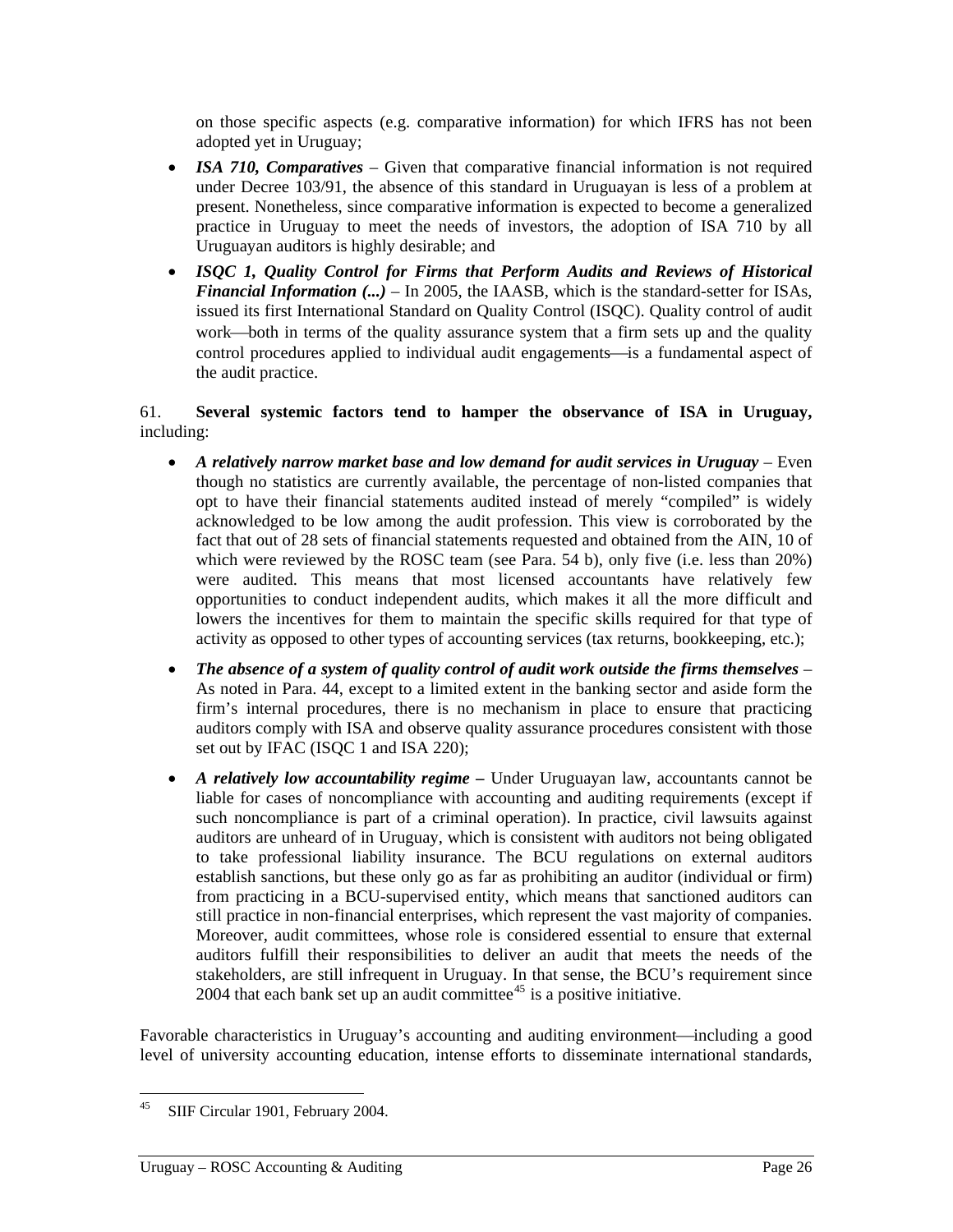on those specific aspects (e.g. comparative information) for which IFRS has not been adopted yet in Uruguay;

- ***ISA 710, Comparatives*** – Given that comparative financial information is not required under Decree 103/91, the absence of this standard in Uruguayan is less of a problem at present. Nonetheless, since comparative information is expected to become a generalized practice in Uruguay to meet the needs of investors, the adoption of ISA 710 by all Uruguayan auditors is highly desirable; and
- ***ISQC 1, Quality Control for Firms that Perform Audits and Reviews of Historical Financial Information (...)*** – In 2005, the IAASB, which is the standard-setter for ISAs, issued its first International Standard on Quality Control (ISQC). Quality control of audit work—both in terms of the quality assurance system that a firm sets up and the quality control procedures applied to individual audit engagements—is a fundamental aspect of the audit practice.

61. **Several systemic factors tend to hamper the observance of ISA in Uruguay,** including:

- ***A relatively narrow market base and low demand for audit services in Uruguay*** – Even though no statistics are currently available, the percentage of non-listed companies that opt to have their financial statements audited instead of merely "compiled" is widely acknowledged to be low among the audit profession. This view is corroborated by the fact that out of 28 sets of financial statements requested and obtained from the AIN, 10 of which were reviewed by the ROSC team (see Para. 54 b), only five (i.e. less than 20%) were audited. This means that most licensed accountants have relatively few opportunities to conduct independent audits, which makes it all the more difficult and lowers the incentives for them to maintain the specific skills required for that type of activity as opposed to other types of accounting services (tax returns, bookkeeping, etc.);
- ***The absence of a system of quality control of audit work outside the firms themselves*** – As noted in Para. 44, except to a limited extent in the banking sector and aside form the firm's internal procedures, there is no mechanism in place to ensure that practicing auditors comply with ISA and observe quality assurance procedures consistent with those set out by IFAC (ISQC 1 and ISA 220);
- ***A relatively low accountability regime –*** Under Uruguayan law, accountants cannot be liable for cases of noncompliance with accounting and auditing requirements (except if such noncompliance is part of a criminal operation). In practice, civil lawsuits against auditors are unheard of in Uruguay, which is consistent with auditors not being obligated to take professional liability insurance. The BCU regulations on external auditors establish sanctions, but these only go as far as prohibiting an auditor (individual or firm) from practicing in a BCU-supervised entity, which means that sanctioned auditors can still practice in non-financial enterprises, which represent the vast majority of companies. Moreover, audit committees, whose role is considered essential to ensure that external auditors fulfill their responsibilities to deliver an audit that meets the needs of the stakeholders, are still infrequent in Uruguay. In that sense, the BCU's requirement since 2004 that each bank set up an audit committee[45] is a positive initiative.

Favorable characteristics in Uruguay's accounting and auditing environment—including a good level of university accounting education, intense efforts to disseminate international standards,

[45] SIIF Circular 1901, February 2004.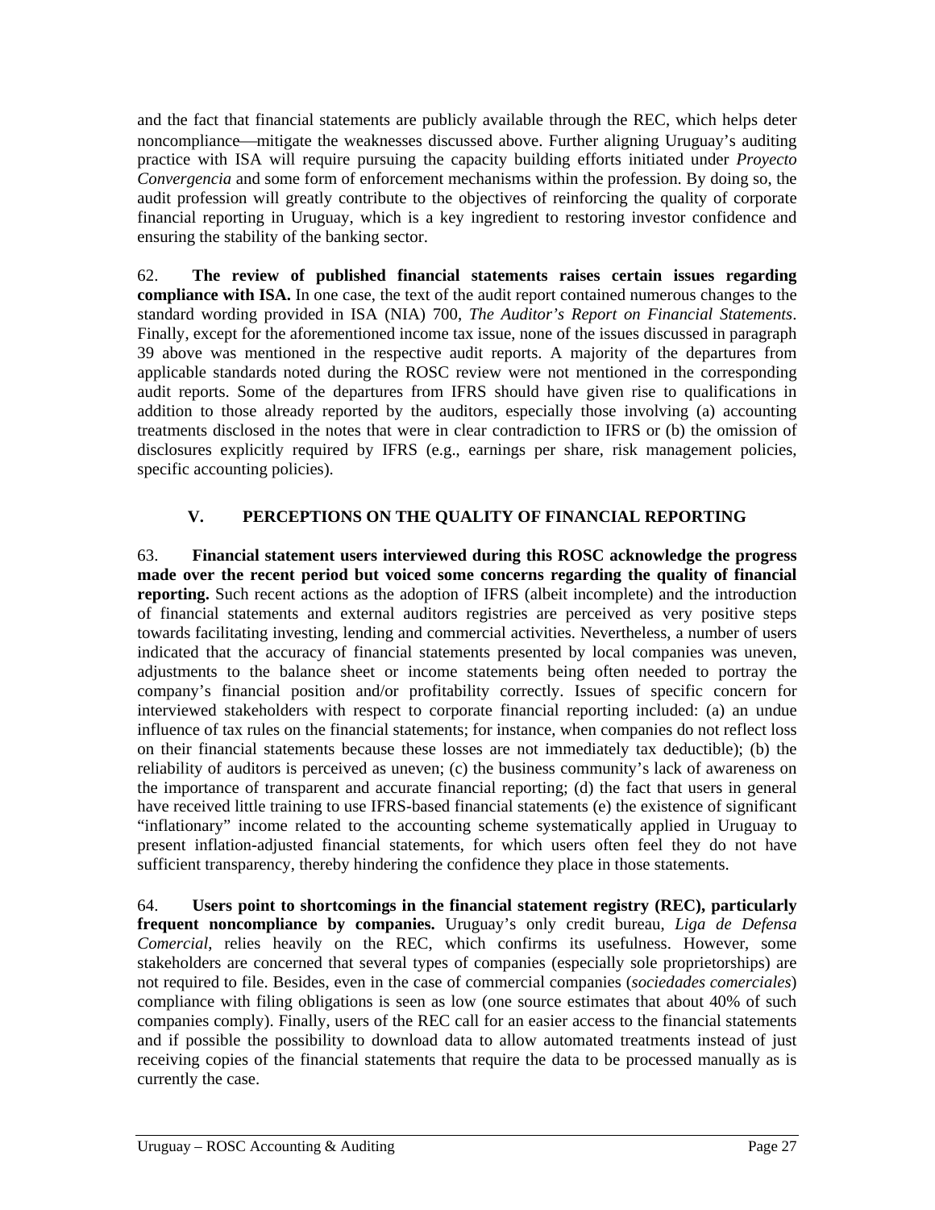and the fact that financial statements are publicly available through the REC, which helps deter noncompliance—mitigate the weaknesses discussed above. Further aligning Uruguay's auditing practice with ISA will require pursuing the capacity building efforts initiated under *Proyecto Convergencia* and some form of enforcement mechanisms within the profession. By doing so, the audit profession will greatly contribute to the objectives of reinforcing the quality of corporate financial reporting in Uruguay, which is a key ingredient to restoring investor confidence and ensuring the stability of the banking sector.

62. **The review of published financial statements raises certain issues regarding compliance with ISA.** In one case, the text of the audit report contained numerous changes to the standard wording provided in ISA (NIA) 700, *The Auditor's Report on Financial Statements*. Finally, except for the aforementioned income tax issue, none of the issues discussed in paragraph 39 above was mentioned in the respective audit reports. A majority of the departures from applicable standards noted during the ROSC review were not mentioned in the corresponding audit reports. Some of the departures from IFRS should have given rise to qualifications in addition to those already reported by the auditors, especially those involving (a) accounting treatments disclosed in the notes that were in clear contradiction to IFRS or (b) the omission of disclosures explicitly required by IFRS (e.g., earnings per share, risk management policies, specific accounting policies).

## V. PERCEPTIONS ON THE QUALITY OF FINANCIAL REPORTING

63. **Financial statement users interviewed during this ROSC acknowledge the progress made over the recent period but voiced some concerns regarding the quality of financial reporting.** Such recent actions as the adoption of IFRS (albeit incomplete) and the introduction of financial statements and external auditors registries are perceived as very positive steps towards facilitating investing, lending and commercial activities. Nevertheless, a number of users indicated that the accuracy of financial statements presented by local companies was uneven, adjustments to the balance sheet or income statements being often needed to portray the company's financial position and/or profitability correctly. Issues of specific concern for interviewed stakeholders with respect to corporate financial reporting included: (a) an undue influence of tax rules on the financial statements; for instance, when companies do not reflect loss on their financial statements because these losses are not immediately tax deductible); (b) the reliability of auditors is perceived as uneven; (c) the business community's lack of awareness on the importance of transparent and accurate financial reporting; (d) the fact that users in general have received little training to use IFRS-based financial statements (e) the existence of significant "inflationary" income related to the accounting scheme systematically applied in Uruguay to present inflation-adjusted financial statements, for which users often feel they do not have sufficient transparency, thereby hindering the confidence they place in those statements.

64. **Users point to shortcomings in the financial statement registry (REC), particularly frequent noncompliance by companies.** Uruguay's only credit bureau, *Liga de Defensa Comercial*, relies heavily on the REC, which confirms its usefulness. However, some stakeholders are concerned that several types of companies (especially sole proprietorships) are not required to file. Besides, even in the case of commercial companies (*sociedades comerciales*) compliance with filing obligations is seen as low (one source estimates that about 40% of such companies comply). Finally, users of the REC call for an easier access to the financial statements and if possible the possibility to download data to allow automated treatments instead of just receiving copies of the financial statements that require the data to be processed manually as is currently the case.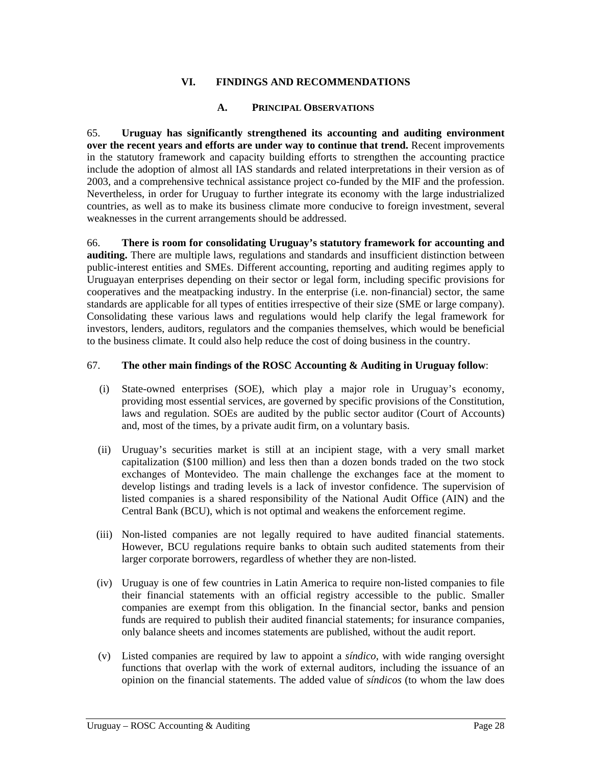# VI. FINDINGS AND RECOMMENDATIONS

## A. PRINCIPAL OBSERVATIONS

65. **Uruguay has significantly strengthened its accounting and auditing environment over the recent years and efforts are under way to continue that trend.** Recent improvements in the statutory framework and capacity building efforts to strengthen the accounting practice include the adoption of almost all IAS standards and related interpretations in their version as of 2003, and a comprehensive technical assistance project co-funded by the MIF and the profession. Nevertheless, in order for Uruguay to further integrate its economy with the large industrialized countries, as well as to make its business climate more conducive to foreign investment, several weaknesses in the current arrangements should be addressed.

66. **There is room for consolidating Uruguay's statutory framework for accounting and auditing.** There are multiple laws, regulations and standards and insufficient distinction between public-interest entities and SMEs. Different accounting, reporting and auditing regimes apply to Uruguayan enterprises depending on their sector or legal form, including specific provisions for cooperatives and the meatpacking industry. In the enterprise (i.e. non-financial) sector, the same standards are applicable for all types of entities irrespective of their size (SME or large company). Consolidating these various laws and regulations would help clarify the legal framework for investors, lenders, auditors, regulators and the companies themselves, which would be beneficial to the business climate. It could also help reduce the cost of doing business in the country.

67. **The other main findings of the ROSC Accounting & Auditing in Uruguay follow**:

(i) State-owned enterprises (SOE), which play a major role in Uruguay's economy, providing most essential services, are governed by specific provisions of the Constitution, laws and regulation. SOEs are audited by the public sector auditor (Court of Accounts) and, most of the times, by a private audit firm, on a voluntary basis.

(ii) Uruguay's securities market is still at an incipient stage, with a very small market capitalization ($100 million) and less then than a dozen bonds traded on the two stock exchanges of Montevideo. The main challenge the exchanges face at the moment to develop listings and trading levels is a lack of investor confidence. The supervision of listed companies is a shared responsibility of the National Audit Office (AIN) and the Central Bank (BCU), which is not optimal and weakens the enforcement regime.

(iii) Non-listed companies are not legally required to have audited financial statements. However, BCU regulations require banks to obtain such audited statements from their larger corporate borrowers, regardless of whether they are non-listed.

(iv) Uruguay is one of few countries in Latin America to require non-listed companies to file their financial statements with an official registry accessible to the public. Smaller companies are exempt from this obligation. In the financial sector, banks and pension funds are required to publish their audited financial statements; for insurance companies, only balance sheets and incomes statements are published, without the audit report.

(v) Listed companies are required by law to appoint a *síndico*, with wide ranging oversight functions that overlap with the work of external auditors, including the issuance of an opinion on the financial statements. The added value of *síndicos* (to whom the law does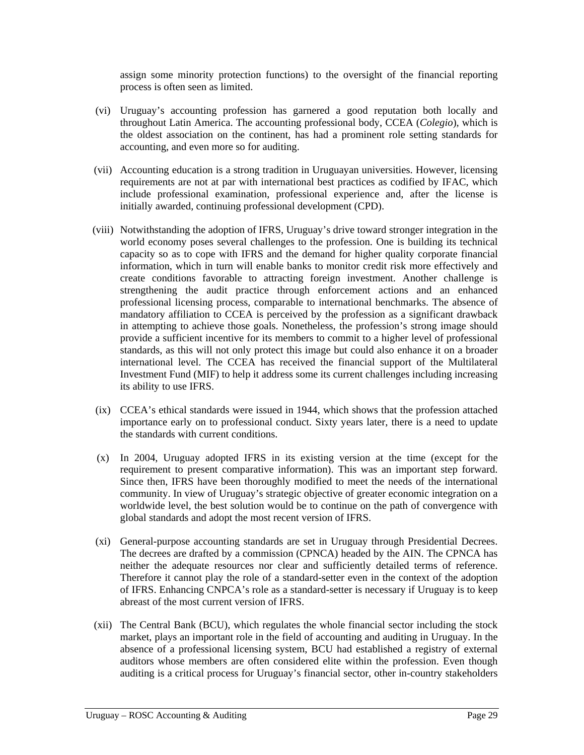assign some minority protection functions) to the oversight of the financial reporting process is often seen as limited.

(vi) Uruguay's accounting profession has garnered a good reputation both locally and throughout Latin America. The accounting professional body, CCEA (*Colegio*), which is the oldest association on the continent, has had a prominent role setting standards for accounting, and even more so for auditing.

(vii) Accounting education is a strong tradition in Uruguayan universities. However, licensing requirements are not at par with international best practices as codified by IFAC, which include professional examination, professional experience and, after the license is initially awarded, continuing professional development (CPD).

(viii) Notwithstanding the adoption of IFRS, Uruguay's drive toward stronger integration in the world economy poses several challenges to the profession. One is building its technical capacity so as to cope with IFRS and the demand for higher quality corporate financial information, which in turn will enable banks to monitor credit risk more effectively and create conditions favorable to attracting foreign investment. Another challenge is strengthening the audit practice through enforcement actions and an enhanced professional licensing process, comparable to international benchmarks. The absence of mandatory affiliation to CCEA is perceived by the profession as a significant drawback in attempting to achieve those goals. Nonetheless, the profession's strong image should provide a sufficient incentive for its members to commit to a higher level of professional standards, as this will not only protect this image but could also enhance it on a broader international level. The CCEA has received the financial support of the Multilateral Investment Fund (MIF) to help it address some its current challenges including increasing its ability to use IFRS.

(ix) CCEA's ethical standards were issued in 1944, which shows that the profession attached importance early on to professional conduct. Sixty years later, there is a need to update the standards with current conditions.

(x) In 2004, Uruguay adopted IFRS in its existing version at the time (except for the requirement to present comparative information). This was an important step forward. Since then, IFRS have been thoroughly modified to meet the needs of the international community. In view of Uruguay's strategic objective of greater economic integration on a worldwide level, the best solution would be to continue on the path of convergence with global standards and adopt the most recent version of IFRS.

(xi) General-purpose accounting standards are set in Uruguay through Presidential Decrees. The decrees are drafted by a commission (CPNCA) headed by the AIN. The CPNCA has neither the adequate resources nor clear and sufficiently detailed terms of reference. Therefore it cannot play the role of a standard-setter even in the context of the adoption of IFRS. Enhancing CNPCA's role as a standard-setter is necessary if Uruguay is to keep abreast of the most current version of IFRS.

(xii) The Central Bank (BCU), which regulates the whole financial sector including the stock market, plays an important role in the field of accounting and auditing in Uruguay. In the absence of a professional licensing system, BCU had established a registry of external auditors whose members are often considered elite within the profession. Even though auditing is a critical process for Uruguay's financial sector, other in-country stakeholders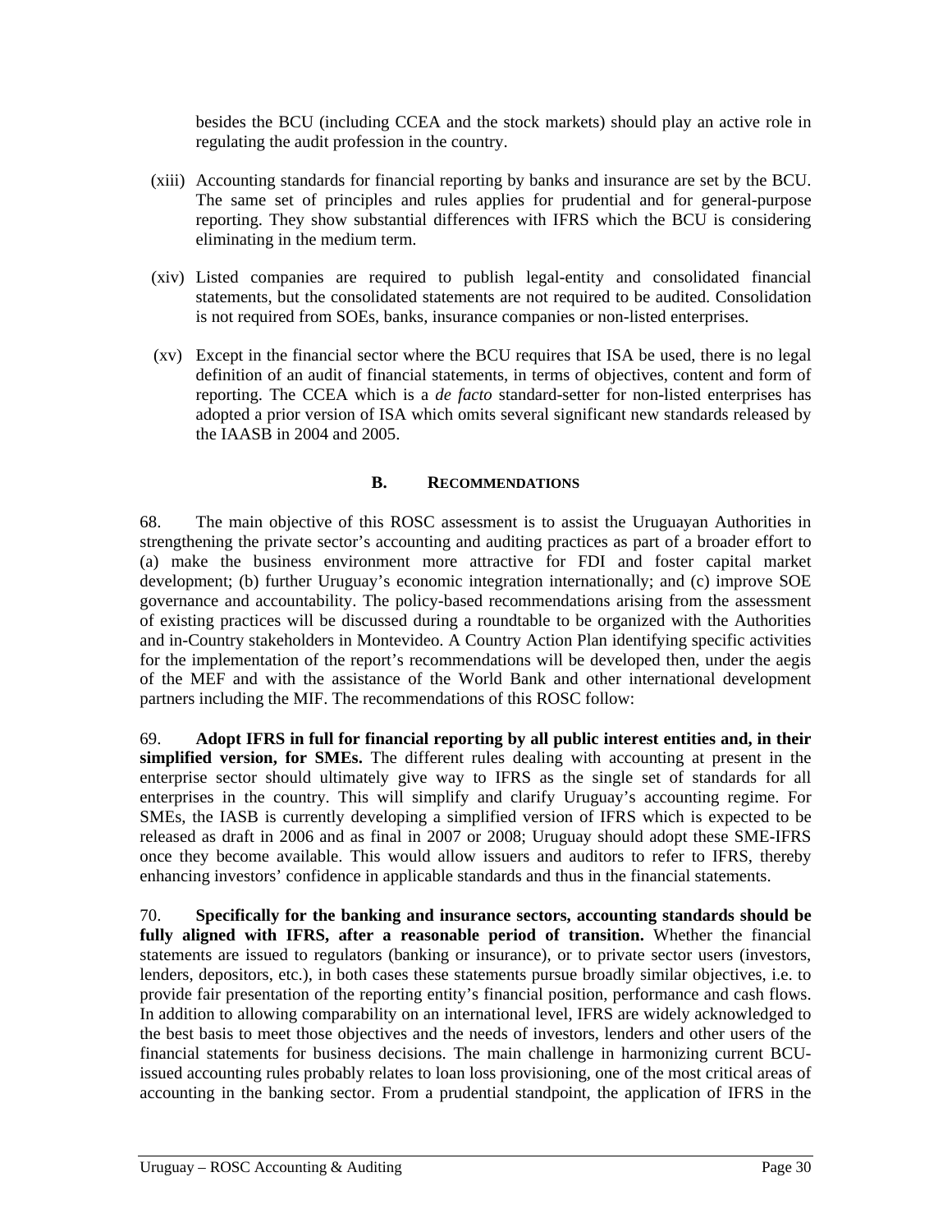besides the BCU (including CCEA and the stock markets) should play an active role in regulating the audit profession in the country.

(xiii) Accounting standards for financial reporting by banks and insurance are set by the BCU. The same set of principles and rules applies for prudential and for general-purpose reporting. They show substantial differences with IFRS which the BCU is considering eliminating in the medium term.

(xiv) Listed companies are required to publish legal-entity and consolidated financial statements, but the consolidated statements are not required to be audited. Consolidation is not required from SOEs, banks, insurance companies or non-listed enterprises.

(xv) Except in the financial sector where the BCU requires that ISA be used, there is no legal definition of an audit of financial statements, in terms of objectives, content and form of reporting. The CCEA which is a *de facto* standard-setter for non-listed enterprises has adopted a prior version of ISA which omits several significant new standards released by the IAASB in 2004 and 2005.

## B. RECOMMENDATIONS

68. The main objective of this ROSC assessment is to assist the Uruguayan Authorities in strengthening the private sector's accounting and auditing practices as part of a broader effort to (a) make the business environment more attractive for FDI and foster capital market development; (b) further Uruguay's economic integration internationally; and (c) improve SOE governance and accountability. The policy-based recommendations arising from the assessment of existing practices will be discussed during a roundtable to be organized with the Authorities and in-Country stakeholders in Montevideo. A Country Action Plan identifying specific activities for the implementation of the report's recommendations will be developed then, under the aegis of the MEF and with the assistance of the World Bank and other international development partners including the MIF. The recommendations of this ROSC follow:

69. **Adopt IFRS in full for financial reporting by all public interest entities and, in their simplified version, for SMEs.** The different rules dealing with accounting at present in the enterprise sector should ultimately give way to IFRS as the single set of standards for all enterprises in the country. This will simplify and clarify Uruguay's accounting regime. For SMEs, the IASB is currently developing a simplified version of IFRS which is expected to be released as draft in 2006 and as final in 2007 or 2008; Uruguay should adopt these SME-IFRS once they become available. This would allow issuers and auditors to refer to IFRS, thereby enhancing investors' confidence in applicable standards and thus in the financial statements.

70. **Specifically for the banking and insurance sectors, accounting standards should be fully aligned with IFRS, after a reasonable period of transition.** Whether the financial statements are issued to regulators (banking or insurance), or to private sector users (investors, lenders, depositors, etc.), in both cases these statements pursue broadly similar objectives, i.e. to provide fair presentation of the reporting entity's financial position, performance and cash flows. In addition to allowing comparability on an international level, IFRS are widely acknowledged to the best basis to meet those objectives and the needs of investors, lenders and other users of the financial statements for business decisions. The main challenge in harmonizing current BCU-issued accounting rules probably relates to loan loss provisioning, one of the most critical areas of accounting in the banking sector. From a prudential standpoint, the application of IFRS in the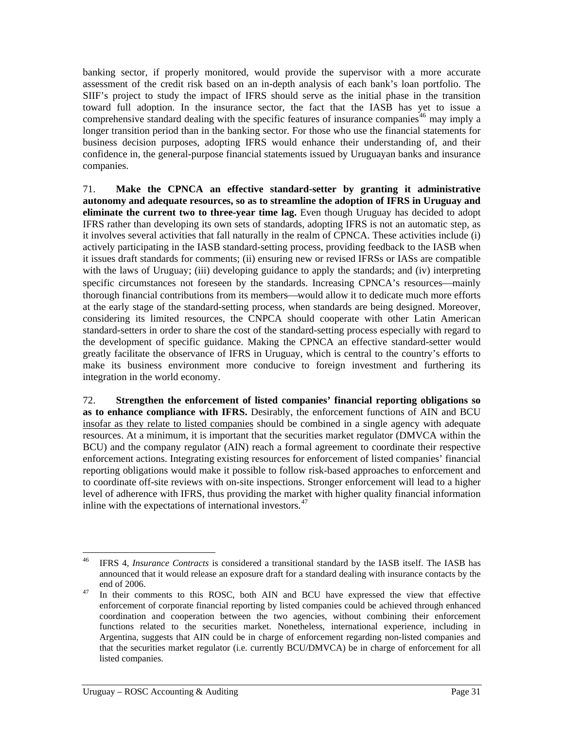banking sector, if properly monitored, would provide the supervisor with a more accurate assessment of the credit risk based on an in-depth analysis of each bank's loan portfolio. The SIIF's project to study the impact of IFRS should serve as the initial phase in the transition toward full adoption. In the insurance sector, the fact that the IASB has yet to issue a comprehensive standard dealing with the specific features of insurance companies[46] may imply a longer transition period than in the banking sector. For those who use the financial statements for business decision purposes, adopting IFRS would enhance their understanding of, and their confidence in, the general-purpose financial statements issued by Uruguayan banks and insurance companies.

71. **Make the CPNCA an effective standard-setter by granting it administrative autonomy and adequate resources, so as to streamline the adoption of IFRS in Uruguay and eliminate the current two to three-year time lag.** Even though Uruguay has decided to adopt IFRS rather than developing its own sets of standards, adopting IFRS is not an automatic step, as it involves several activities that fall naturally in the realm of CPNCA. These activities include (i) actively participating in the IASB standard-setting process, providing feedback to the IASB when it issues draft standards for comments; (ii) ensuring new or revised IFRSs or IASs are compatible with the laws of Uruguay; (iii) developing guidance to apply the standards; and (iv) interpreting specific circumstances not foreseen by the standards. Increasing CPNCA's resources—mainly thorough financial contributions from its members—would allow it to dedicate much more efforts at the early stage of the standard-setting process, when standards are being designed. Moreover, considering its limited resources, the CNPCA should cooperate with other Latin American standard-setters in order to share the cost of the standard-setting process especially with regard to the development of specific guidance. Making the CPNCA an effective standard-setter would greatly facilitate the observance of IFRS in Uruguay, which is central to the country's efforts to make its business environment more conducive to foreign investment and furthering its integration in the world economy.

72. **Strengthen the enforcement of listed companies' financial reporting obligations so as to enhance compliance with IFRS.** Desirably, the enforcement functions of AIN and BCU <u>insofar as they relate to listed companies</u> should be combined in a single agency with adequate resources. At a minimum, it is important that the securities market regulator (DMVCA within the BCU) and the company regulator (AIN) reach a formal agreement to coordinate their respective enforcement actions. Integrating existing resources for enforcement of listed companies' financial reporting obligations would make it possible to follow risk-based approaches to enforcement and to coordinate off-site reviews with on-site inspections. Stronger enforcement will lead to a higher level of adherence with IFRS, thus providing the market with higher quality financial information inline with the expectations of international investors.[47]

---

[46] IFRS 4, *Insurance Contracts* is considered a transitional standard by the IASB itself. The IASB has announced that it would release an exposure draft for a standard dealing with insurance contacts by the end of 2006.

[47] In their comments to this ROSC, both AIN and BCU have expressed the view that effective enforcement of corporate financial reporting by listed companies could be achieved through enhanced coordination and cooperation between the two agencies, without combining their enforcement functions related to the securities market. Nonetheless, international experience, including in Argentina, suggests that AIN could be in charge of enforcement regarding non-listed companies and that the securities market regulator (i.e. currently BCU/DMVCA) be in charge of enforcement for all listed companies.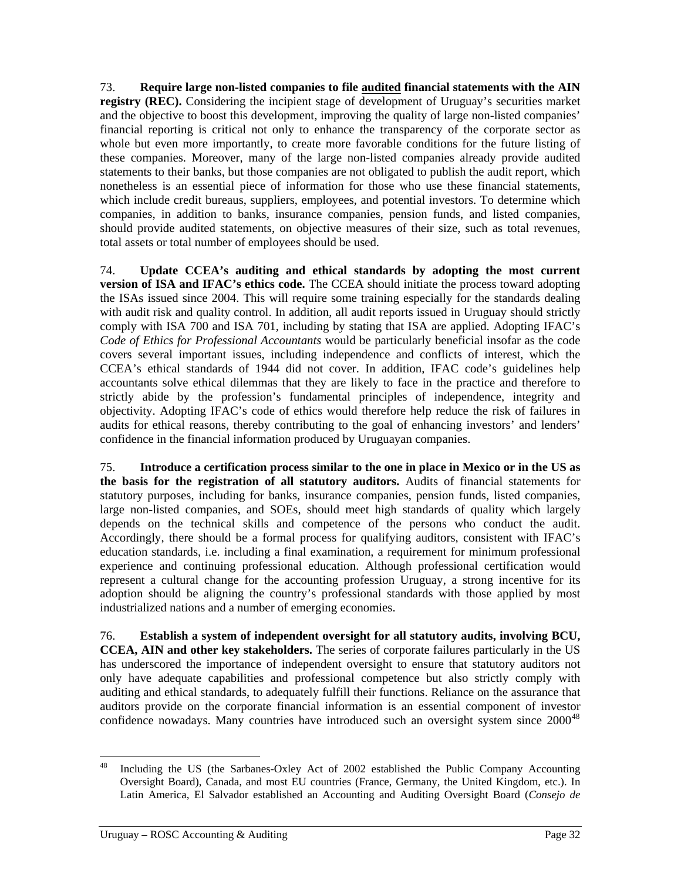73. **Require large non-listed companies to file <u>audited</u> financial statements with the AIN registry (REC).** Considering the incipient stage of development of Uruguay's securities market and the objective to boost this development, improving the quality of large non-listed companies' financial reporting is critical not only to enhance the transparency of the corporate sector as whole but even more importantly, to create more favorable conditions for the future listing of these companies. Moreover, many of the large non-listed companies already provide audited statements to their banks, but those companies are not obligated to publish the audit report, which nonetheless is an essential piece of information for those who use these financial statements, which include credit bureaus, suppliers, employees, and potential investors. To determine which companies, in addition to banks, insurance companies, pension funds, and listed companies, should provide audited statements, on objective measures of their size, such as total revenues, total assets or total number of employees should be used.

74. **Update CCEA's auditing and ethical standards by adopting the most current version of ISA and IFAC's ethics code.** The CCEA should initiate the process toward adopting the ISAs issued since 2004. This will require some training especially for the standards dealing with audit risk and quality control. In addition, all audit reports issued in Uruguay should strictly comply with ISA 700 and ISA 701, including by stating that ISA are applied. Adopting IFAC's *Code of Ethics for Professional Accountants* would be particularly beneficial insofar as the code covers several important issues, including independence and conflicts of interest, which the CCEA's ethical standards of 1944 did not cover. In addition, IFAC code's guidelines help accountants solve ethical dilemmas that they are likely to face in the practice and therefore to strictly abide by the profession's fundamental principles of independence, integrity and objectivity. Adopting IFAC's code of ethics would therefore help reduce the risk of failures in audits for ethical reasons, thereby contributing to the goal of enhancing investors' and lenders' confidence in the financial information produced by Uruguayan companies.

75. **Introduce a certification process similar to the one in place in Mexico or in the US as the basis for the registration of all statutory auditors.** Audits of financial statements for statutory purposes, including for banks, insurance companies, pension funds, listed companies, large non-listed companies, and SOEs, should meet high standards of quality which largely depends on the technical skills and competence of the persons who conduct the audit. Accordingly, there should be a formal process for qualifying auditors, consistent with IFAC's education standards, i.e. including a final examination, a requirement for minimum professional experience and continuing professional education. Although professional certification would represent a cultural change for the accounting profession Uruguay, a strong incentive for its adoption should be aligning the country's professional standards with those applied by most industrialized nations and a number of emerging economies.

76. **Establish a system of independent oversight for all statutory audits, involving BCU, CCEA, AIN and other key stakeholders.** The series of corporate failures particularly in the US has underscored the importance of independent oversight to ensure that statutory auditors not only have adequate capabilities and professional competence but also strictly comply with auditing and ethical standards, to adequately fulfill their functions. Reliance on the assurance that auditors provide on the corporate financial information is an essential component of investor confidence nowadays. Many countries have introduced such an oversight system since 2000[48]

[48] Including the US (the Sarbanes-Oxley Act of 2002 established the Public Company Accounting Oversight Board), Canada, and most EU countries (France, Germany, the United Kingdom, etc.). In Latin America, El Salvador established an Accounting and Auditing Oversight Board (*Consejo de*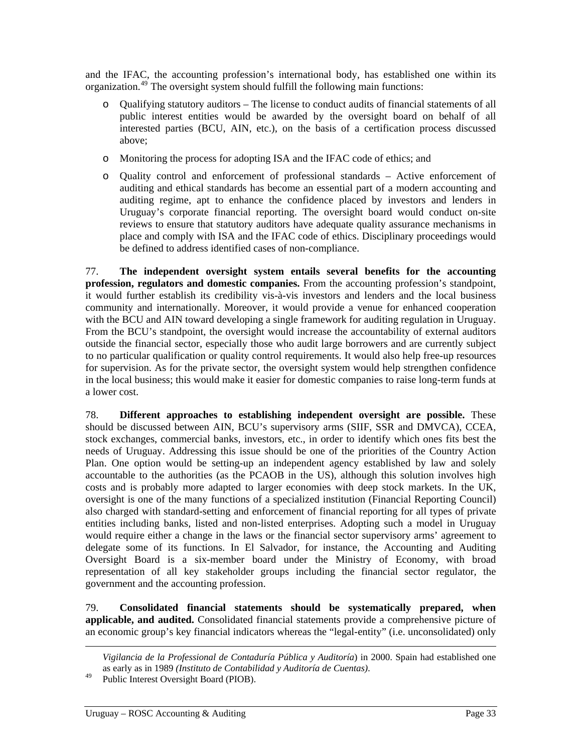and the IFAC, the accounting profession's international body, has established one within its organization.[49] The oversight system should fulfill the following main functions:

- Qualifying statutory auditors – The license to conduct audits of financial statements of all public interest entities would be awarded by the oversight board on behalf of all interested parties (BCU, AIN, etc.), on the basis of a certification process discussed above;
- Monitoring the process for adopting ISA and the IFAC code of ethics; and
- Quality control and enforcement of professional standards – Active enforcement of auditing and ethical standards has become an essential part of a modern accounting and auditing regime, apt to enhance the confidence placed by investors and lenders in Uruguay's corporate financial reporting. The oversight board would conduct on-site reviews to ensure that statutory auditors have adequate quality assurance mechanisms in place and comply with ISA and the IFAC code of ethics. Disciplinary proceedings would be defined to address identified cases of non-compliance.

77. **The independent oversight system entails several benefits for the accounting profession, regulators and domestic companies.** From the accounting profession's standpoint, it would further establish its credibility vis-à-vis investors and lenders and the local business community and internationally. Moreover, it would provide a venue for enhanced cooperation with the BCU and AIN toward developing a single framework for auditing regulation in Uruguay. From the BCU's standpoint, the oversight would increase the accountability of external auditors outside the financial sector, especially those who audit large borrowers and are currently subject to no particular qualification or quality control requirements. It would also help free-up resources for supervision. As for the private sector, the oversight system would help strengthen confidence in the local business; this would make it easier for domestic companies to raise long-term funds at a lower cost.

78. **Different approaches to establishing independent oversight are possible.** These should be discussed between AIN, BCU's supervisory arms (SIIF, SSR and DMVCA), CCEA, stock exchanges, commercial banks, investors, etc., in order to identify which ones fits best the needs of Uruguay. Addressing this issue should be one of the priorities of the Country Action Plan. One option would be setting-up an independent agency established by law and solely accountable to the authorities (as the PCAOB in the US), although this solution involves high costs and is probably more adapted to larger economies with deep stock markets. In the UK, oversight is one of the many functions of a specialized institution (Financial Reporting Council) also charged with standard-setting and enforcement of financial reporting for all types of private entities including banks, listed and non-listed enterprises. Adopting such a model in Uruguay would require either a change in the laws or the financial sector supervisory arms' agreement to delegate some of its functions. In El Salvador, for instance, the Accounting and Auditing Oversight Board is a six-member board under the Ministry of Economy, with broad representation of all key stakeholder groups including the financial sector regulator, the government and the accounting profession.

79. **Consolidated financial statements should be systematically prepared, when applicable, and audited.** Consolidated financial statements provide a comprehensive picture of an economic group's key financial indicators whereas the "legal-entity" (i.e. unconsolidated) only

---

*Vigilancia de la Professional de Contaduría Pública y Auditoría*) in 2000. Spain had established one as early as in 1989 *(Instituto de Contabilidad y Auditoría de Cuentas)*.

[49] Public Interest Oversight Board (PIOB).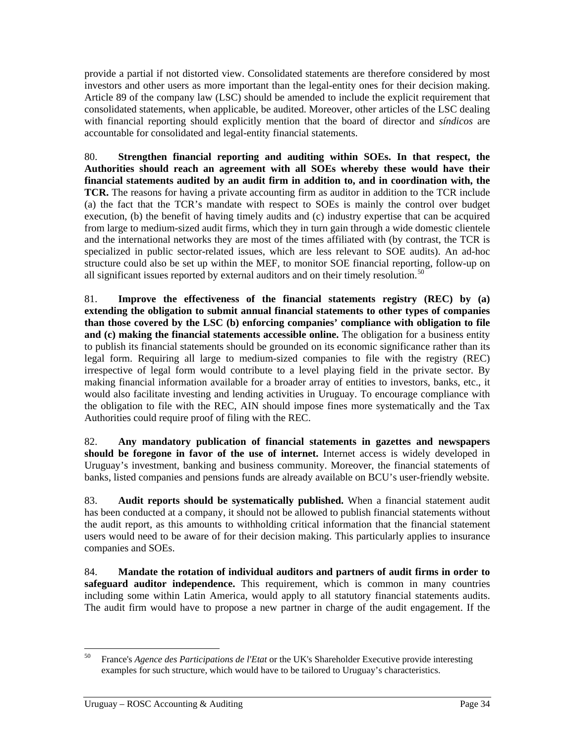provide a partial if not distorted view. Consolidated statements are therefore considered by most investors and other users as more important than the legal-entity ones for their decision making. Article 89 of the company law (LSC) should be amended to include the explicit requirement that consolidated statements, when applicable, be audited. Moreover, other articles of the LSC dealing with financial reporting should explicitly mention that the board of director and *síndicos* are accountable for consolidated and legal-entity financial statements.

80. **Strengthen financial reporting and auditing within SOEs. In that respect, the Authorities should reach an agreement with all SOEs whereby these would have their financial statements audited by an audit firm in addition to, and in coordination with, the TCR.** The reasons for having a private accounting firm as auditor in addition to the TCR include (a) the fact that the TCR's mandate with respect to SOEs is mainly the control over budget execution, (b) the benefit of having timely audits and (c) industry expertise that can be acquired from large to medium-sized audit firms, which they in turn gain through a wide domestic clientele and the international networks they are most of the times affiliated with (by contrast, the TCR is specialized in public sector-related issues, which are less relevant to SOE audits). An ad-hoc structure could also be set up within the MEF, to monitor SOE financial reporting, follow-up on all significant issues reported by external auditors and on their timely resolution.[50]

81. **Improve the effectiveness of the financial statements registry (REC) by (a) extending the obligation to submit annual financial statements to other types of companies than those covered by the LSC (b) enforcing companies' compliance with obligation to file and (c) making the financial statements accessible online.** The obligation for a business entity to publish its financial statements should be grounded on its economic significance rather than its legal form. Requiring all large to medium-sized companies to file with the registry (REC) irrespective of legal form would contribute to a level playing field in the private sector. By making financial information available for a broader array of entities to investors, banks, etc., it would also facilitate investing and lending activities in Uruguay. To encourage compliance with the obligation to file with the REC, AIN should impose fines more systematically and the Tax Authorities could require proof of filing with the REC.

82. **Any mandatory publication of financial statements in gazettes and newspapers should be foregone in favor of the use of internet.** Internet access is widely developed in Uruguay's investment, banking and business community. Moreover, the financial statements of banks, listed companies and pensions funds are already available on BCU's user-friendly website.

83. **Audit reports should be systematically published.** When a financial statement audit has been conducted at a company, it should not be allowed to publish financial statements without the audit report, as this amounts to withholding critical information that the financial statement users would need to be aware of for their decision making. This particularly applies to insurance companies and SOEs.

84. **Mandate the rotation of individual auditors and partners of audit firms in order to safeguard auditor independence.** This requirement, which is common in many countries including some within Latin America, would apply to all statutory financial statements audits. The audit firm would have to propose a new partner in charge of the audit engagement. If the

[50] France's *Agence des Participations de l'Etat* or the UK's Shareholder Executive provide interesting examples for such structure, which would have to be tailored to Uruguay's characteristics.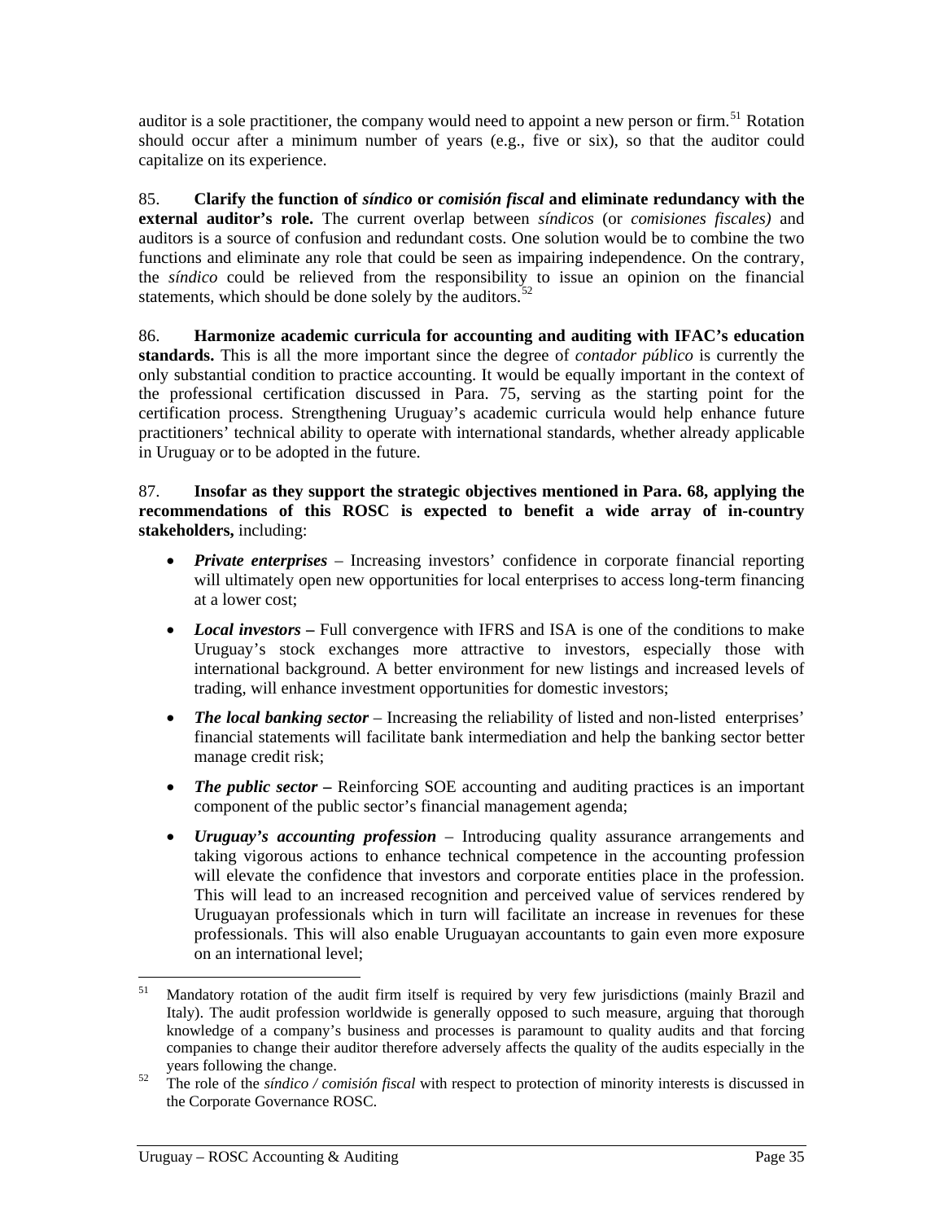auditor is a sole practitioner, the company would need to appoint a new person or firm.[51] Rotation should occur after a minimum number of years (e.g., five or six), so that the auditor could capitalize on its experience.

85. **Clarify the function of *síndico* or *comisión fiscal* and eliminate redundancy with the external auditor's role.** The current overlap between *síndicos* (or *comisiones fiscales)* and auditors is a source of confusion and redundant costs. One solution would be to combine the two functions and eliminate any role that could be seen as impairing independence. On the contrary, the *síndico* could be relieved from the responsibility to issue an opinion on the financial statements, which should be done solely by the auditors.[52]

86. **Harmonize academic curricula for accounting and auditing with IFAC's education standards.** This is all the more important since the degree of *contador público* is currently the only substantial condition to practice accounting. It would be equally important in the context of the professional certification discussed in Para. 75, serving as the starting point for the certification process. Strengthening Uruguay's academic curricula would help enhance future practitioners' technical ability to operate with international standards, whether already applicable in Uruguay or to be adopted in the future.

87. **Insofar as they support the strategic objectives mentioned in Para. 68, applying the recommendations of this ROSC is expected to benefit a wide array of in-country stakeholders,** including:

- ***Private enterprises*** – Increasing investors' confidence in corporate financial reporting will ultimately open new opportunities for local enterprises to access long-term financing at a lower cost;
- ***Local investors*** **–** Full convergence with IFRS and ISA is one of the conditions to make Uruguay's stock exchanges more attractive to investors, especially those with international background. A better environment for new listings and increased levels of trading, will enhance investment opportunities for domestic investors;
- ***The local banking sector*** – Increasing the reliability of listed and non-listed enterprises' financial statements will facilitate bank intermediation and help the banking sector better manage credit risk;
- ***The public sector*** **–** Reinforcing SOE accounting and auditing practices is an important component of the public sector's financial management agenda;
- ***Uruguay's accounting profession*** – Introducing quality assurance arrangements and taking vigorous actions to enhance technical competence in the accounting profession will elevate the confidence that investors and corporate entities place in the profession. This will lead to an increased recognition and perceived value of services rendered by Uruguayan professionals which in turn will facilitate an increase in revenues for these professionals. This will also enable Uruguayan accountants to gain even more exposure on an international level;

---

[51] Mandatory rotation of the audit firm itself is required by very few jurisdictions (mainly Brazil and Italy). The audit profession worldwide is generally opposed to such measure, arguing that thorough knowledge of a company's business and processes is paramount to quality audits and that forcing companies to change their auditor therefore adversely affects the quality of the audits especially in the years following the change.

[52] The role of the *síndico / comisión fiscal* with respect to protection of minority interests is discussed in the Corporate Governance ROSC.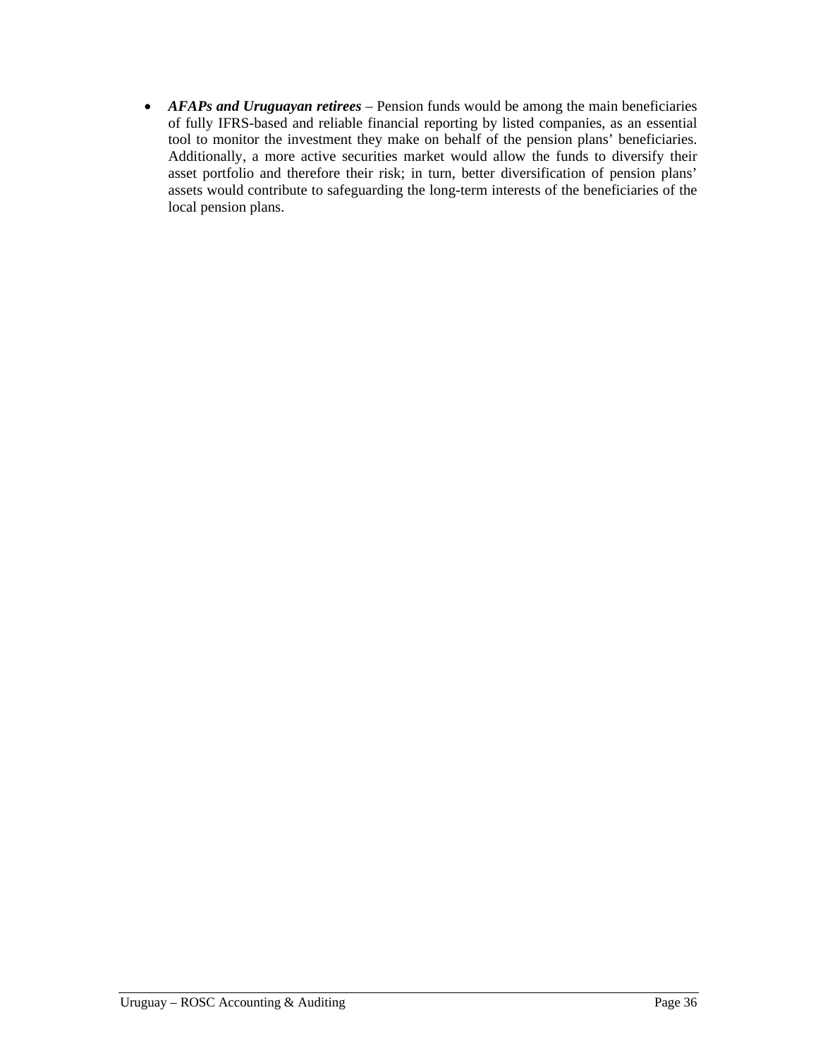- ***AFAPs and Uruguayan retirees*** – Pension funds would be among the main beneficiaries of fully IFRS-based and reliable financial reporting by listed companies, as an essential tool to monitor the investment they make on behalf of the pension plans' beneficiaries. Additionally, a more active securities market would allow the funds to diversify their asset portfolio and therefore their risk; in turn, better diversification of pension plans' assets would contribute to safeguarding the long-term interests of the beneficiaries of the local pension plans.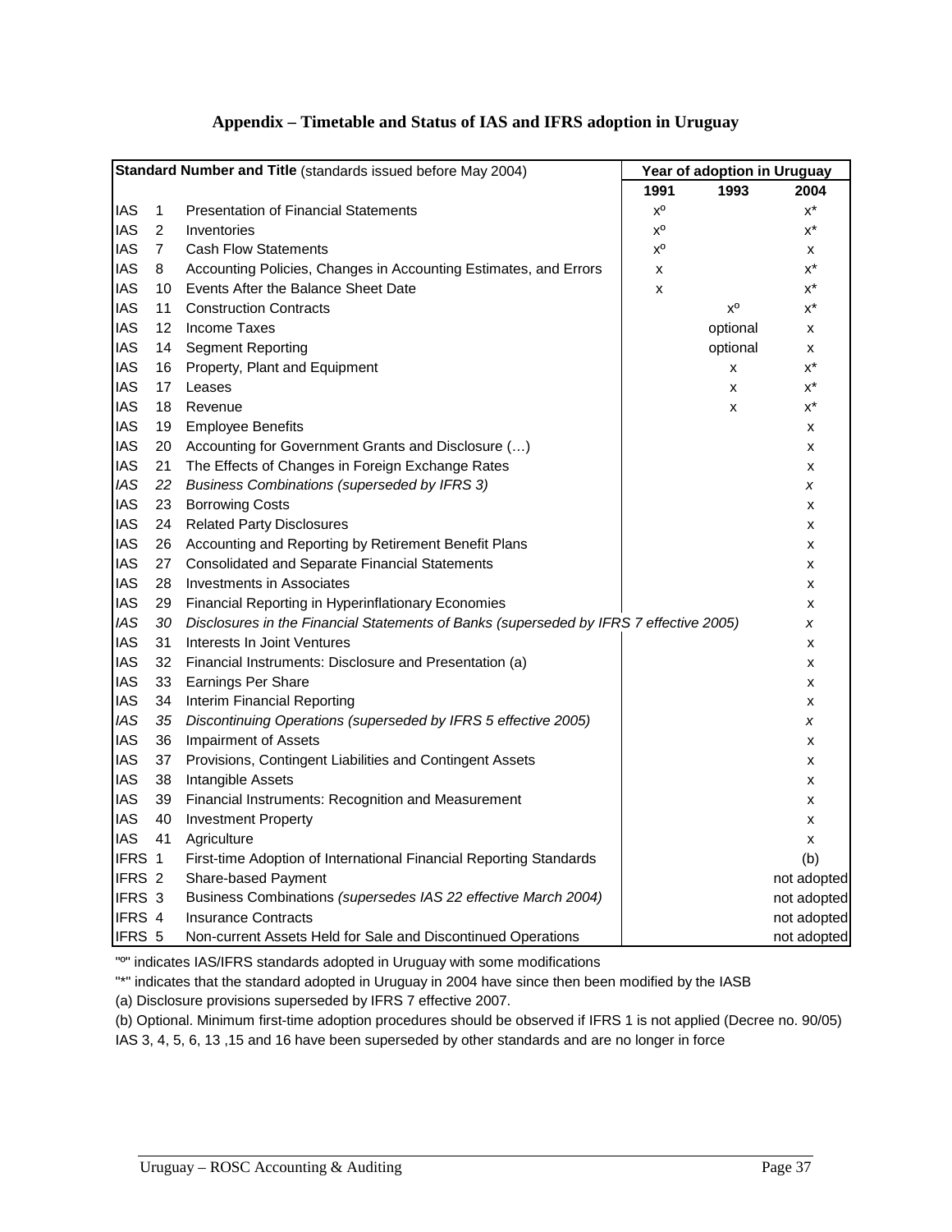## Appendix – Timetable and Status of IAS and IFRS adoption in Uruguay

| Standard Number and Title (standards issued before May 2004) | | | Year of adoption in Uruguay | | |
|---|---|---|---|---|---|
| | | | 1991 | 1993 | 2004 |
| IAS | 1 | Presentation of Financial Statements | x° | | x* |
| IAS | 2 | Inventories | x° | | x* |
| IAS | 7 | Cash Flow Statements | x° | | x |
| IAS | 8 | Accounting Policies, Changes in Accounting Estimates, and Errors | x | | x* |
| IAS | 10 | Events After the Balance Sheet Date | x | | x* |
| IAS | 11 | Construction Contracts | | x° | x* |
| IAS | 12 | Income Taxes | | optional | x |
| IAS | 14 | Segment Reporting | | optional | x |
| IAS | 16 | Property, Plant and Equipment | | x | x* |
| IAS | 17 | Leases | | x | x* |
| IAS | 18 | Revenue | | x | x* |
| IAS | 19 | Employee Benefits | | | x |
| IAS | 20 | Accounting for Government Grants and Disclosure (…) | | | x |
| IAS | 21 | The Effects of Changes in Foreign Exchange Rates | | | x |
| *IAS* | *22* | *Business Combinations (superseded by IFRS 3)* | | | *x* |
| IAS | 23 | Borrowing Costs | | | x |
| IAS | 24 | Related Party Disclosures | | | x |
| IAS | 26 | Accounting and Reporting by Retirement Benefit Plans | | | x |
| IAS | 27 | Consolidated and Separate Financial Statements | | | x |
| IAS | 28 | Investments in Associates | | | x |
| IAS | 29 | Financial Reporting in Hyperinflationary Economies | | | x |
| *IAS* | *30* | *Disclosures in the Financial Statements of Banks (superseded by IFRS 7 effective 2005)* | | | *x* |
| IAS | 31 | Interests In Joint Ventures | | | x |
| IAS | 32 | Financial Instruments: Disclosure and Presentation (a) | | | x |
| IAS | 33 | Earnings Per Share | | | x |
| IAS | 34 | Interim Financial Reporting | | | x |
| *IAS* | *35* | *Discontinuing Operations (superseded by IFRS 5 effective 2005)* | | | *x* |
| IAS | 36 | Impairment of Assets | | | x |
| IAS | 37 | Provisions, Contingent Liabilities and Contingent Assets | | | x |
| IAS | 38 | Intangible Assets | | | x |
| IAS | 39 | Financial Instruments: Recognition and Measurement | | | x |
| IAS | 40 | Investment Property | | | x |
| IAS | 41 | Agriculture | | | x |
| IFRS | 1 | First-time Adoption of International Financial Reporting Standards | | | (b) |
| IFRS | 2 | Share-based Payment | | | not adopted |
| IFRS | 3 | Business Combinations *(supersedes IAS 22 effective March 2004)* | | | not adopted |
| IFRS | 4 | Insurance Contracts | | | not adopted |
| IFRS | 5 | Non-current Assets Held for Sale and Discontinued Operations | | | not adopted |

"°" indicates IAS/IFRS standards adopted in Uruguay with some modifications

"*" indicates that the standard adopted in Uruguay in 2004 have since then been modified by the IASB

(a) Disclosure provisions superseded by IFRS 7 effective 2007.

(b) Optional. Minimum first-time adoption procedures should be observed if IFRS 1 is not applied (Decree no. 90/05)

IAS 3, 4, 5, 6, 13 ,15 and 16 have been superseded by other standards and are no longer in force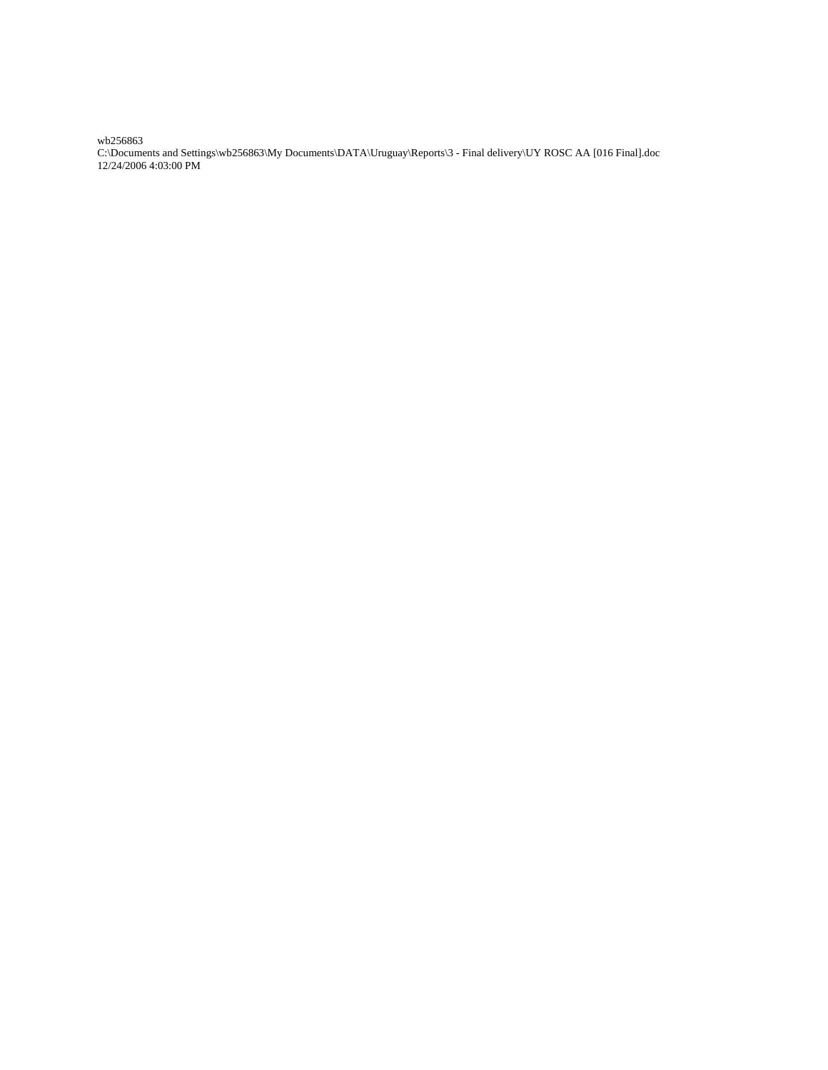wb256863
C:\Documents and Settings\wb256863\My Documents\DATA\Uruguay\Reports\3 - Final delivery\UY ROSC AA [016 Final].doc
12/24/2006 4:03:00 PM